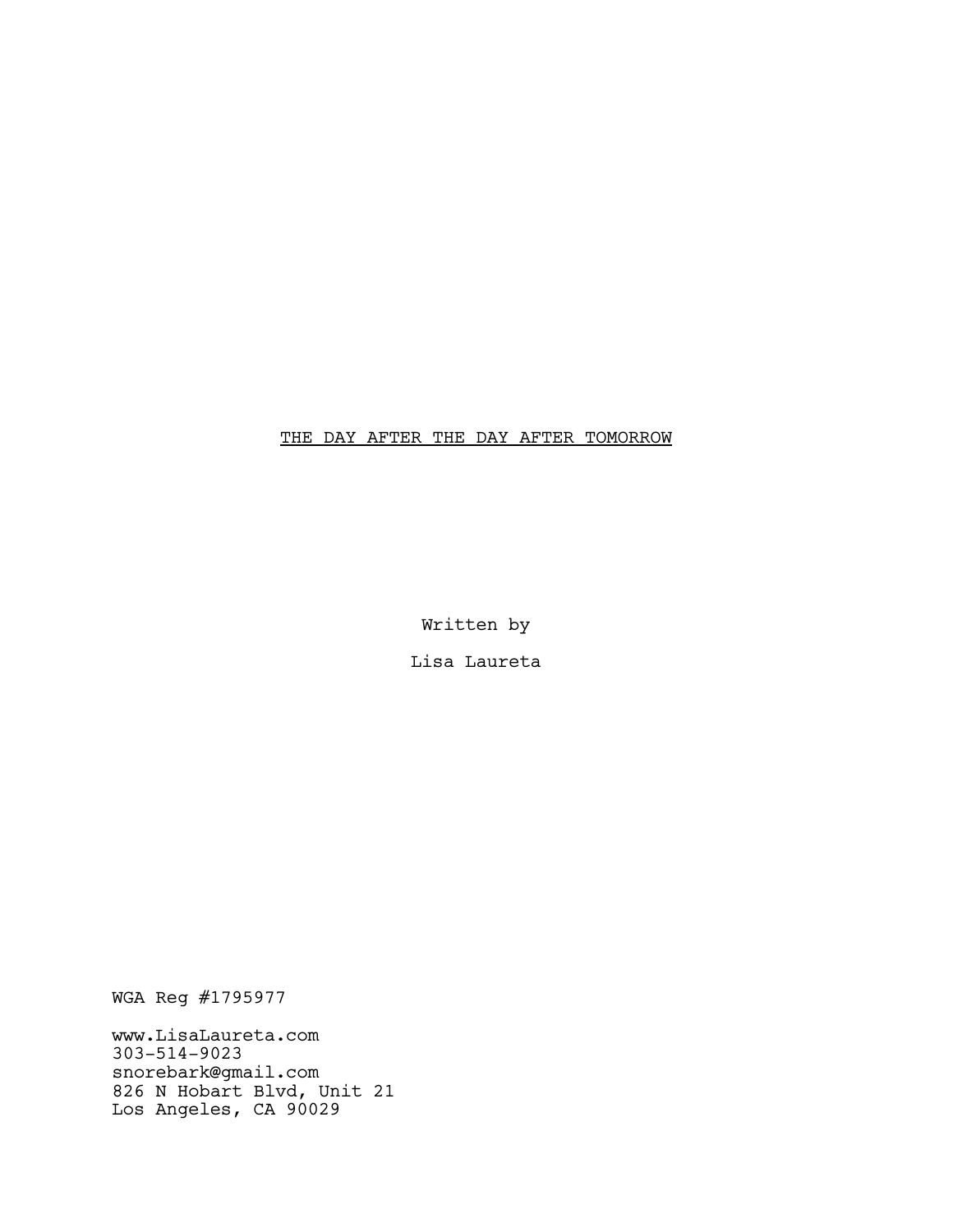THE DAY AFTER THE DAY AFTER TOMORROW

Written by

Lisa Laureta

WGA Reg #1795977

www.LisaLaureta.com
303-514-9023
snorebark@gmail.com
826 N Hobart Blvd, Unit 21
Los Angeles, CA 90029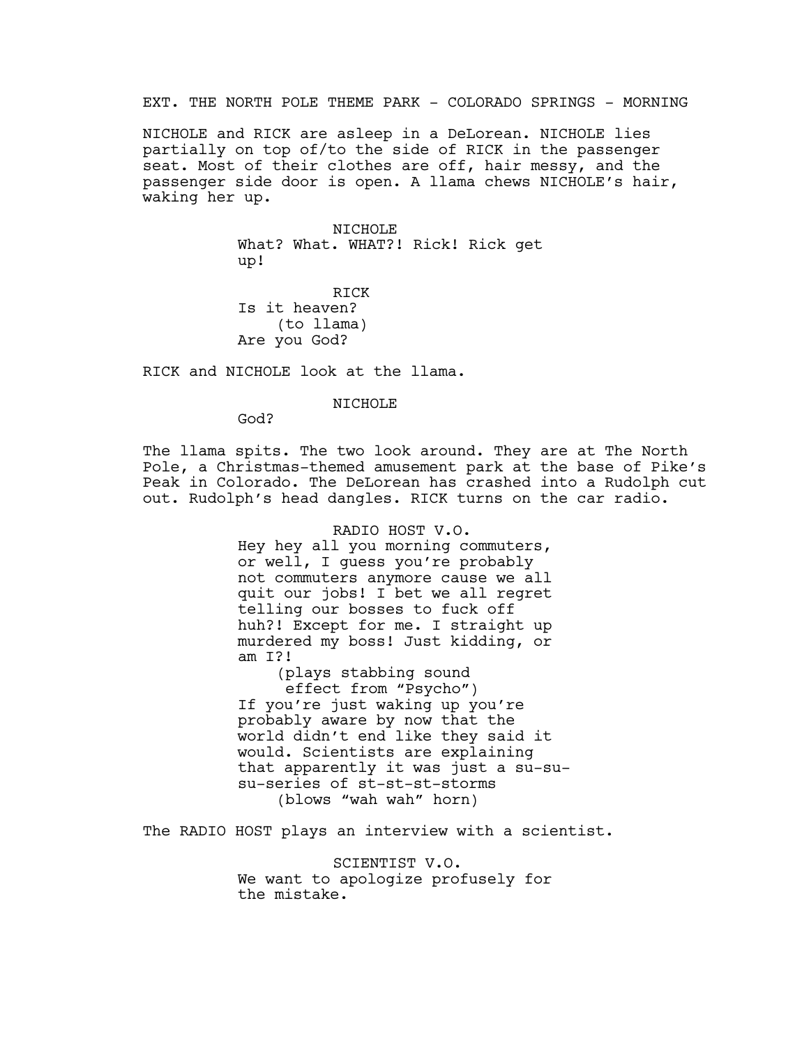EXT. THE NORTH POLE THEME PARK - COLORADO SPRINGS - MORNING

NICHOLE and RICK are asleep in a DeLorean. NICHOLE lies partially on top of/to the side of RICK in the passenger seat. Most of their clothes are off, hair messy, and the passenger side door is open. A llama chews NICHOLE's hair, waking her up.

NICHOLE

What? What. WHAT?! Rick! Rick get up!

RICK

Is it heaven?

(to llama)

Are you God?

RICK and NICHOLE look at the llama.

NICHOLE

God?

The llama spits. The two look around. They are at The North Pole, a Christmas-themed amusement park at the base of Pike's Peak in Colorado. The DeLorean has crashed into a Rudolph cut out. Rudolph's head dangles. RICK turns on the car radio.

RADIO HOST V.O.

Hey hey all you morning commuters, or well, I guess you're probably not commuters anymore cause we all quit our jobs! I bet we all regret telling our bosses to fuck off huh?! Except for me. I straight up murdered my boss! Just kidding, or am I?!

(plays stabbing sound effect from "Psycho")

If you're just waking up you're probably aware by now that the world didn't end like they said it would. Scientists are explaining that apparently it was just a su-su-su-series of st-st-st-storms

(blows "wah wah" horn)

The RADIO HOST plays an interview with a scientist.

SCIENTIST V.O.

We want to apologize profusely for the mistake.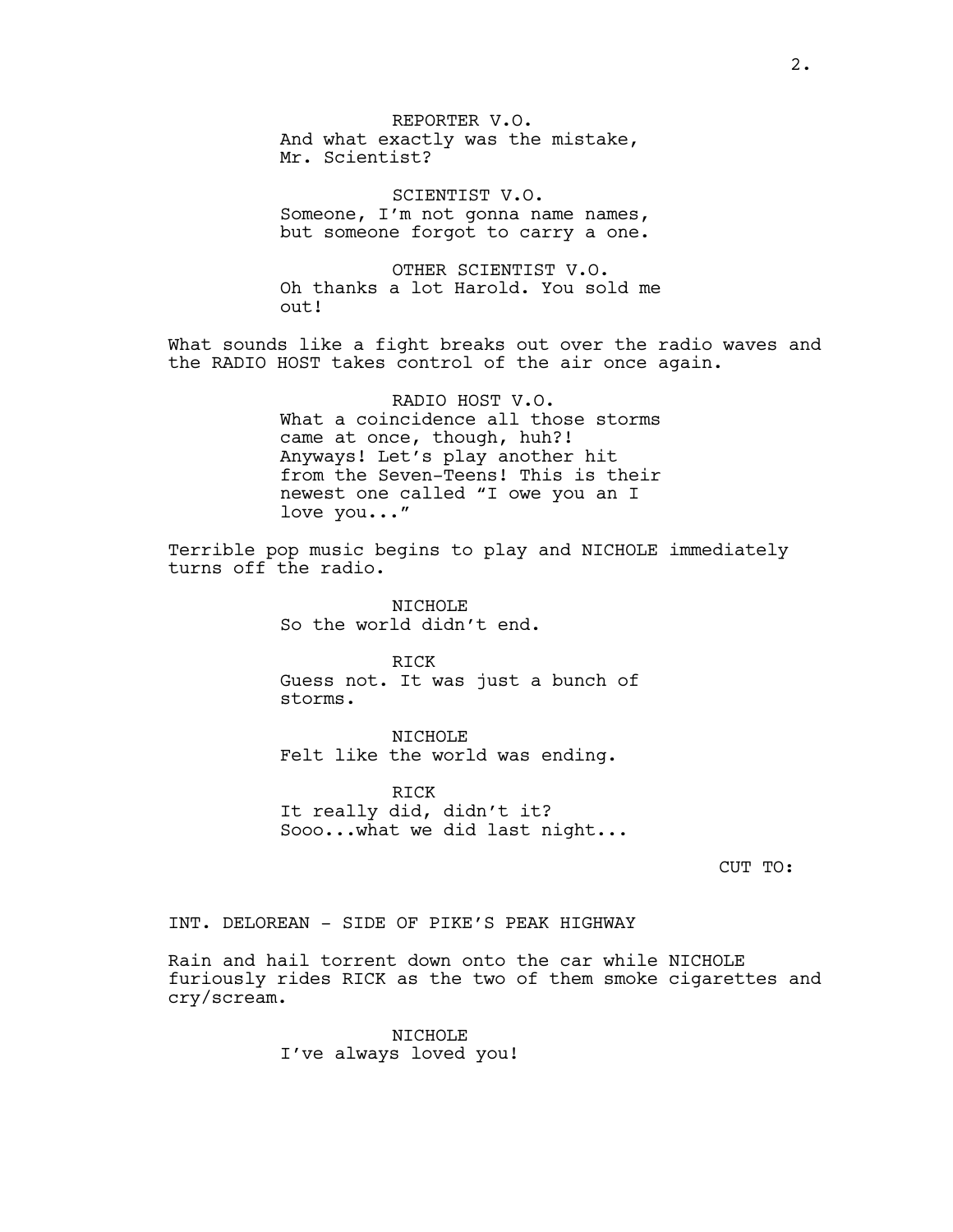REPORTER V.O.
And what exactly was the mistake, Mr. Scientist?

SCIENTIST V.O.
Someone, I'm not gonna name names, but someone forgot to carry a one.

OTHER SCIENTIST V.O.
Oh thanks a lot Harold. You sold me out!

What sounds like a fight breaks out over the radio waves and the RADIO HOST takes control of the air once again.

RADIO HOST V.O.
What a coincidence all those storms came at once, though, huh?! Anyways! Let's play another hit from the Seven-Teens! This is their newest one called "I owe you an I love you..."

Terrible pop music begins to play and NICHOLE immediately turns off the radio.

NICHOLE
So the world didn't end.

RICK
Guess not. It was just a bunch of storms.

NICHOLE
Felt like the world was ending.

RICK
It really did, didn't it?
Sooo...what we did last night...

CUT TO:

INT. DELOREAN - SIDE OF PIKE'S PEAK HIGHWAY

Rain and hail torrent down onto the car while NICHOLE furiously rides RICK as the two of them smoke cigarettes and cry/scream.

NICHOLE
I've always loved you!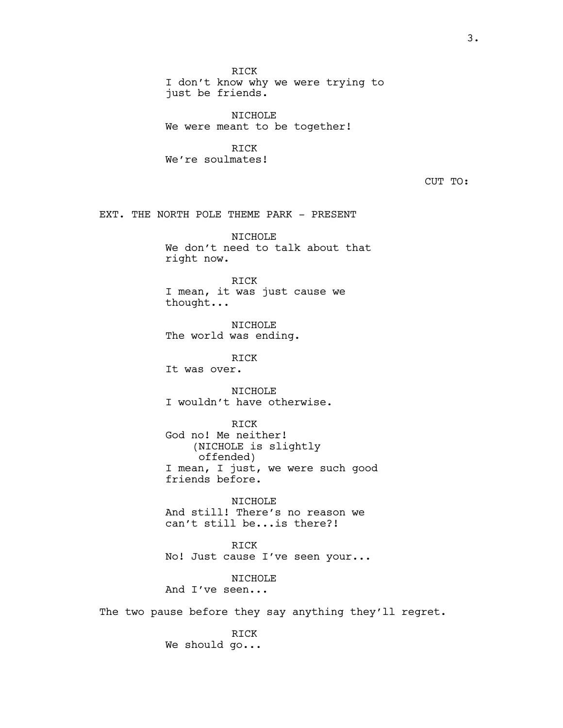RICK
I don't know why we were trying to just be friends.

NICHOLE
We were meant to be together!

RICK
We're soulmates!

CUT TO:

EXT. THE NORTH POLE THEME PARK - PRESENT

NICHOLE
We don't need to talk about that right now.

RICK
I mean, it was just cause we thought...

NICHOLE
The world was ending.

RICK
It was over.

NICHOLE
I wouldn't have otherwise.

RICK
God no! Me neither!
(NICHOLE is slightly offended)
I mean, I just, we were such good friends before.

NICHOLE
And still! There's no reason we can't still be...is there?!

RICK
No! Just cause I've seen your...

NICHOLE
And I've seen...

The two pause before they say anything they'll regret.

RICK
We should go...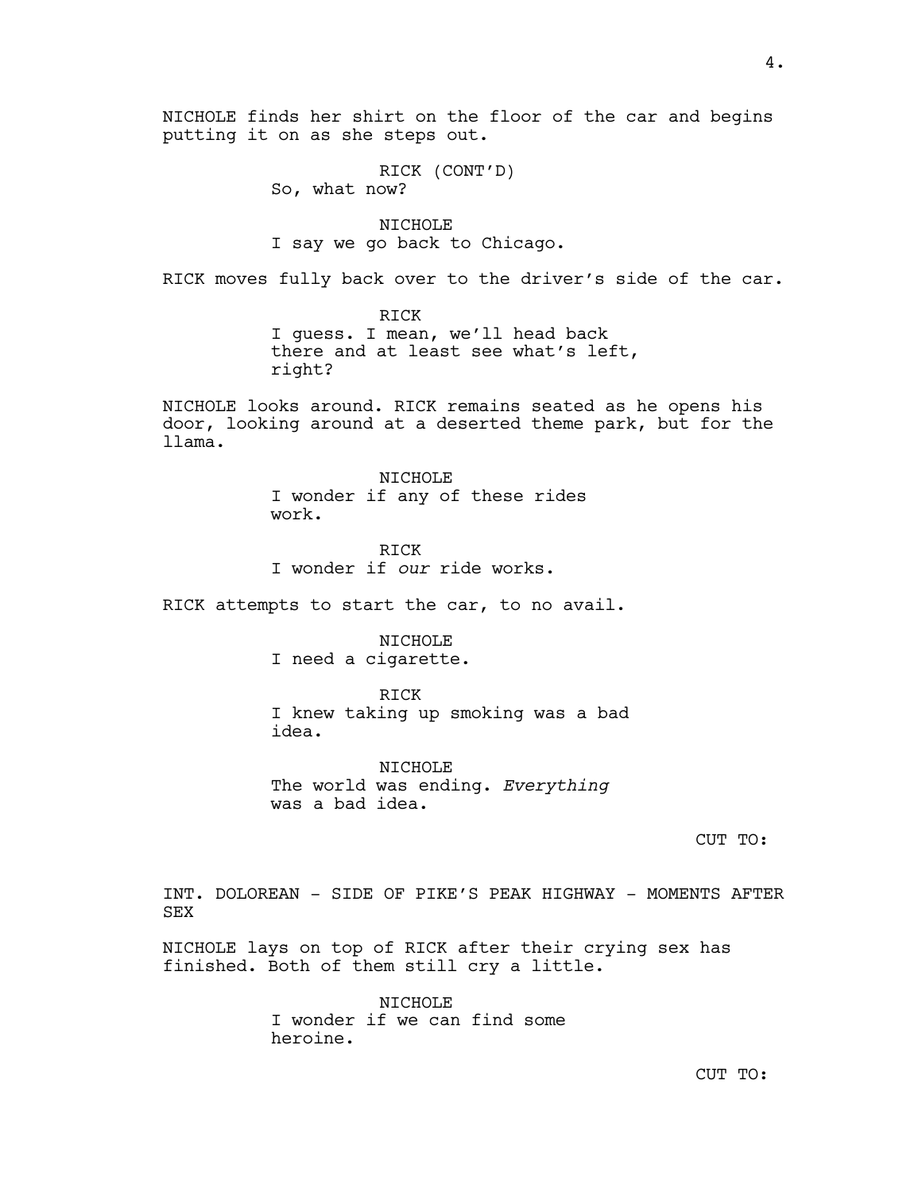NICHOLE finds her shirt on the floor of the car and begins putting it on as she steps out.

RICK (CONT'D)
So, what now?

NICHOLE
I say we go back to Chicago.

RICK moves fully back over to the driver's side of the car.

RICK
I guess. I mean, we'll head back there and at least see what's left, right?

NICHOLE looks around. RICK remains seated as he opens his door, looking around at a deserted theme park, but for the llama.

NICHOLE
I wonder if any of these rides work.

RICK
I wonder if *our* ride works.

RICK attempts to start the car, to no avail.

NICHOLE
I need a cigarette.

RICK
I knew taking up smoking was a bad idea.

NICHOLE
The world was ending. *Everything* was a bad idea.

CUT TO:

INT. DOLOREAN - SIDE OF PIKE'S PEAK HIGHWAY - MOMENTS AFTER SEX

NICHOLE lays on top of RICK after their crying sex has finished. Both of them still cry a little.

NICHOLE
I wonder if we can find some heroine.

CUT TO: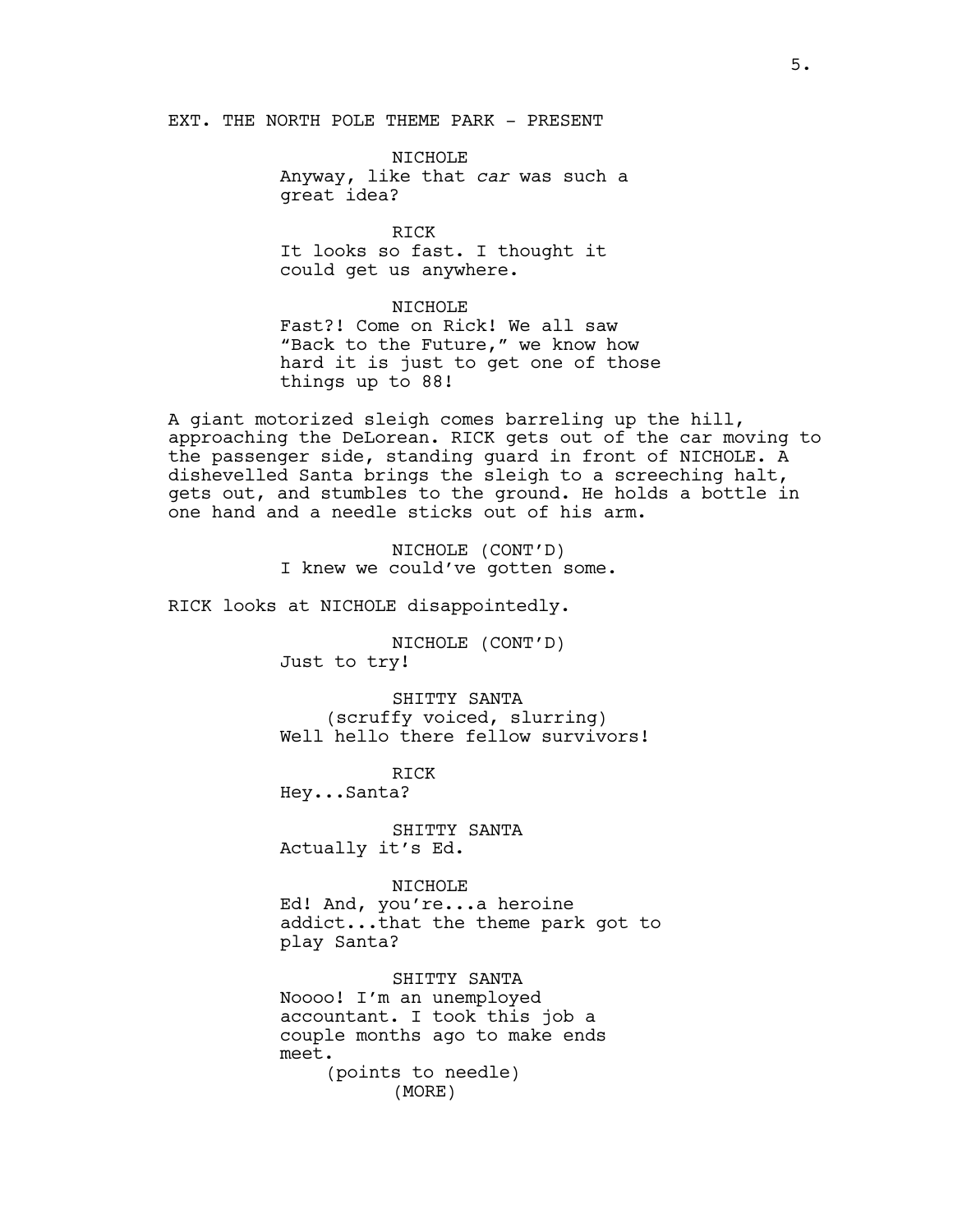EXT. THE NORTH POLE THEME PARK - PRESENT

NICHOLE
Anyway, like that *car* was such a great idea?

RICK
It looks so fast. I thought it could get us anywhere.

NICHOLE
Fast?! Come on Rick! We all saw "Back to the Future," we know how hard it is just to get one of those things up to 88!

A giant motorized sleigh comes barreling up the hill, approaching the DeLorean. RICK gets out of the car moving to the passenger side, standing guard in front of NICHOLE. A dishevelled Santa brings the sleigh to a screeching halt, gets out, and stumbles to the ground. He holds a bottle in one hand and a needle sticks out of his arm.

NICHOLE (CONT'D)
I knew we could've gotten some.

RICK looks at NICHOLE disappointedly.

NICHOLE (CONT'D)
Just to try!

SHITTY SANTA
(scruffy voiced, slurring)
Well hello there fellow survivors!

RICK
Hey...Santa?

SHITTY SANTA
Actually it's Ed.

NICHOLE
Ed! And, you're...a heroine addict...that the theme park got to play Santa?

SHITTY SANTA
Noooo! I'm an unemployed accountant. I took this job a couple months ago to make ends meet.
(points to needle)
(MORE)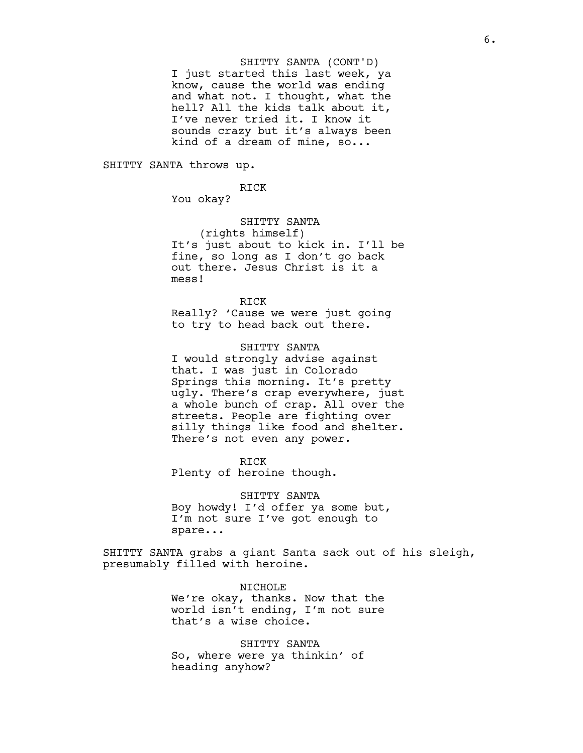SHITTY SANTA (CONT'D)
I just started this last week, ya know, cause the world was ending and what not. I thought, what the hell? All the kids talk about it, I've never tried it. I know it sounds crazy but it's always been kind of a dream of mine, so...

SHITTY SANTA throws up.

RICK
You okay?

SHITTY SANTA
(rights himself)
It's just about to kick in. I'll be fine, so long as I don't go back out there. Jesus Christ is it a mess!

RICK
Really? 'Cause we were just going to try to head back out there.

SHITTY SANTA
I would strongly advise against that. I was just in Colorado Springs this morning. It's pretty ugly. There's crap everywhere, just a whole bunch of crap. All over the streets. People are fighting over silly things like food and shelter. There's not even any power.

RICK
Plenty of heroine though.

SHITTY SANTA
Boy howdy! I'd offer ya some but, I'm not sure I've got enough to spare...

SHITTY SANTA grabs a giant Santa sack out of his sleigh, presumably filled with heroine.

NICHOLE
We're okay, thanks. Now that the world isn't ending, I'm not sure that's a wise choice.

SHITTY SANTA
So, where were ya thinkin' of heading anyhow?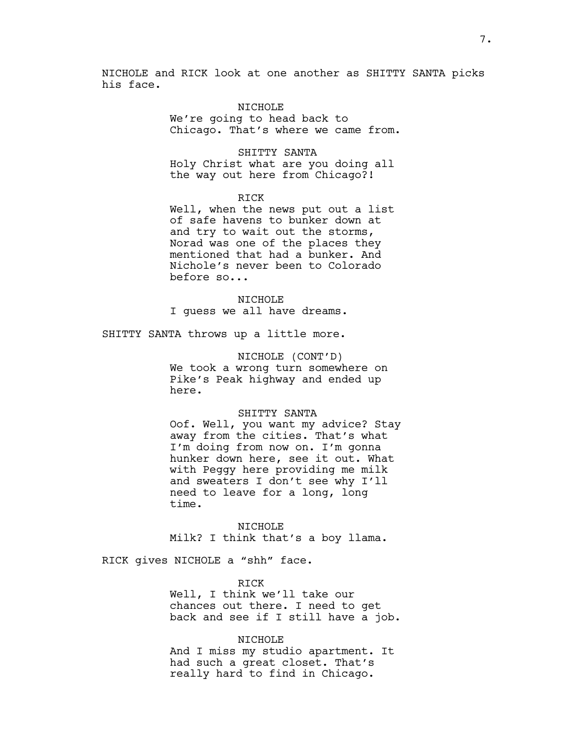NICHOLE and RICK look at one another as SHITTY SANTA picks his face.

NICHOLE
We're going to head back to Chicago. That's where we came from.

SHITTY SANTA
Holy Christ what are you doing all the way out here from Chicago?!

RICK
Well, when the news put out a list of safe havens to bunker down at and try to wait out the storms, Norad was one of the places they mentioned that had a bunker. And Nichole's never been to Colorado before so...

NICHOLE
I guess we all have dreams.

SHITTY SANTA throws up a little more.

NICHOLE (CONT'D)
We took a wrong turn somewhere on Pike's Peak highway and ended up here.

SHITTY SANTA
Oof. Well, you want my advice? Stay away from the cities. That's what I'm doing from now on. I'm gonna hunker down here, see it out. What with Peggy here providing me milk and sweaters I don't see why I'll need to leave for a long, long time.

NICHOLE
Milk? I think that's a boy llama.

RICK gives NICHOLE a "shh" face.

RICK
Well, I think we'll take our chances out there. I need to get back and see if I still have a job.

NICHOLE
And I miss my studio apartment. It had such a great closet. That's really hard to find in Chicago.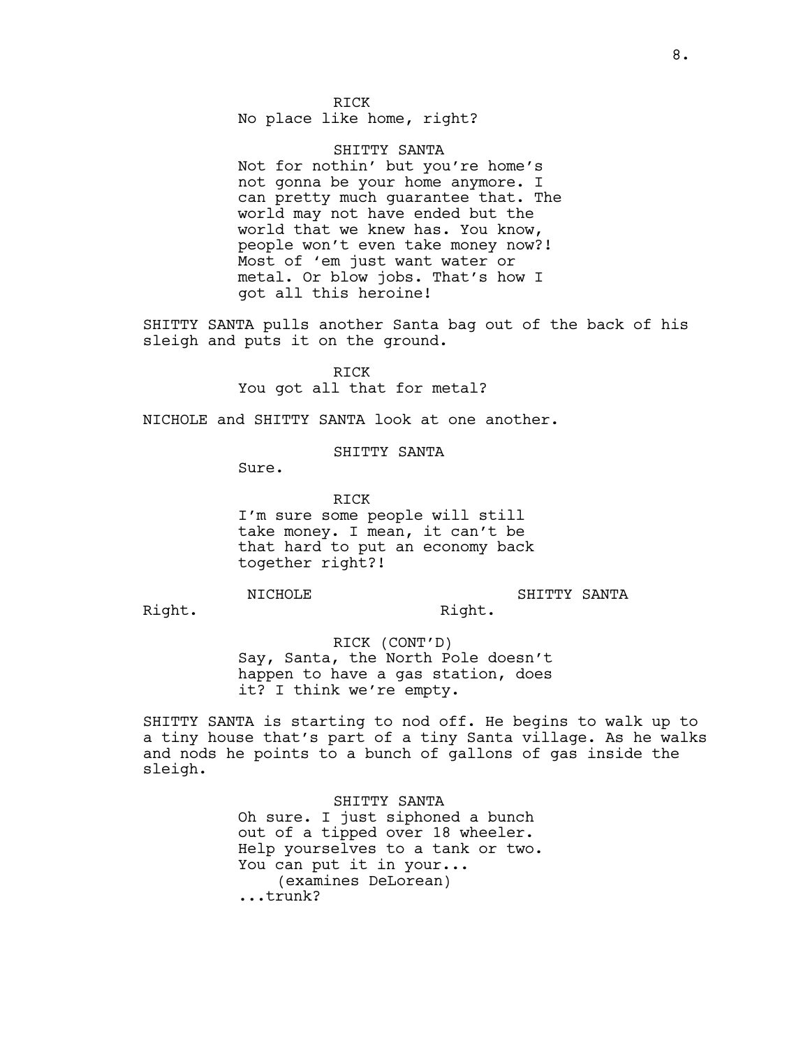RICK
No place like home, right?

SHITTY SANTA
Not for nothin' but you're home's not gonna be your home anymore. I can pretty much guarantee that. The world may not have ended but the world that we knew has. You know, people won't even take money now?! Most of 'em just want water or metal. Or blow jobs. That's how I got all this heroine!

SHITTY SANTA pulls another Santa bag out of the back of his sleigh and puts it on the ground.

RICK
You got all that for metal?

NICHOLE and SHITTY SANTA look at one another.

SHITTY SANTA
Sure.

RICK
I'm sure some people will still take money. I mean, it can't be that hard to put an economy back together right?!

NICHOLE
Right.

SHITTY SANTA
Right.

RICK (CONT'D)
Say, Santa, the North Pole doesn't happen to have a gas station, does it? I think we're empty.

SHITTY SANTA is starting to nod off. He begins to walk up to a tiny house that's part of a tiny Santa village. As he walks and nods he points to a bunch of gallons of gas inside the sleigh.

SHITTY SANTA
Oh sure. I just siphoned a bunch out of a tipped over 18 wheeler. Help yourselves to a tank or two. You can put it in your...
(examines DeLorean)
...trunk?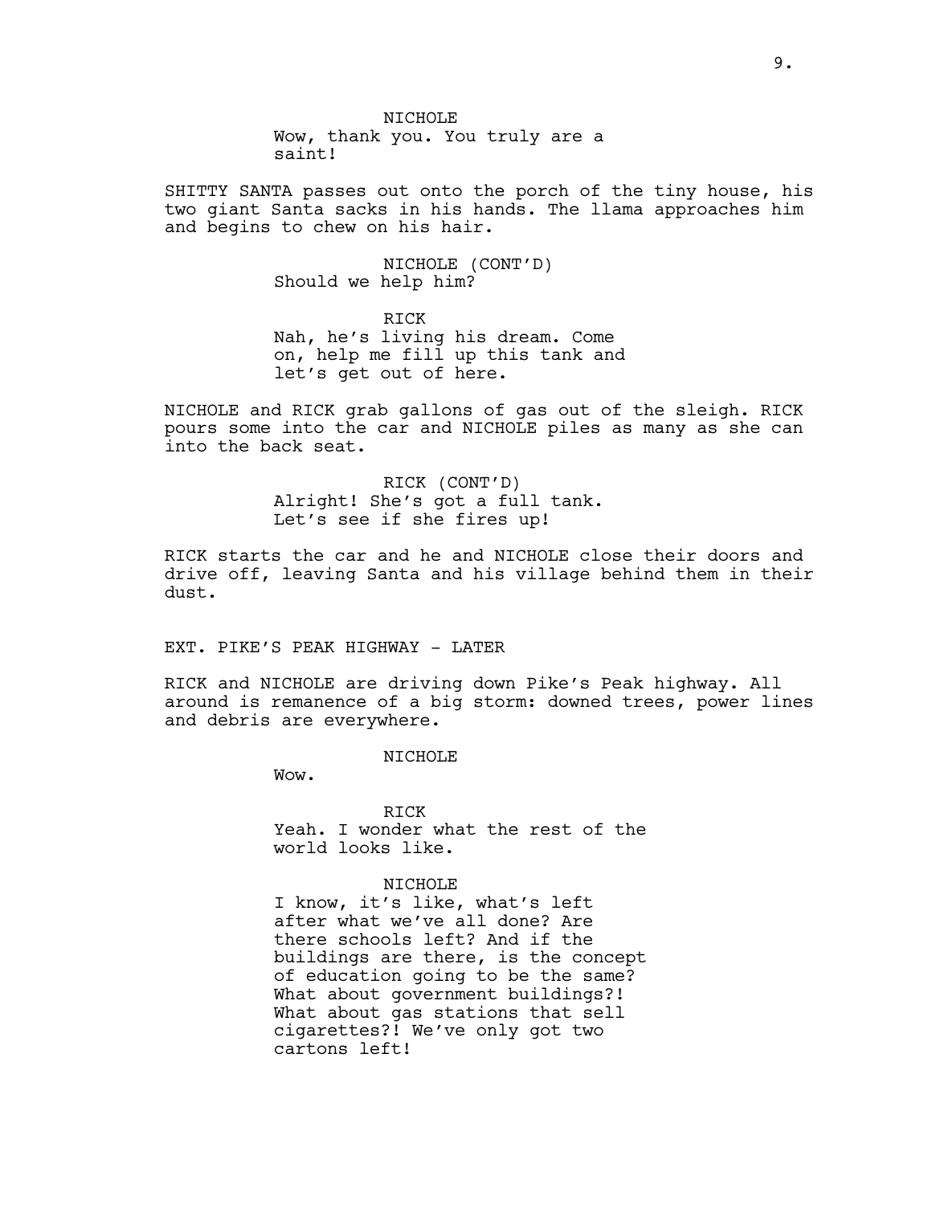NICHOLE
Wow, thank you. You truly are a saint!

SHITTY SANTA passes out onto the porch of the tiny house, his two giant Santa sacks in his hands. The llama approaches him and begins to chew on his hair.

NICHOLE (CONT'D)
Should we help him?

RICK
Nah, he's living his dream. Come on, help me fill up this tank and let's get out of here.

NICHOLE and RICK grab gallons of gas out of the sleigh. RICK pours some into the car and NICHOLE piles as many as she can into the back seat.

RICK (CONT'D)
Alright! She's got a full tank. Let's see if she fires up!

RICK starts the car and he and NICHOLE close their doors and drive off, leaving Santa and his village behind them in their dust.

EXT. PIKE'S PEAK HIGHWAY - LATER

RICK and NICHOLE are driving down Pike's Peak highway. All around is remanence of a big storm: downed trees, power lines and debris are everywhere.

NICHOLE
Wow.

RICK
Yeah. I wonder what the rest of the world looks like.

NICHOLE
I know, it's like, what's left after what we've all done? Are there schools left? And if the buildings are there, is the concept of education going to be the same? What about government buildings?! What about gas stations that sell cigarettes?! We've only got two cartons left!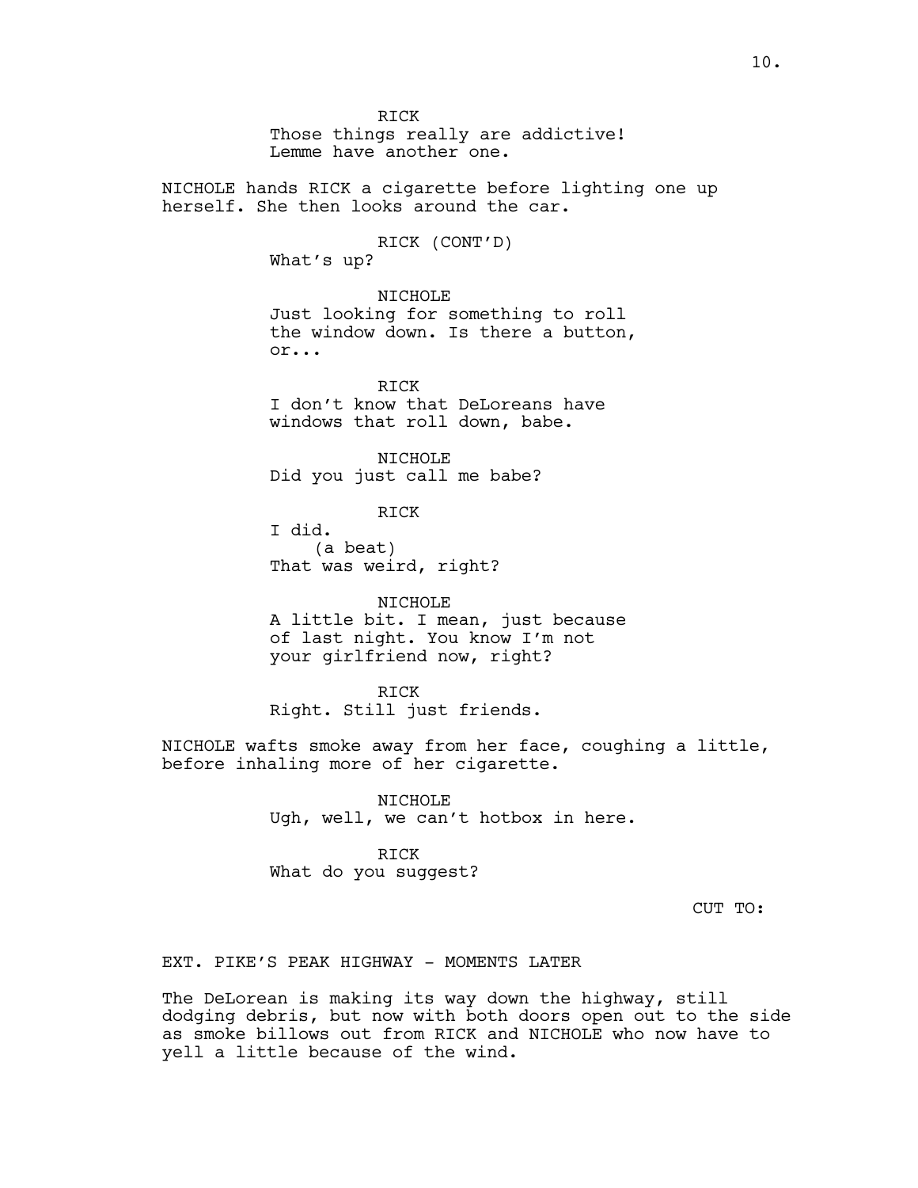RICK
Those things really are addictive!
Lemme have another one.

NICHOLE hands RICK a cigarette before lighting one up herself. She then looks around the car.

RICK (CONT'D)
What's up?

NICHOLE
Just looking for something to roll the window down. Is there a button, or...

RICK
I don't know that DeLoreans have windows that roll down, babe.

NICHOLE
Did you just call me babe?

RICK
I did.
(a beat)
That was weird, right?

NICHOLE
A little bit. I mean, just because of last night. You know I'm not your girlfriend now, right?

RICK
Right. Still just friends.

NICHOLE wafts smoke away from her face, coughing a little, before inhaling more of her cigarette.

NICHOLE
Ugh, well, we can't hotbox in here.

RICK
What do you suggest?

CUT TO:

EXT. PIKE'S PEAK HIGHWAY - MOMENTS LATER

The DeLorean is making its way down the highway, still dodging debris, but now with both doors open out to the side as smoke billows out from RICK and NICHOLE who now have to yell a little because of the wind.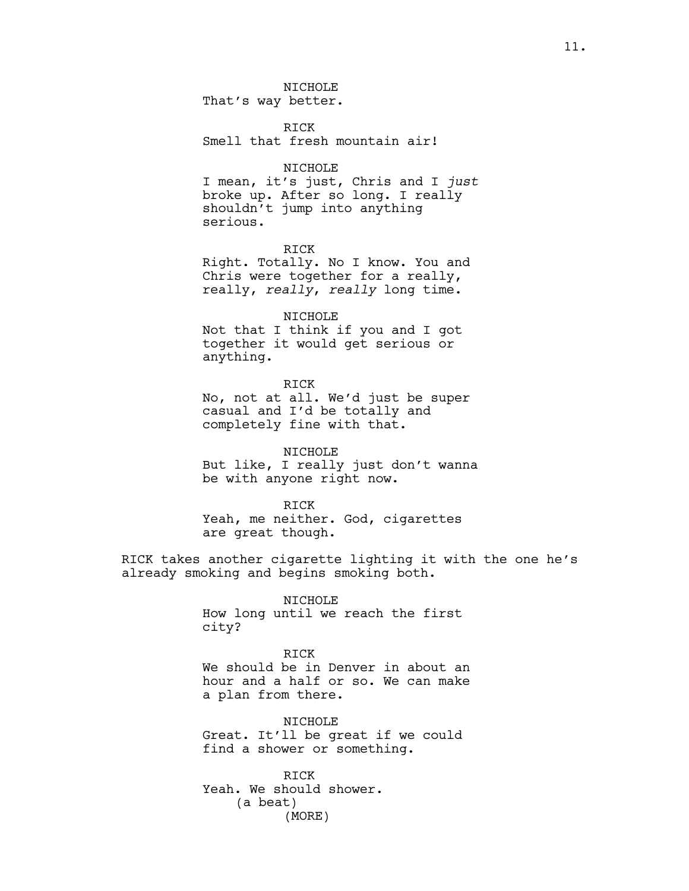NICHOLE
That's way better.

RICK
Smell that fresh mountain air!

NICHOLE
I mean, it's just, Chris and I *just* broke up. After so long. I really shouldn't jump into anything serious.

RICK
Right. Totally. No I know. You and Chris were together for a really, really, *really*, *really* long time.

NICHOLE
Not that I think if you and I got together it would get serious or anything.

RICK
No, not at all. We'd just be super casual and I'd be totally and completely fine with that.

NICHOLE
But like, I really just don't wanna be with anyone right now.

RICK
Yeah, me neither. God, cigarettes are great though.

RICK takes another cigarette lighting it with the one he's already smoking and begins smoking both.

NICHOLE
How long until we reach the first city?

RICK
We should be in Denver in about an hour and a half or so. We can make a plan from there.

NICHOLE
Great. It'll be great if we could find a shower or something.

RICK
Yeah. We should shower.
(a beat)
(MORE)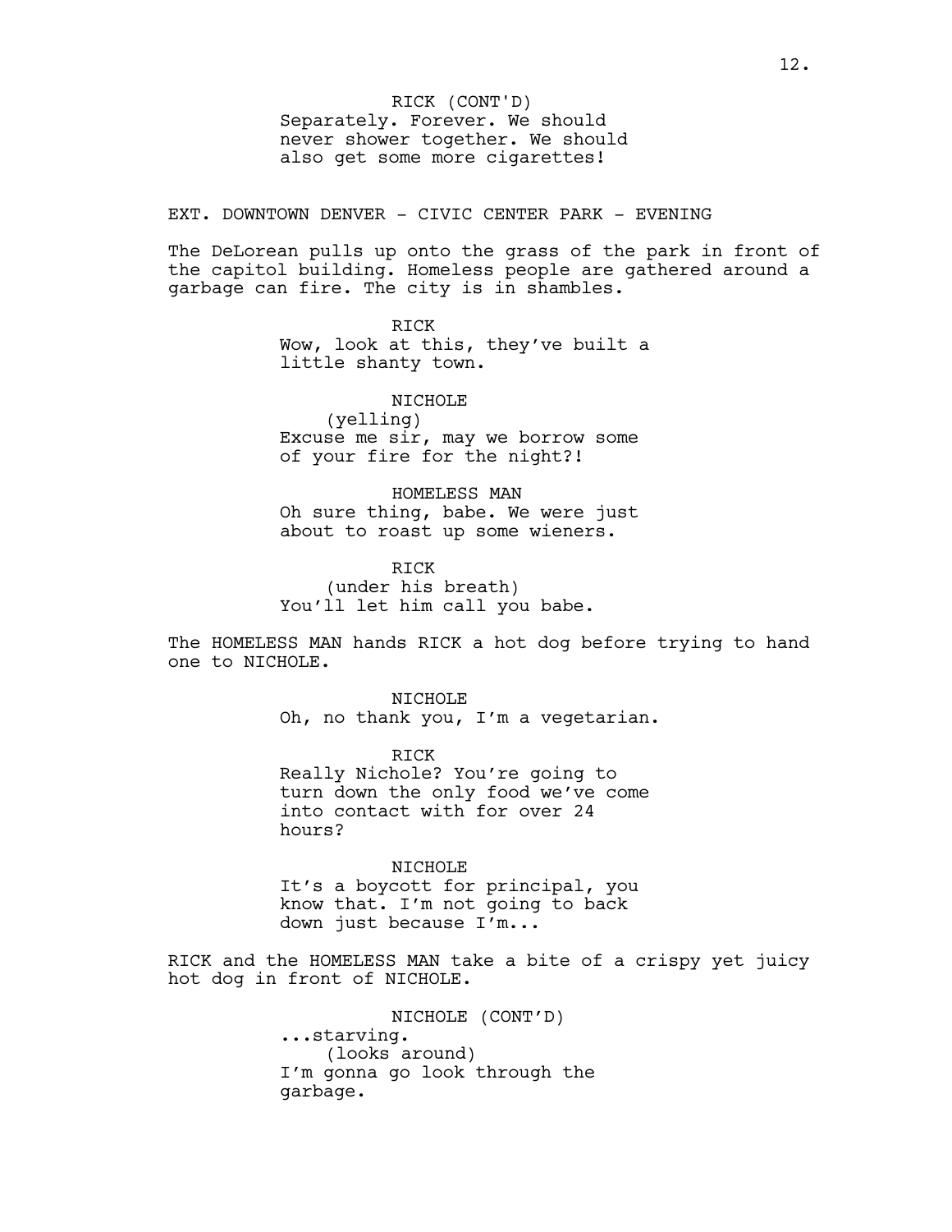RICK (CONT'D)
Separately. Forever. We should never shower together. We should also get some more cigarettes!

EXT. DOWNTOWN DENVER - CIVIC CENTER PARK - EVENING

The DeLorean pulls up onto the grass of the park in front of the capitol building. Homeless people are gathered around a garbage can fire. The city is in shambles.

RICK
Wow, look at this, they've built a little shanty town.

NICHOLE
(yelling)
Excuse me sir, may we borrow some of your fire for the night?!

HOMELESS MAN
Oh sure thing, babe. We were just about to roast up some wieners.

RICK
(under his breath)
You'll let him call you babe.

The HOMELESS MAN hands RICK a hot dog before trying to hand one to NICHOLE.

NICHOLE
Oh, no thank you, I'm a vegetarian.

RICK
Really Nichole? You're going to turn down the only food we've come into contact with for over 24 hours?

NICHOLE
It's a boycott for principal, you know that. I'm not going to back down just because I'm...

RICK and the HOMELESS MAN take a bite of a crispy yet juicy hot dog in front of NICHOLE.

NICHOLE (CONT'D)
...starving.
(looks around)
I'm gonna go look through the garbage.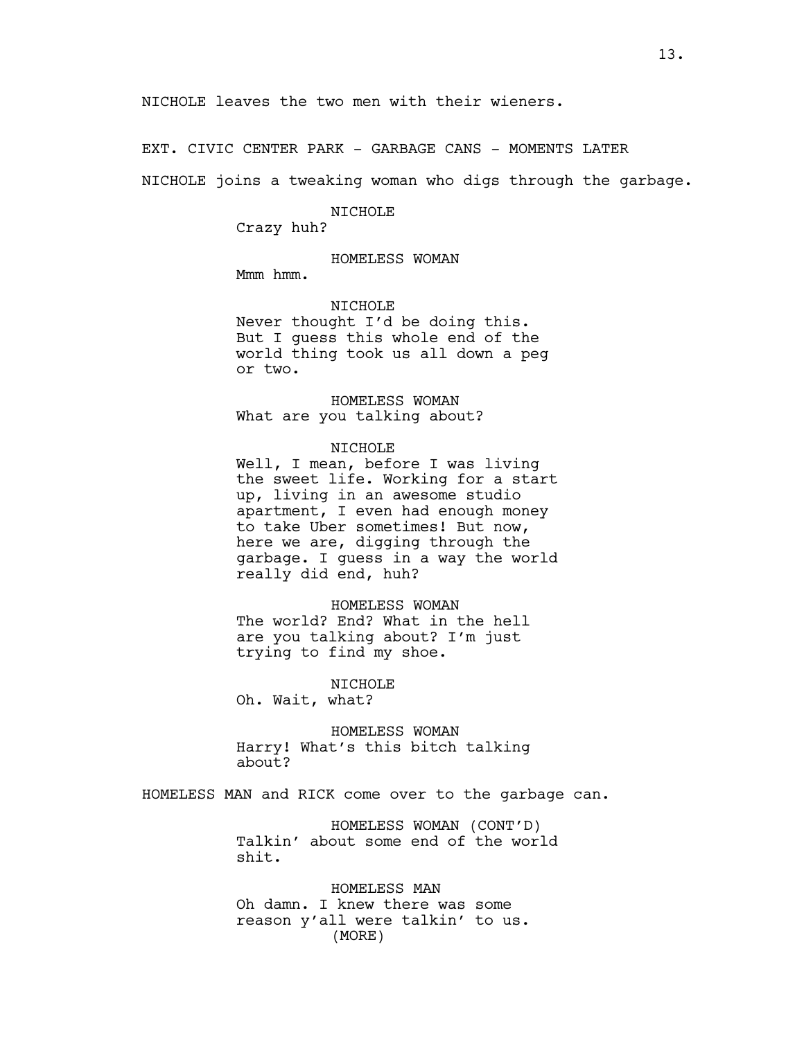NICHOLE leaves the two men with their wieners.

EXT. CIVIC CENTER PARK - GARBAGE CANS - MOMENTS LATER

NICHOLE joins a tweaking woman who digs through the garbage.

NICHOLE
Crazy huh?

HOMELESS WOMAN
Mmm hmm.

NICHOLE
Never thought I'd be doing this. But I guess this whole end of the world thing took us all down a peg or two.

HOMELESS WOMAN
What are you talking about?

NICHOLE
Well, I mean, before I was living the sweet life. Working for a start up, living in an awesome studio apartment, I even had enough money to take Uber sometimes! But now, here we are, digging through the garbage. I guess in a way the world really did end, huh?

HOMELESS WOMAN
The world? End? What in the hell are you talking about? I'm just trying to find my shoe.

NICHOLE
Oh. Wait, what?

HOMELESS WOMAN
Harry! What's this bitch talking about?

HOMELESS MAN and RICK come over to the garbage can.

HOMELESS WOMAN (CONT'D)
Talkin' about some end of the world shit.

HOMELESS MAN
Oh damn. I knew there was some reason y'all were talkin' to us.
(MORE)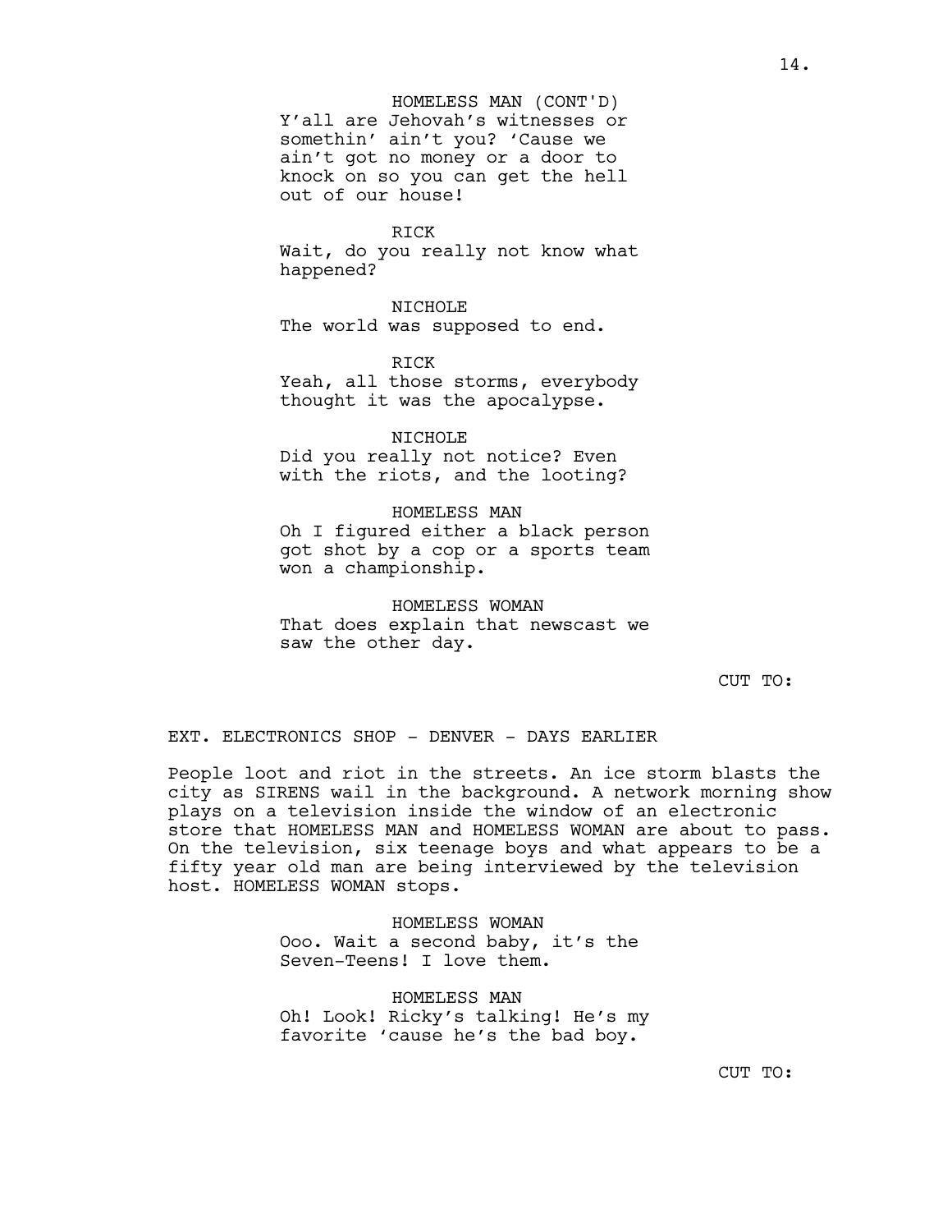HOMELESS MAN (CONT'D)
Y'all are Jehovah's witnesses or somethin' ain't you? 'Cause we ain't got no money or a door to knock on so you can get the hell out of our house!

RICK
Wait, do you really not know what happened?

NICHOLE
The world was supposed to end.

RICK
Yeah, all those storms, everybody thought it was the apocalypse.

NICHOLE
Did you really not notice? Even with the riots, and the looting?

HOMELESS MAN
Oh I figured either a black person got shot by a cop or a sports team won a championship.

HOMELESS WOMAN
That does explain that newscast we saw the other day.

CUT TO:

EXT. ELECTRONICS SHOP - DENVER - DAYS EARLIER

People loot and riot in the streets. An ice storm blasts the city as SIRENS wail in the background. A network morning show plays on a television inside the window of an electronic store that HOMELESS MAN and HOMELESS WOMAN are about to pass. On the television, six teenage boys and what appears to be a fifty year old man are being interviewed by the television host. HOMELESS WOMAN stops.

HOMELESS WOMAN
Ooo. Wait a second baby, it's the Seven-Teens! I love them.

HOMELESS MAN
Oh! Look! Ricky's talking! He's my favorite 'cause he's the bad boy.

CUT TO: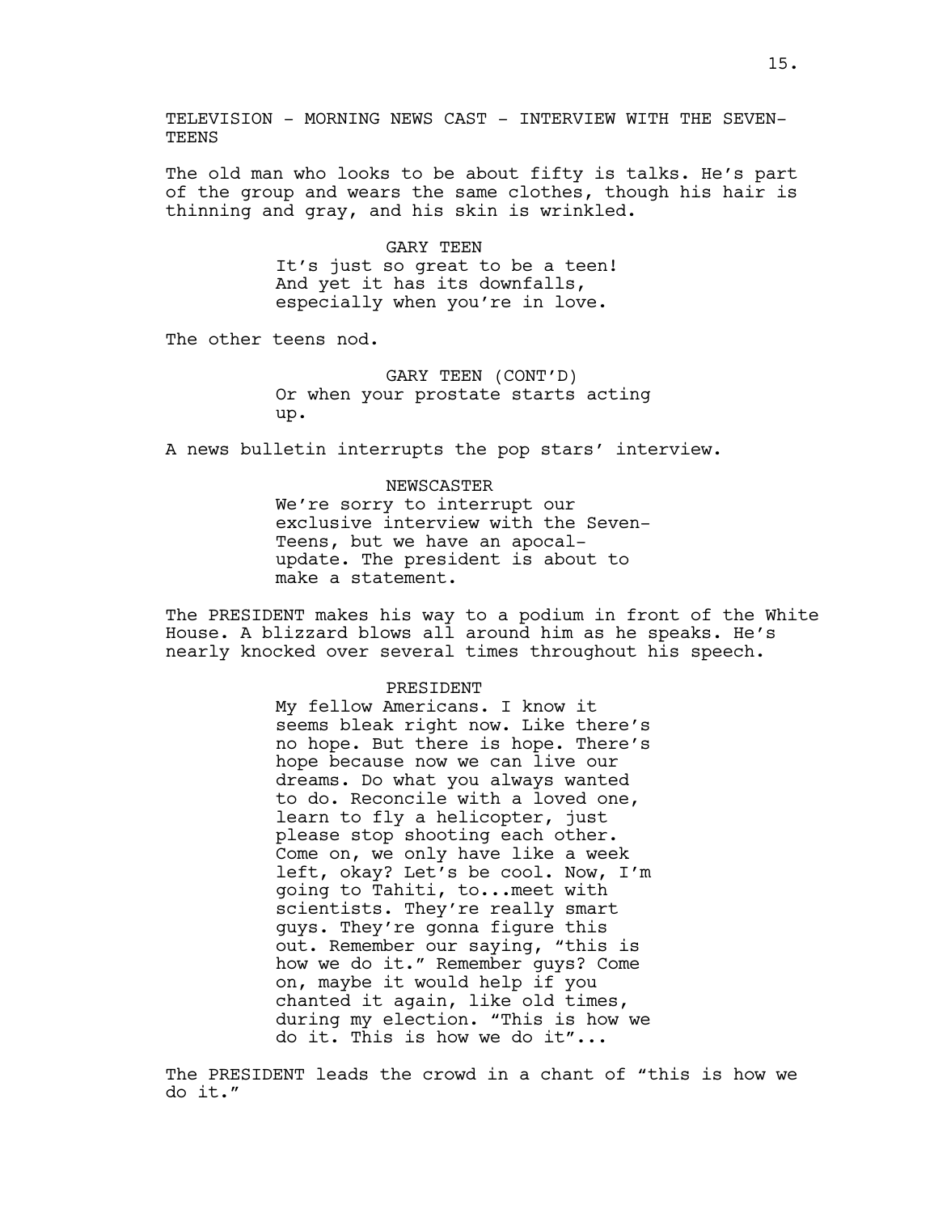TELEVISION - MORNING NEWS CAST - INTERVIEW WITH THE SEVEN-TEENS

The old man who looks to be about fifty is talks. He's part of the group and wears the same clothes, though his hair is thinning and gray, and his skin is wrinkled.

GARY TEEN
It's just so great to be a teen! And yet it has its downfalls, especially when you're in love.

The other teens nod.

GARY TEEN (CONT'D)
Or when your prostate starts acting up.

A news bulletin interrupts the pop stars' interview.

NEWSCASTER
We're sorry to interrupt our exclusive interview with the Seven-Teens, but we have an apocal-update. The president is about to make a statement.

The PRESIDENT makes his way to a podium in front of the White House. A blizzard blows all around him as he speaks. He's nearly knocked over several times throughout his speech.

PRESIDENT
My fellow Americans. I know it seems bleak right now. Like there's no hope. But there is hope. There's hope because now we can live our dreams. Do what you always wanted to do. Reconcile with a loved one, learn to fly a helicopter, just please stop shooting each other. Come on, we only have like a week left, okay? Let's be cool. Now, I'm going to Tahiti, to...meet with scientists. They're really smart guys. They're gonna figure this out. Remember our saying, "this is how we do it." Remember guys? Come on, maybe it would help if you chanted it again, like old times, during my election. "This is how we do it. This is how we do it"...

The PRESIDENT leads the crowd in a chant of "this is how we do it."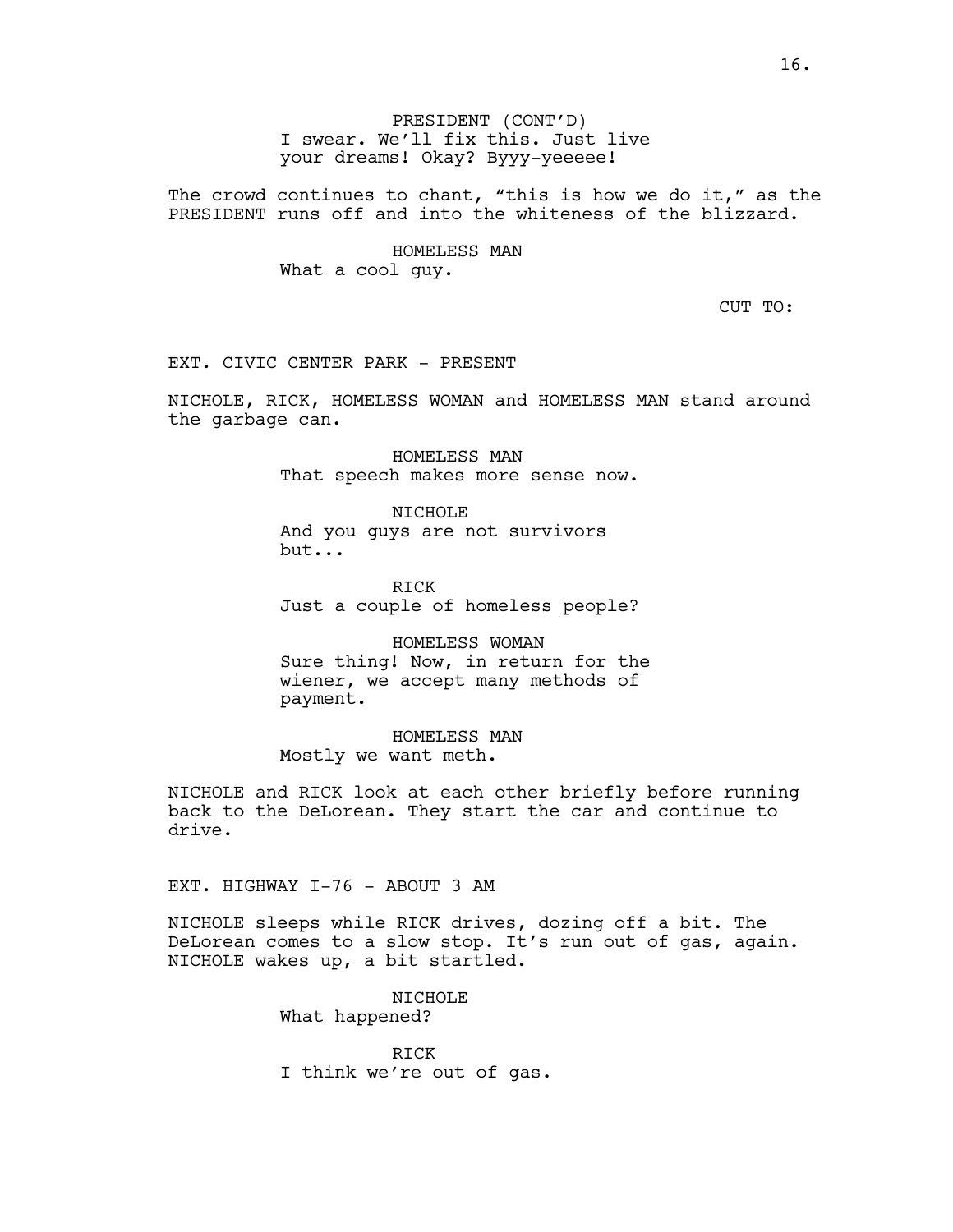PRESIDENT (CONT'D)
I swear. We'll fix this. Just live your dreams! Okay? Byyy-yeeeee!

The crowd continues to chant, "this is how we do it," as the PRESIDENT runs off and into the whiteness of the blizzard.

HOMELESS MAN
What a cool guy.

CUT TO:

EXT. CIVIC CENTER PARK - PRESENT

NICHOLE, RICK, HOMELESS WOMAN and HOMELESS MAN stand around the garbage can.

HOMELESS MAN
That speech makes more sense now.

NICHOLE
And you guys are not survivors but...

RICK
Just a couple of homeless people?

HOMELESS WOMAN
Sure thing! Now, in return for the wiener, we accept many methods of payment.

HOMELESS MAN
Mostly we want meth.

NICHOLE and RICK look at each other briefly before running back to the DeLorean. They start the car and continue to drive.

EXT. HIGHWAY I-76 - ABOUT 3 AM

NICHOLE sleeps while RICK drives, dozing off a bit. The DeLorean comes to a slow stop. It's run out of gas, again. NICHOLE wakes up, a bit startled.

NICHOLE
What happened?

RICK
I think we're out of gas.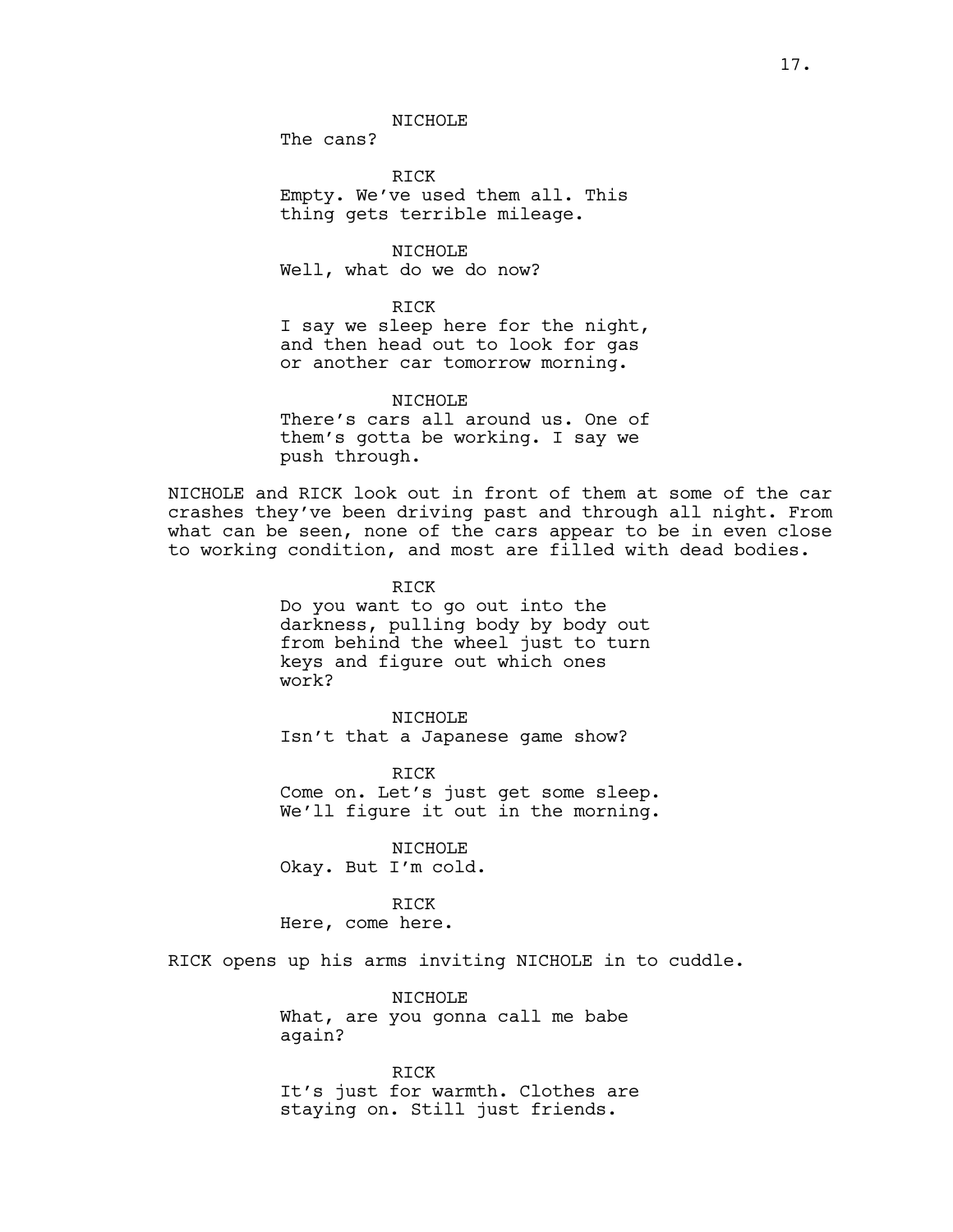NICHOLE
The cans?

RICK
Empty. We've used them all. This thing gets terrible mileage.

NICHOLE
Well, what do we do now?

RICK
I say we sleep here for the night, and then head out to look for gas or another car tomorrow morning.

NICHOLE
There's cars all around us. One of them's gotta be working. I say we push through.

NICHOLE and RICK look out in front of them at some of the car crashes they've been driving past and through all night. From what can be seen, none of the cars appear to be in even close to working condition, and most are filled with dead bodies.

RICK
Do you want to go out into the darkness, pulling body by body out from behind the wheel just to turn keys and figure out which ones work?

NICHOLE
Isn't that a Japanese game show?

RICK
Come on. Let's just get some sleep. We'll figure it out in the morning.

NICHOLE
Okay. But I'm cold.

RICK
Here, come here.

RICK opens up his arms inviting NICHOLE in to cuddle.

NICHOLE
What, are you gonna call me babe again?

RICK
It's just for warmth. Clothes are staying on. Still just friends.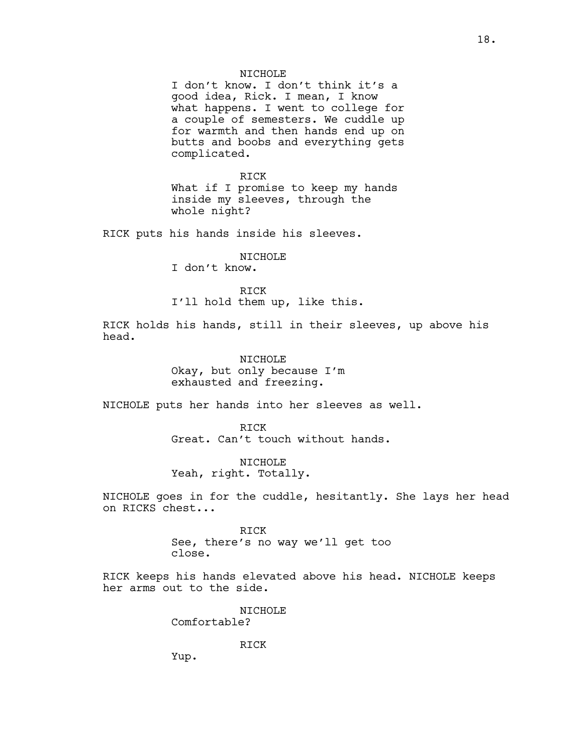NICHOLE

I don't know. I don't think it's a good idea, Rick. I mean, I know what happens. I went to college for a couple of semesters. We cuddle up for warmth and then hands end up on butts and boobs and everything gets complicated.

RICK

What if I promise to keep my hands inside my sleeves, through the whole night?

RICK puts his hands inside his sleeves.

NICHOLE

I don't know.

RICK

I'll hold them up, like this.

RICK holds his hands, still in their sleeves, up above his head.

NICHOLE

Okay, but only because I'm exhausted and freezing.

NICHOLE puts her hands into her sleeves as well.

RICK

Great. Can't touch without hands.

NICHOLE

Yeah, right. Totally.

NICHOLE goes in for the cuddle, hesitantly. She lays her head on RICKS chest...

RICK

See, there's no way we'll get too close.

RICK keeps his hands elevated above his head. NICHOLE keeps her arms out to the side.

NICHOLE

Comfortable?

RICK

Yup.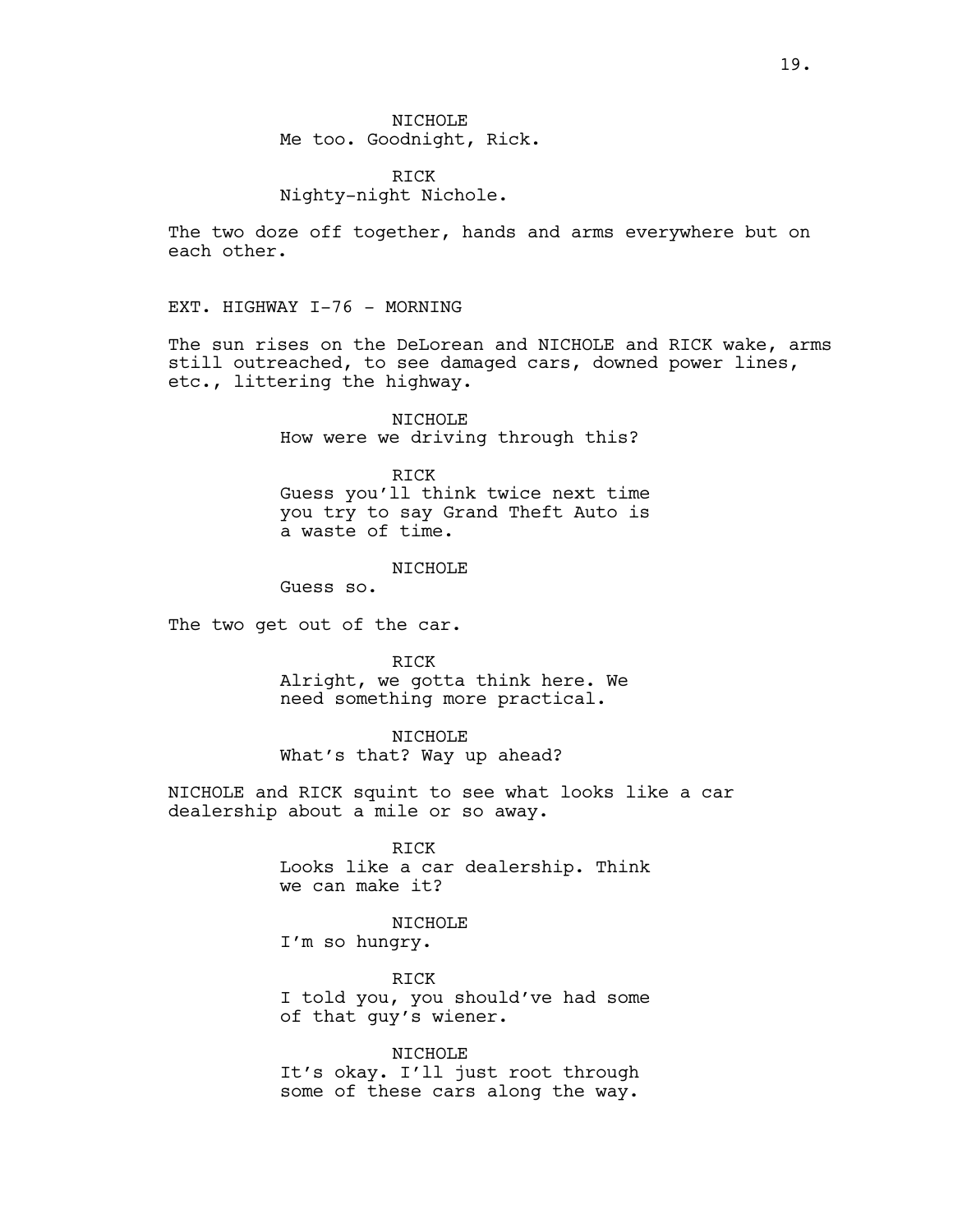NICHOLE
Me too. Goodnight, Rick.

RICK
Nighty-night Nichole.

The two doze off together, hands and arms everywhere but on each other.

EXT. HIGHWAY I-76 - MORNING

The sun rises on the DeLorean and NICHOLE and RICK wake, arms still outreached, to see damaged cars, downed power lines, etc., littering the highway.

NICHOLE
How were we driving through this?

RICK
Guess you'll think twice next time you try to say Grand Theft Auto is a waste of time.

NICHOLE
Guess so.

The two get out of the car.

RICK
Alright, we gotta think here. We need something more practical.

NICHOLE
What's that? Way up ahead?

NICHOLE and RICK squint to see what looks like a car dealership about a mile or so away.

RICK
Looks like a car dealership. Think we can make it?

NICHOLE
I'm so hungry.

RICK
I told you, you should've had some of that guy's wiener.

NICHOLE
It's okay. I'll just root through some of these cars along the way.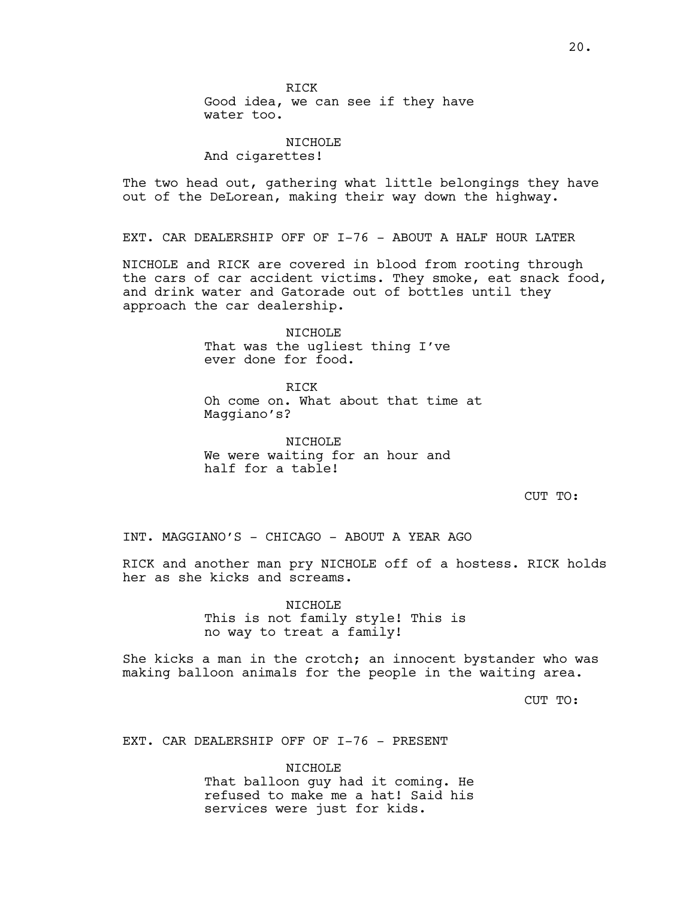RICK

Good idea, we can see if they have water too.

NICHOLE

And cigarettes!

The two head out, gathering what little belongings they have out of the DeLorean, making their way down the highway.

EXT. CAR DEALERSHIP OFF OF I-76 - ABOUT A HALF HOUR LATER

NICHOLE and RICK are covered in blood from rooting through the cars of car accident victims. They smoke, eat snack food, and drink water and Gatorade out of bottles until they approach the car dealership.

NICHOLE

That was the ugliest thing I've ever done for food.

RICK

Oh come on. What about that time at Maggiano's?

NICHOLE

We were waiting for an hour and half for a table!

CUT TO:

INT. MAGGIANO'S - CHICAGO - ABOUT A YEAR AGO

RICK and another man pry NICHOLE off of a hostess. RICK holds her as she kicks and screams.

NICHOLE

This is not family style! This is no way to treat a family!

She kicks a man in the crotch; an innocent bystander who was making balloon animals for the people in the waiting area.

CUT TO:

EXT. CAR DEALERSHIP OFF OF I-76 - PRESENT

NICHOLE

That balloon guy had it coming. He refused to make me a hat! Said his services were just for kids.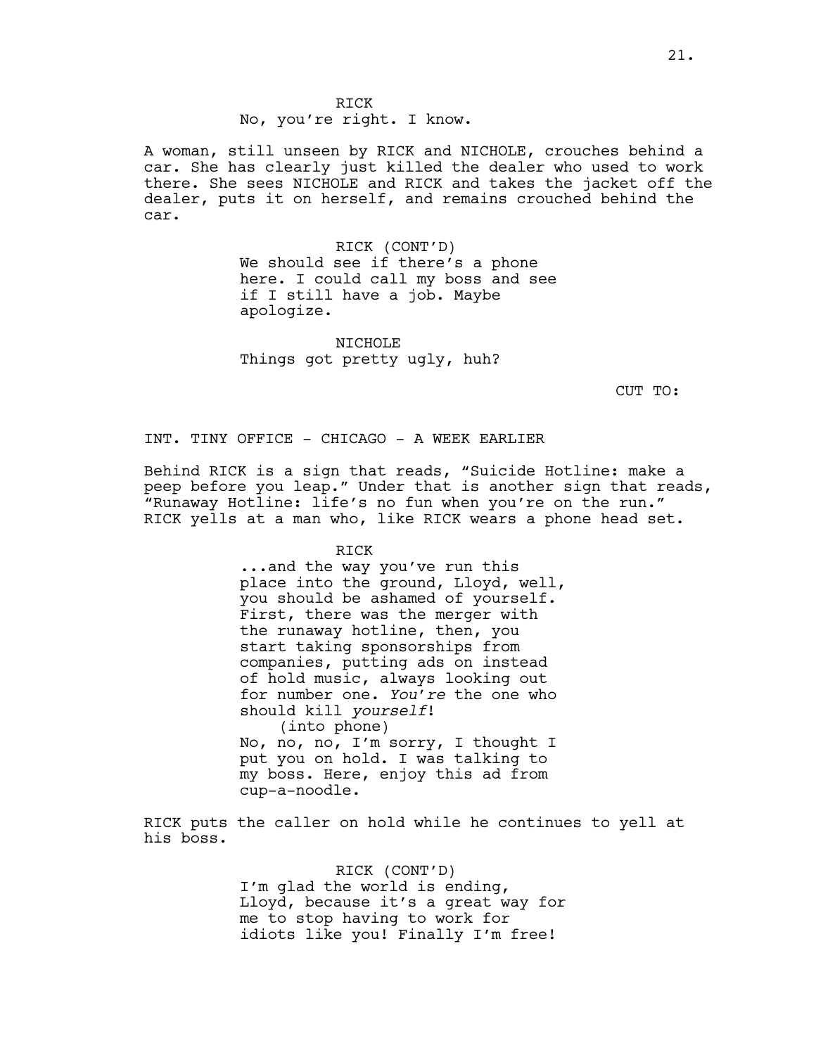RICK
No, you're right. I know.

A woman, still unseen by RICK and NICHOLE, crouches behind a car. She has clearly just killed the dealer who used to work there. She sees NICHOLE and RICK and takes the jacket off the dealer, puts it on herself, and remains crouched behind the car.

RICK (CONT'D)
We should see if there's a phone here. I could call my boss and see if I still have a job. Maybe apologize.

NICHOLE
Things got pretty ugly, huh?

CUT TO:

INT. TINY OFFICE - CHICAGO - A WEEK EARLIER

Behind RICK is a sign that reads, "Suicide Hotline: make a peep before you leap." Under that is another sign that reads, "Runaway Hotline: life's no fun when you're on the run." RICK yells at a man who, like RICK wears a phone head set.

RICK
...and the way you've run this place into the ground, Lloyd, well, you should be ashamed of yourself. First, there was the merger with the runaway hotline, then, you start taking sponsorships from companies, putting ads on instead of hold music, always looking out for number one. *You're* the one who should kill *yourself*!
(into phone)
No, no, no, I'm sorry, I thought I put you on hold. I was talking to my boss. Here, enjoy this ad from cup-a-noodle.

RICK puts the caller on hold while he continues to yell at his boss.

RICK (CONT'D)
I'm glad the world is ending, Lloyd, because it's a great way for me to stop having to work for idiots like you! Finally I'm free!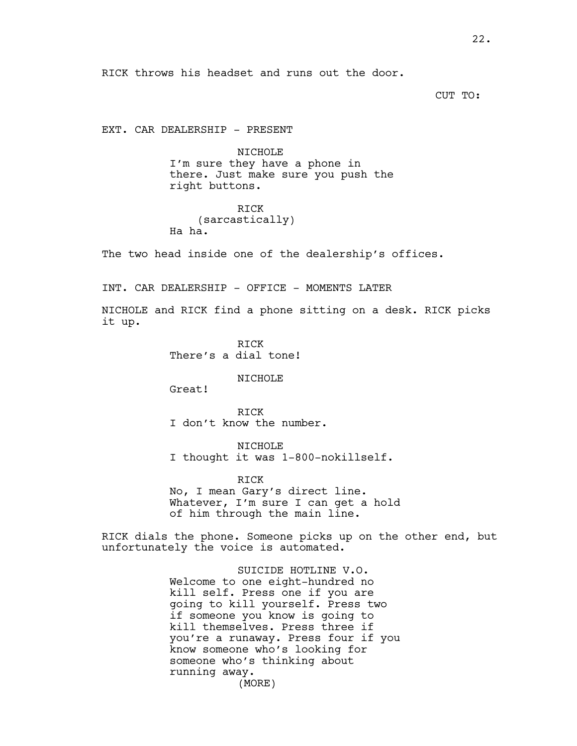RICK throws his headset and runs out the door.

CUT TO:

EXT. CAR DEALERSHIP - PRESENT

NICHOLE
I'm sure they have a phone in there. Just make sure you push the right buttons.

RICK
(sarcastically)
Ha ha.

The two head inside one of the dealership's offices.

INT. CAR DEALERSHIP - OFFICE - MOMENTS LATER

NICHOLE and RICK find a phone sitting on a desk. RICK picks it up.

RICK
There's a dial tone!

NICHOLE
Great!

RICK
I don't know the number.

NICHOLE
I thought it was 1-800-nokillself.

RICK
No, I mean Gary's direct line. Whatever, I'm sure I can get a hold of him through the main line.

RICK dials the phone. Someone picks up on the other end, but unfortunately the voice is automated.

SUICIDE HOTLINE V.O.
Welcome to one eight-hundred no kill self. Press one if you are going to kill yourself. Press two if someone you know is going to kill themselves. Press three if you're a runaway. Press four if you know someone who's looking for someone who's thinking about running away.
(MORE)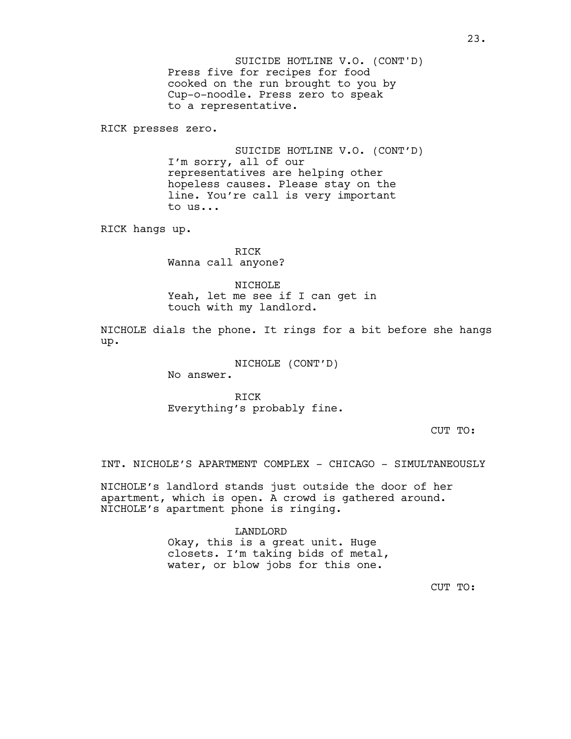SUICIDE HOTLINE V.O. (CONT'D)
Press five for recipes for food cooked on the run brought to you by Cup-o-noodle. Press zero to speak to a representative.

RICK presses zero.

SUICIDE HOTLINE V.O. (CONT'D)
I'm sorry, all of our representatives are helping other hopeless causes. Please stay on the line. You're call is very important to us...

RICK hangs up.

RICK
Wanna call anyone?

NICHOLE
Yeah, let me see if I can get in touch with my landlord.

NICHOLE dials the phone. It rings for a bit before she hangs up.

NICHOLE (CONT'D)
No answer.

RICK
Everything's probably fine.

CUT TO:

INT. NICHOLE'S APARTMENT COMPLEX - CHICAGO - SIMULTANEOUSLY

NICHOLE's landlord stands just outside the door of her apartment, which is open. A crowd is gathered around. NICHOLE's apartment phone is ringing.

LANDLORD
Okay, this is a great unit. Huge closets. I'm taking bids of metal, water, or blow jobs for this one.

CUT TO: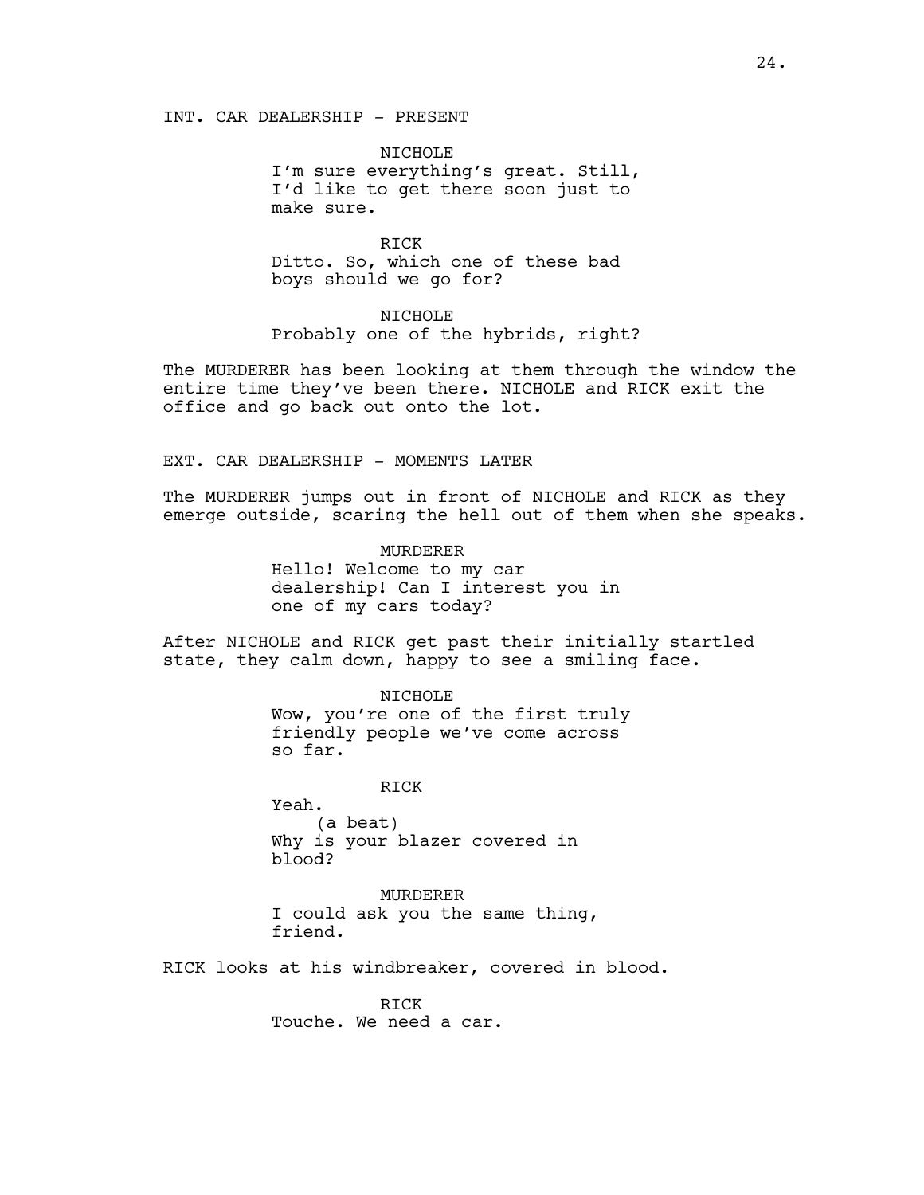INT. CAR DEALERSHIP - PRESENT

NICHOLE
I'm sure everything's great. Still, I'd like to get there soon just to make sure.

RICK
Ditto. So, which one of these bad boys should we go for?

NICHOLE
Probably one of the hybrids, right?

The MURDERER has been looking at them through the window the entire time they've been there. NICHOLE and RICK exit the office and go back out onto the lot.

EXT. CAR DEALERSHIP - MOMENTS LATER

The MURDERER jumps out in front of NICHOLE and RICK as they emerge outside, scaring the hell out of them when she speaks.

MURDERER
Hello! Welcome to my car dealership! Can I interest you in one of my cars today?

After NICHOLE and RICK get past their initially startled state, they calm down, happy to see a smiling face.

NICHOLE
Wow, you're one of the first truly friendly people we've come across so far.

RICK
Yeah.
(a beat)
Why is your blazer covered in blood?

MURDERER
I could ask you the same thing, friend.

RICK looks at his windbreaker, covered in blood.

RICK
Touche. We need a car.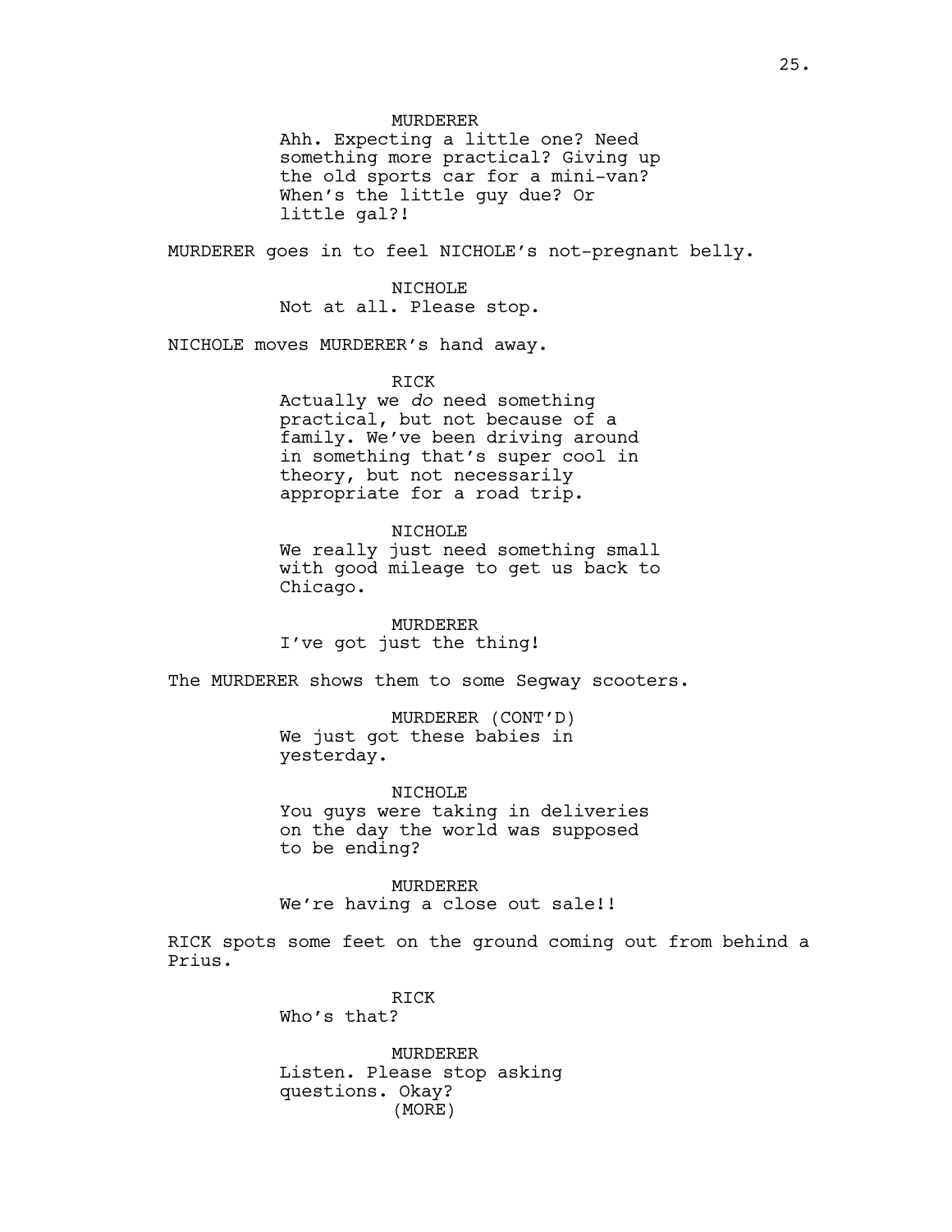MURDERER
Ahh. Expecting a little one? Need something more practical? Giving up the old sports car for a mini-van? When's the little guy due? Or little gal?!

MURDERER goes in to feel NICHOLE's not-pregnant belly.

NICHOLE
Not at all. Please stop.

NICHOLE moves MURDERER's hand away.

RICK
Actually we *do* need something practical, but not because of a family. We've been driving around in something that's super cool in theory, but not necessarily appropriate for a road trip.

NICHOLE
We really just need something small with good mileage to get us back to Chicago.

MURDERER
I've got just the thing!

The MURDERER shows them to some Segway scooters.

MURDERER (CONT'D)
We just got these babies in yesterday.

NICHOLE
You guys were taking in deliveries on the day the world was supposed to be ending?

MURDERER
We're having a close out sale!!

RICK spots some feet on the ground coming out from behind a Prius.

RICK
Who's that?

MURDERER
Listen. Please stop asking questions. Okay?
(MORE)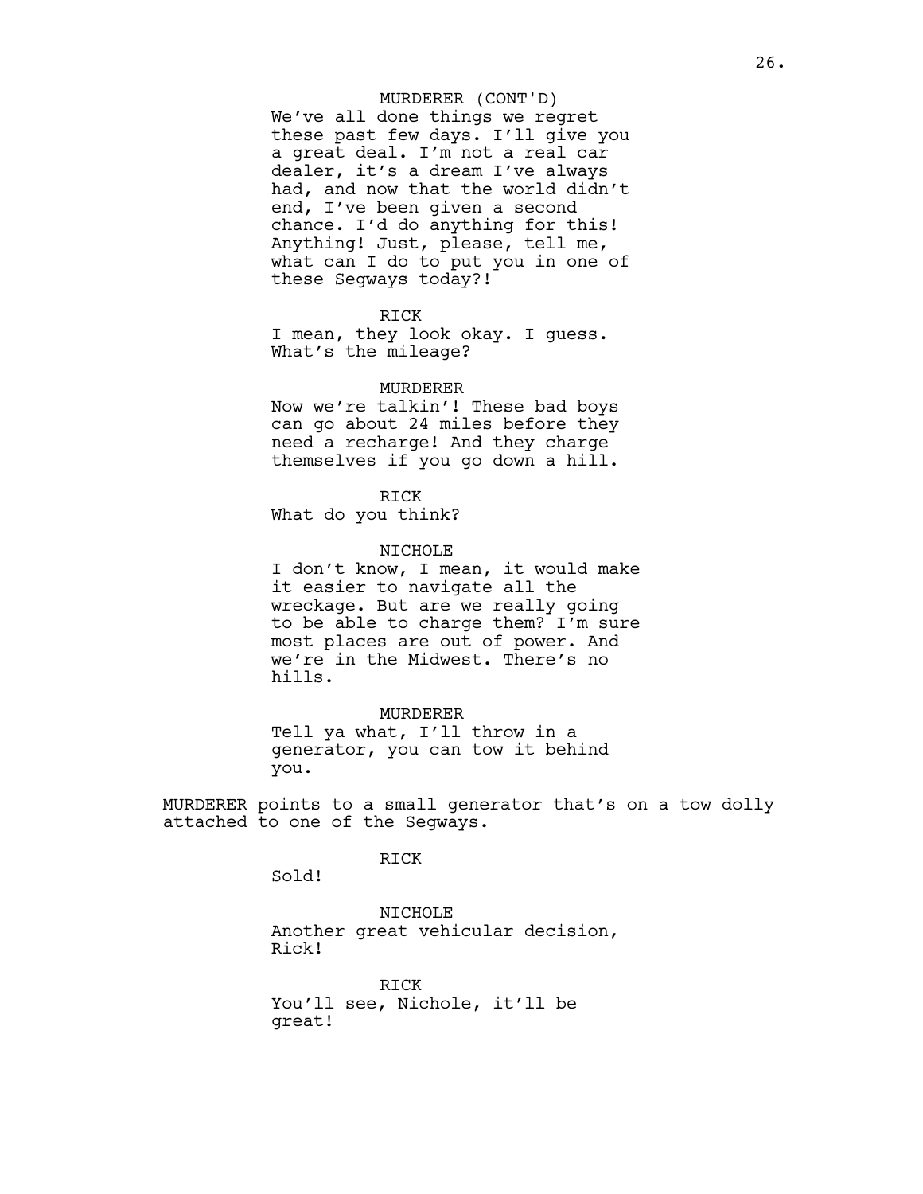MURDERER (CONT'D)
We've all done things we regret these past few days. I'll give you a great deal. I'm not a real car dealer, it's a dream I've always had, and now that the world didn't end, I've been given a second chance. I'd do anything for this! Anything! Just, please, tell me, what can I do to put you in one of these Segways today?!

RICK
I mean, they look okay. I guess. What's the mileage?

MURDERER
Now we're talkin'! These bad boys can go about 24 miles before they need a recharge! And they charge themselves if you go down a hill.

RICK
What do you think?

NICHOLE
I don't know, I mean, it would make it easier to navigate all the wreckage. But are we really going to be able to charge them? I'm sure most places are out of power. And we're in the Midwest. There's no hills.

MURDERER
Tell ya what, I'll throw in a generator, you can tow it behind you.

MURDERER points to a small generator that's on a tow dolly attached to one of the Segways.

RICK
Sold!

NICHOLE
Another great vehicular decision, Rick!

RICK
You'll see, Nichole, it'll be great!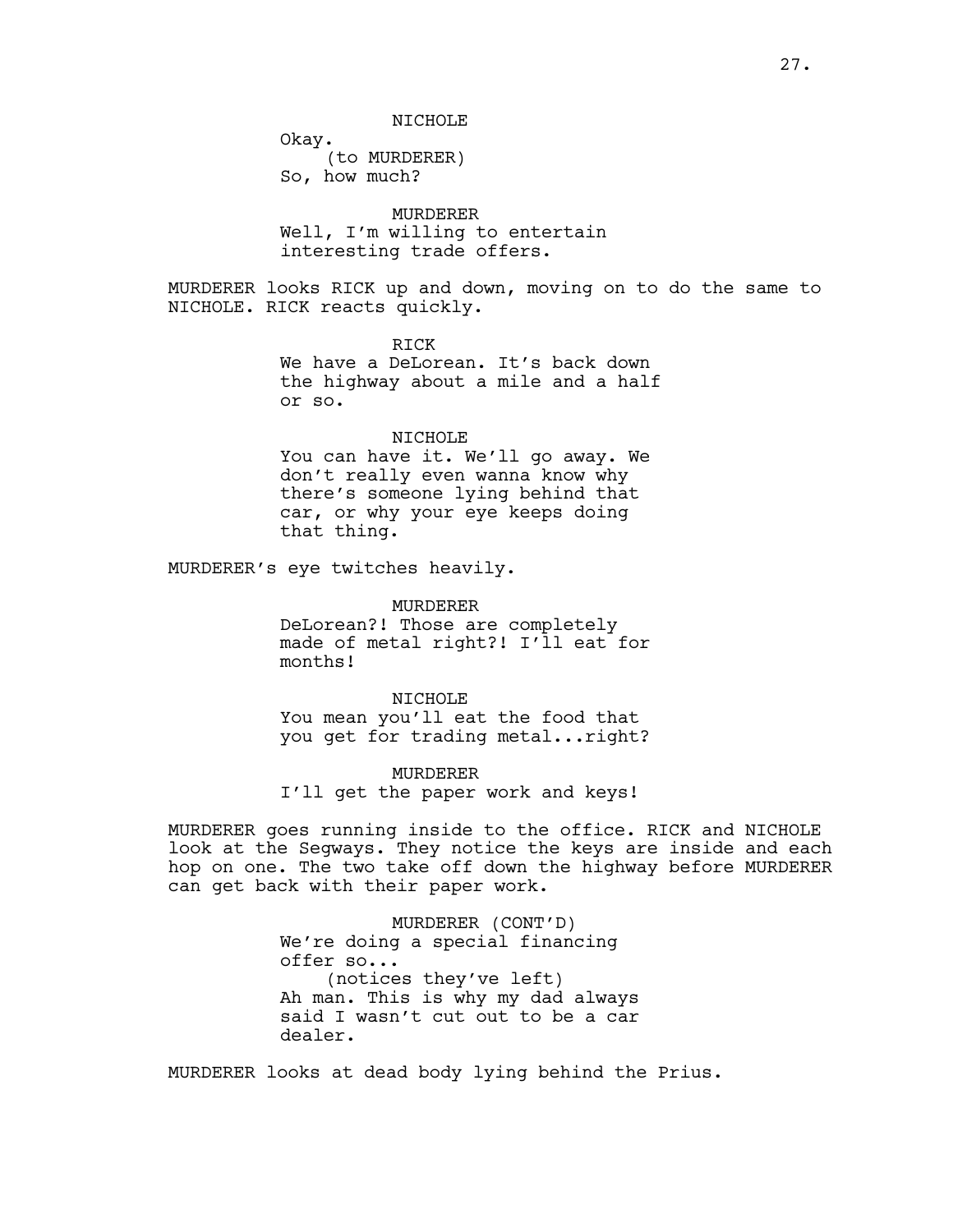NICHOLE

Okay.

(to MURDERER)

So, how much?

MURDERER

Well, I'm willing to entertain interesting trade offers.

MURDERER looks RICK up and down, moving on to do the same to NICHOLE. RICK reacts quickly.

RICK

We have a DeLorean. It's back down the highway about a mile and a half or so.

NICHOLE

You can have it. We'll go away. We don't really even wanna know why there's someone lying behind that car, or why your eye keeps doing that thing.

MURDERER's eye twitches heavily.

MURDERER

DeLorean?! Those are completely made of metal right?! I'll eat for months!

NICHOLE

You mean you'll eat the food that you get for trading metal...right?

MURDERER

I'll get the paper work and keys!

MURDERER goes running inside to the office. RICK and NICHOLE look at the Segways. They notice the keys are inside and each hop on one. The two take off down the highway before MURDERER can get back with their paper work.

MURDERER (CONT'D)

We're doing a special financing offer so...

(notices they've left)

Ah man. This is why my dad always said I wasn't cut out to be a car dealer.

MURDERER looks at dead body lying behind the Prius.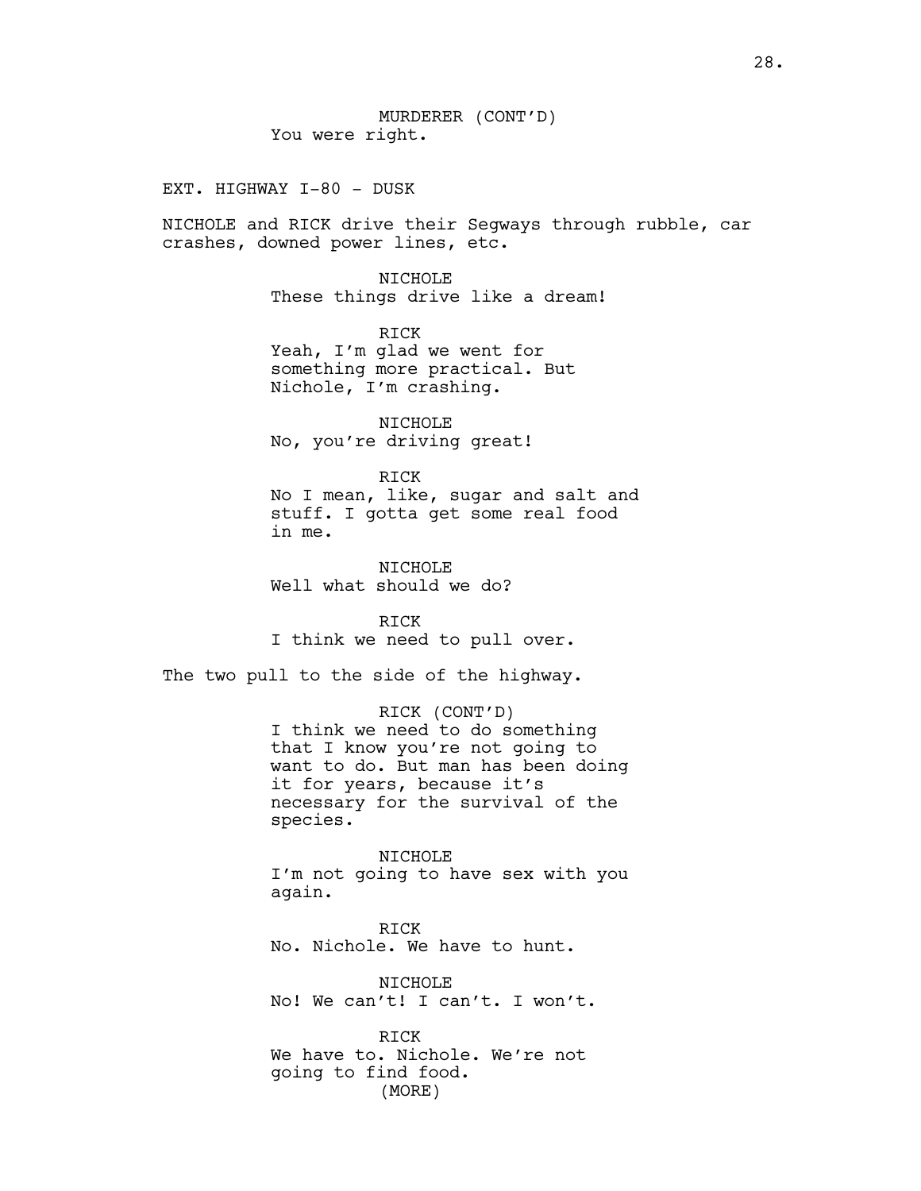MURDERER (CONT'D)
You were right.

EXT. HIGHWAY I-80 - DUSK

NICHOLE and RICK drive their Segways through rubble, car crashes, downed power lines, etc.

NICHOLE
These things drive like a dream!

RICK
Yeah, I'm glad we went for something more practical. But Nichole, I'm crashing.

NICHOLE
No, you're driving great!

RICK
No I mean, like, sugar and salt and stuff. I gotta get some real food in me.

NICHOLE
Well what should we do?

RICK
I think we need to pull over.

The two pull to the side of the highway.

RICK (CONT'D)
I think we need to do something that I know you're not going to want to do. But man has been doing it for years, because it's necessary for the survival of the species.

NICHOLE
I'm not going to have sex with you again.

RICK
No. Nichole. We have to hunt.

NICHOLE
No! We can't! I can't. I won't.

RICK
We have to. Nichole. We're not going to find food.
(MORE)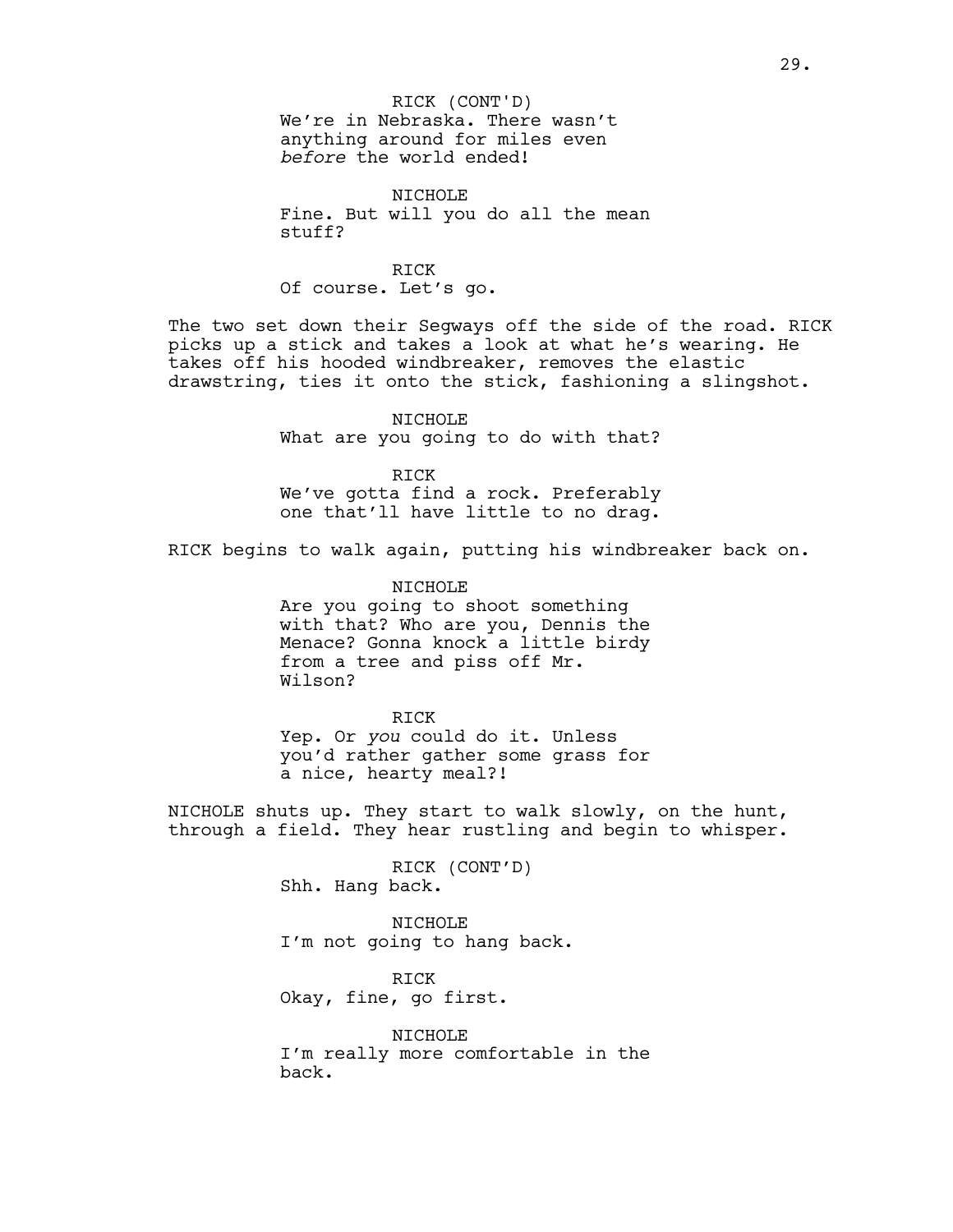RICK (CONT'D)
We're in Nebraska. There wasn't anything around for miles even *before* the world ended!

NICHOLE
Fine. But will you do all the mean stuff?

RICK
Of course. Let's go.

The two set down their Segways off the side of the road. RICK picks up a stick and takes a look at what he's wearing. He takes off his hooded windbreaker, removes the elastic drawstring, ties it onto the stick, fashioning a slingshot.

NICHOLE
What are you going to do with that?

RICK
We've gotta find a rock. Preferably one that'll have little to no drag.

RICK begins to walk again, putting his windbreaker back on.

NICHOLE
Are you going to shoot something with that? Who are you, Dennis the Menace? Gonna knock a little birdy from a tree and piss off Mr. Wilson?

RICK
Yep. Or *you* could do it. Unless you'd rather gather some grass for a nice, hearty meal?!

NICHOLE shuts up. They start to walk slowly, on the hunt, through a field. They hear rustling and begin to whisper.

RICK (CONT'D)
Shh. Hang back.

NICHOLE
I'm not going to hang back.

RICK
Okay, fine, go first.

NICHOLE
I'm really more comfortable in the back.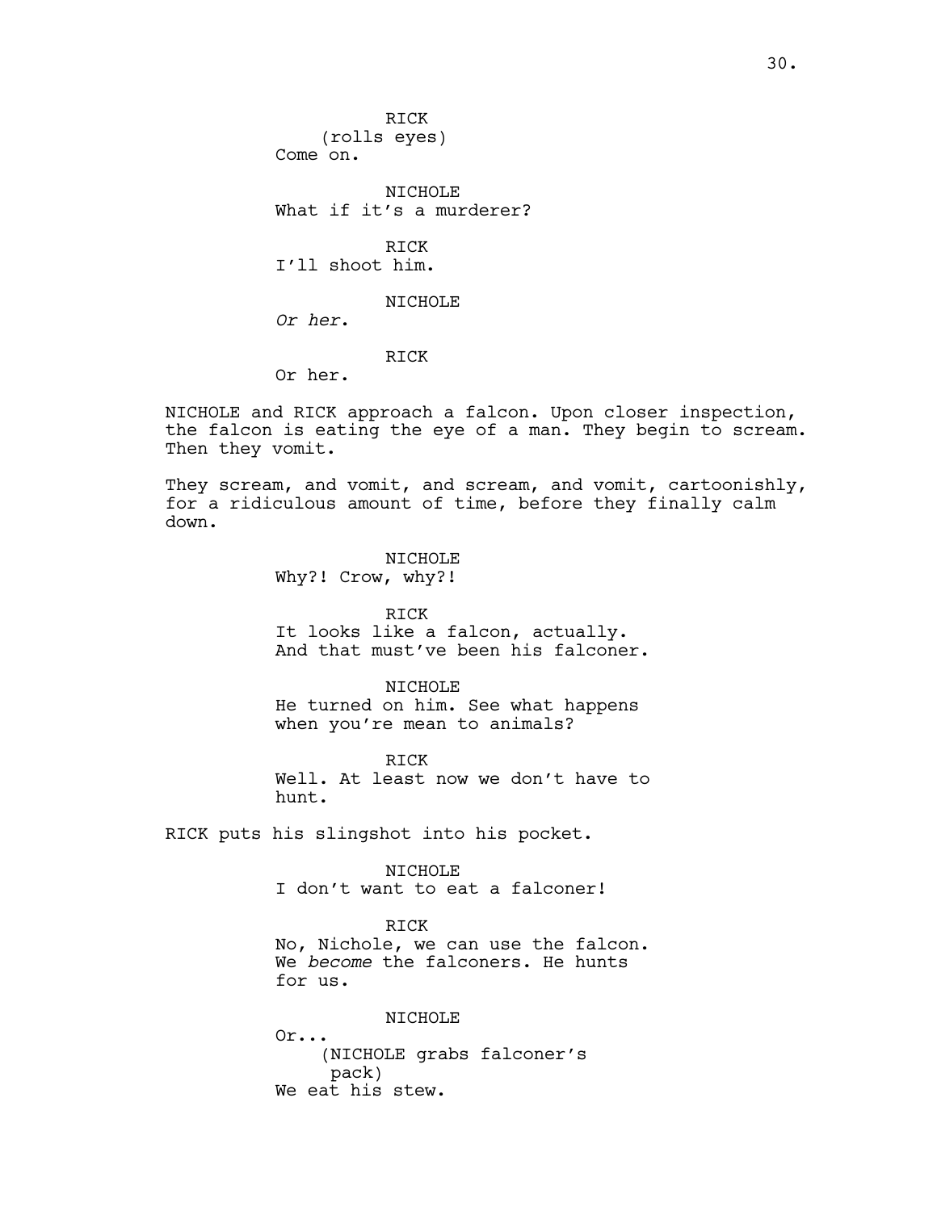RICK
(rolls eyes)
Come on.

NICHOLE
What if it's a murderer?

RICK
I'll shoot him.

NICHOLE
*Or her.*

RICK
Or her.

NICHOLE and RICK approach a falcon. Upon closer inspection, the falcon is eating the eye of a man. They begin to scream. Then they vomit.

They scream, and vomit, and scream, and vomit, cartoonishly, for a ridiculous amount of time, before they finally calm down.

NICHOLE
Why?! Crow, why?!

RICK
It looks like a falcon, actually. And that must've been his falconer.

NICHOLE
He turned on him. See what happens when you're mean to animals?

RICK
Well. At least now we don't have to hunt.

RICK puts his slingshot into his pocket.

NICHOLE
I don't want to eat a falconer!

RICK
No, Nichole, we can use the falcon. We *become* the falconers. He hunts for us.

NICHOLE
Or...
(NICHOLE grabs falconer's pack)
We eat his stew.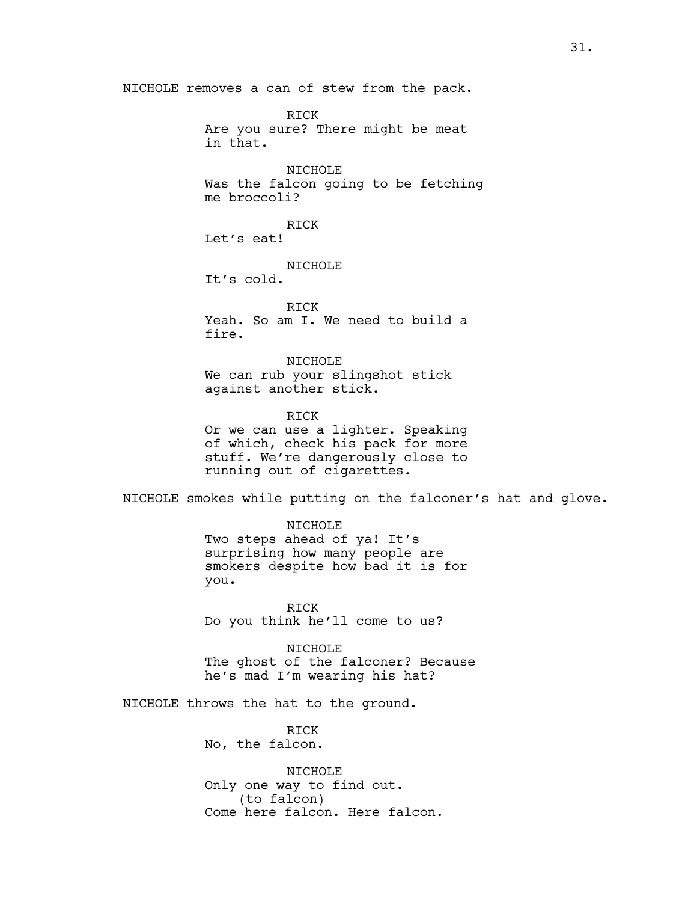NICHOLE removes a can of stew from the pack.

RICK
Are you sure? There might be meat in that.

NICHOLE
Was the falcon going to be fetching me broccoli?

RICK
Let's eat!

NICHOLE
It's cold.

RICK
Yeah. So am I. We need to build a fire.

NICHOLE
We can rub your slingshot stick against another stick.

RICK
Or we can use a lighter. Speaking of which, check his pack for more stuff. We're dangerously close to running out of cigarettes.

NICHOLE smokes while putting on the falconer's hat and glove.

NICHOLE
Two steps ahead of ya! It's surprising how many people are smokers despite how bad it is for you.

RICK
Do you think he'll come to us?

NICHOLE
The ghost of the falconer? Because he's mad I'm wearing his hat?

NICHOLE throws the hat to the ground.

RICK
No, the falcon.

NICHOLE
Only one way to find out.
(to falcon)
Come here falcon. Here falcon.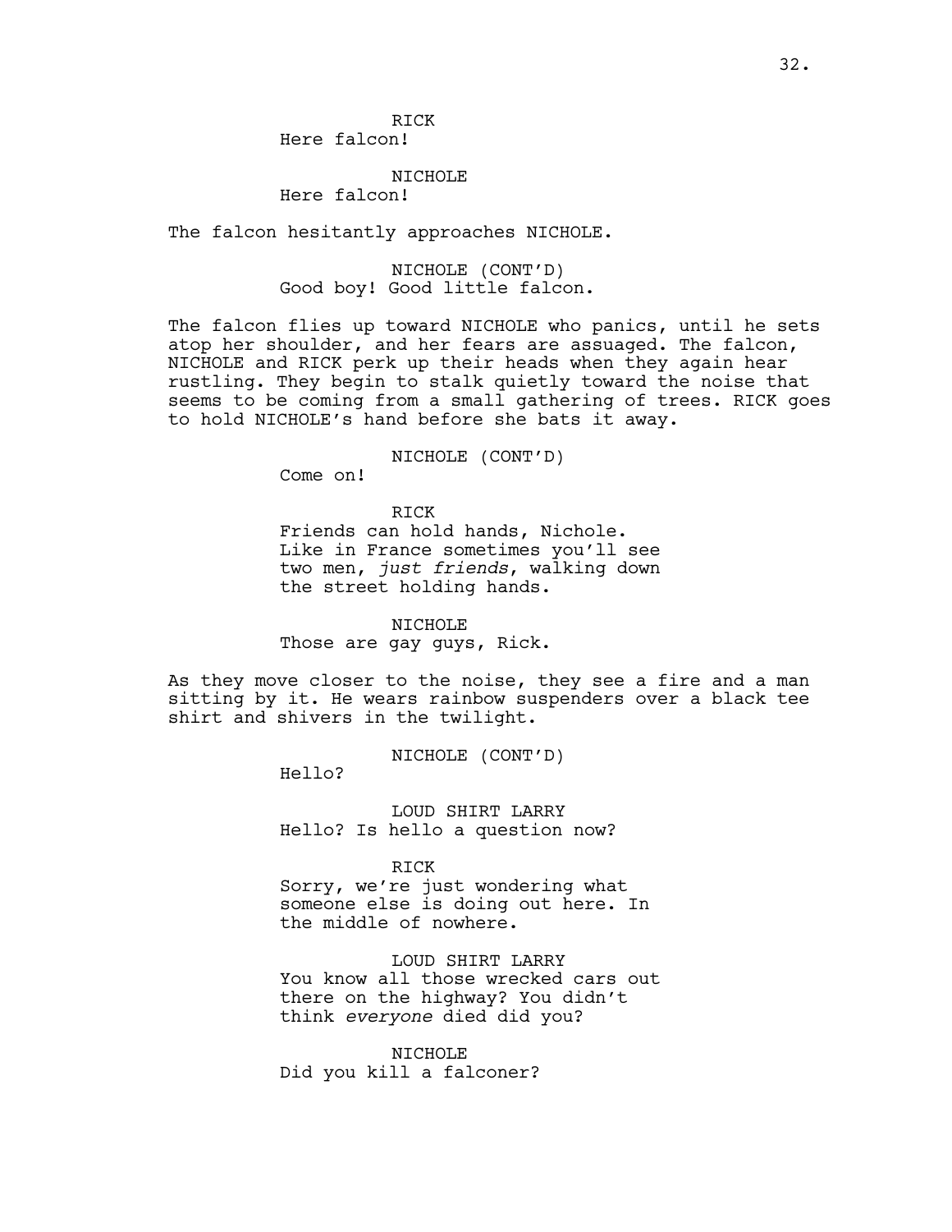RICK
Here falcon!

NICHOLE
Here falcon!

The falcon hesitantly approaches NICHOLE.

NICHOLE (CONT'D)
Good boy! Good little falcon.

The falcon flies up toward NICHOLE who panics, until he sets atop her shoulder, and her fears are assuaged. The falcon, NICHOLE and RICK perk up their heads when they again hear rustling. They begin to stalk quietly toward the noise that seems to be coming from a small gathering of trees. RICK goes to hold NICHOLE's hand before she bats it away.

NICHOLE (CONT'D)
Come on!

RICK
Friends can hold hands, Nichole. Like in France sometimes you'll see two men, *just friends*, walking down the street holding hands.

NICHOLE
Those are gay guys, Rick.

As they move closer to the noise, they see a fire and a man sitting by it. He wears rainbow suspenders over a black tee shirt and shivers in the twilight.

NICHOLE (CONT'D)
Hello?

LOUD SHIRT LARRY
Hello? Is hello a question now?

RICK
Sorry, we're just wondering what someone else is doing out here. In the middle of nowhere.

LOUD SHIRT LARRY
You know all those wrecked cars out there on the highway? You didn't think *everyone* died did you?

NICHOLE
Did you kill a falconer?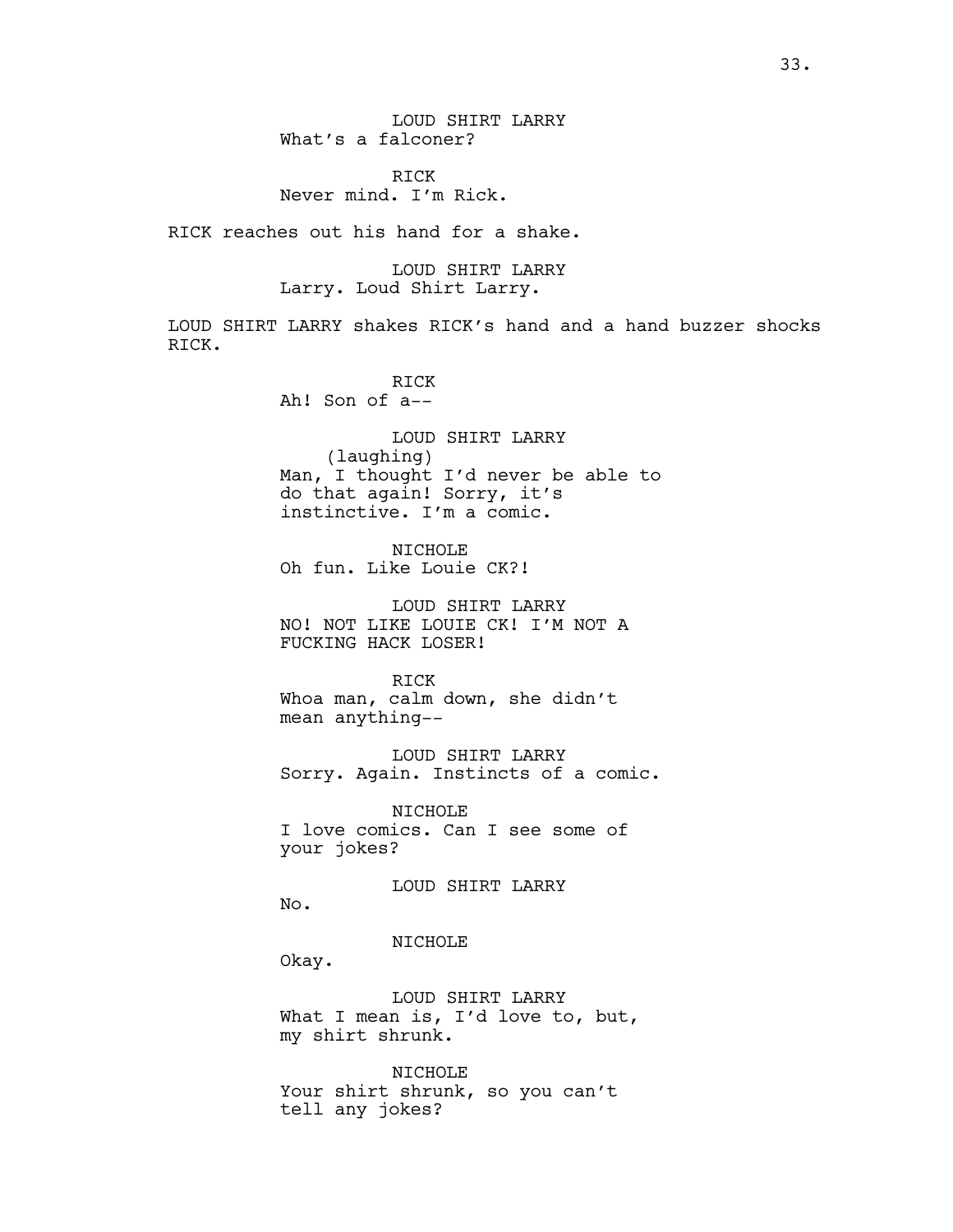LOUD SHIRT LARRY
What's a falconer?

RICK
Never mind. I'm Rick.

RICK reaches out his hand for a shake.

LOUD SHIRT LARRY
Larry. Loud Shirt Larry.

LOUD SHIRT LARRY shakes RICK's hand and a hand buzzer shocks RICK.

RICK
Ah! Son of a--

LOUD SHIRT LARRY
(laughing)
Man, I thought I'd never be able to do that again! Sorry, it's instinctive. I'm a comic.

NICHOLE
Oh fun. Like Louie CK?!

LOUD SHIRT LARRY
NO! NOT LIKE LOUIE CK! I'M NOT A FUCKING HACK LOSER!

RICK
Whoa man, calm down, she didn't mean anything--

LOUD SHIRT LARRY
Sorry. Again. Instincts of a comic.

NICHOLE
I love comics. Can I see some of your jokes?

LOUD SHIRT LARRY
No.

NICHOLE
Okay.

LOUD SHIRT LARRY
What I mean is, I'd love to, but, my shirt shrunk.

NICHOLE
Your shirt shrunk, so you can't tell any jokes?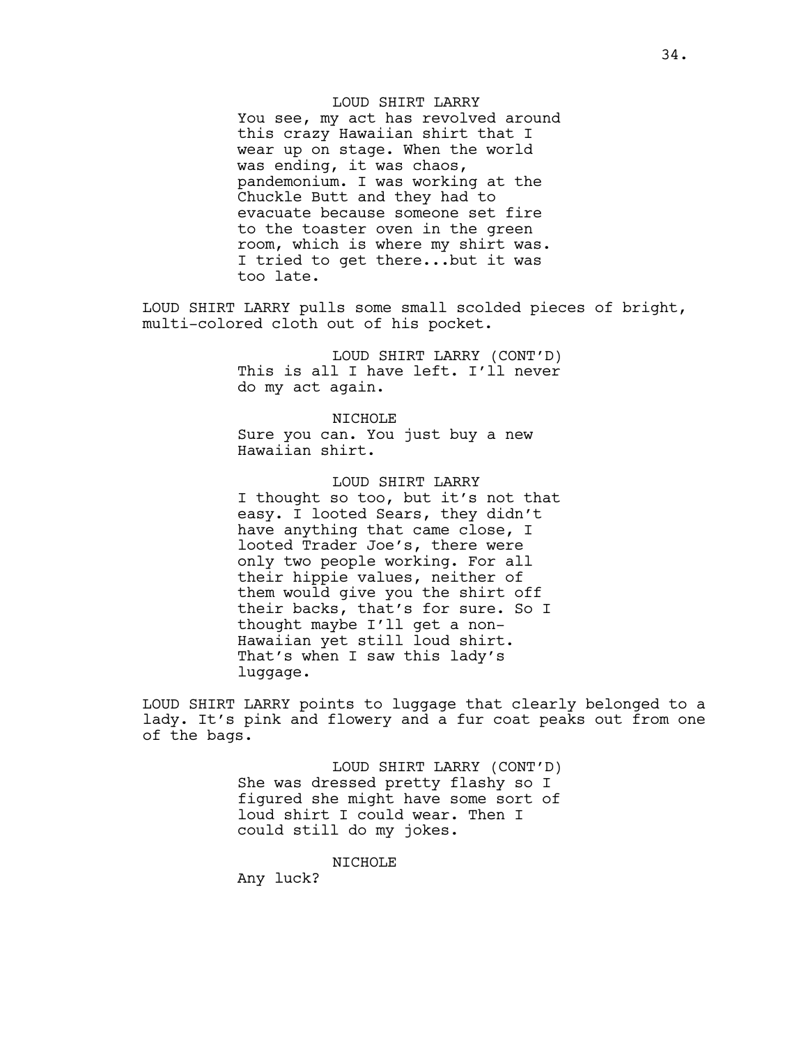LOUD SHIRT LARRY

You see, my act has revolved around this crazy Hawaiian shirt that I wear up on stage. When the world was ending, it was chaos, pandemonium. I was working at the Chuckle Butt and they had to evacuate because someone set fire to the toaster oven in the green room, which is where my shirt was. I tried to get there...but it was too late.

LOUD SHIRT LARRY pulls some small scolded pieces of bright, multi-colored cloth out of his pocket.

LOUD SHIRT LARRY (CONT'D)

This is all I have left. I'll never do my act again.

NICHOLE

Sure you can. You just buy a new Hawaiian shirt.

LOUD SHIRT LARRY

I thought so too, but it's not that easy. I looted Sears, they didn't have anything that came close, I looted Trader Joe's, there were only two people working. For all their hippie values, neither of them would give you the shirt off their backs, that's for sure. So I thought maybe I'll get a non-Hawaiian yet still loud shirt. That's when I saw this lady's luggage.

LOUD SHIRT LARRY points to luggage that clearly belonged to a lady. It's pink and flowery and a fur coat peaks out from one of the bags.

LOUD SHIRT LARRY (CONT'D)

She was dressed pretty flashy so I figured she might have some sort of loud shirt I could wear. Then I could still do my jokes.

NICHOLE

Any luck?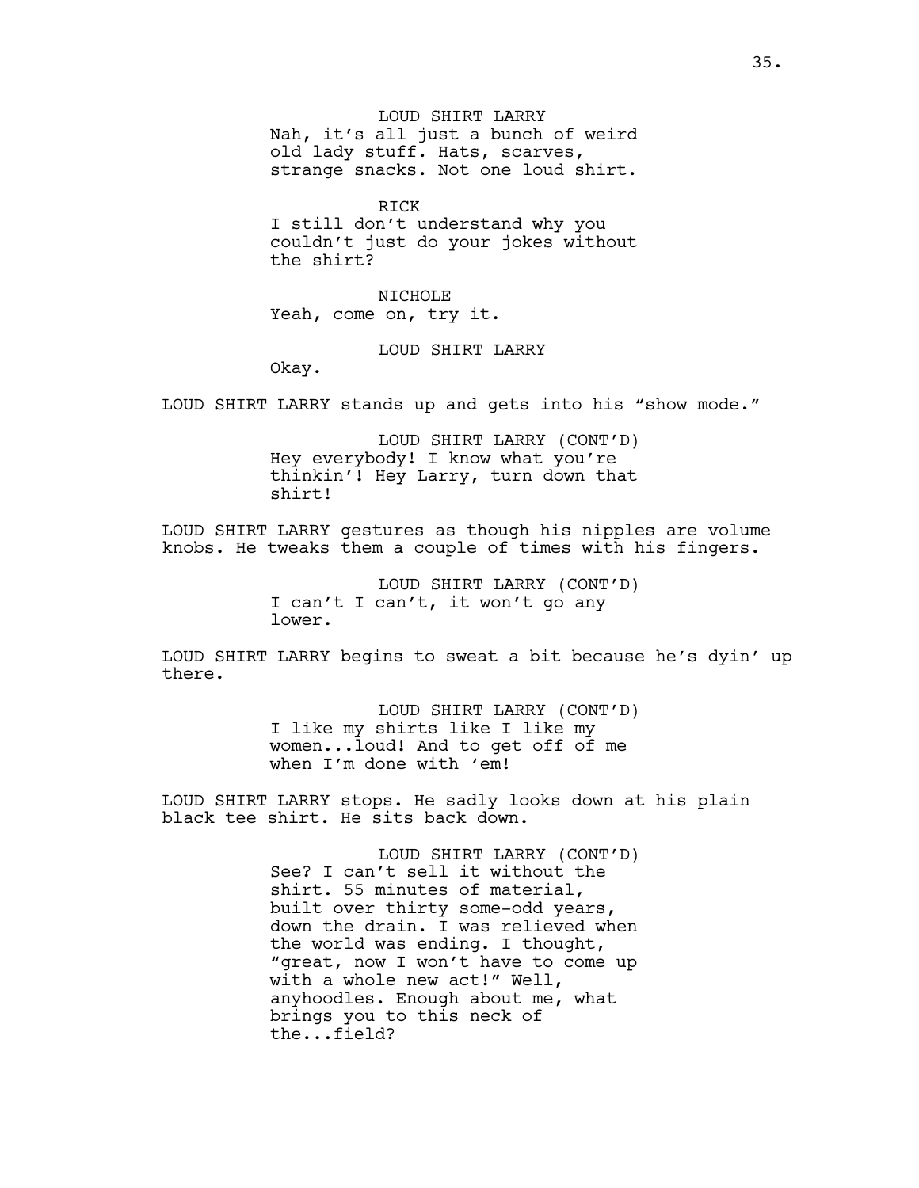LOUD SHIRT LARRY

Nah, it's all just a bunch of weird old lady stuff. Hats, scarves, strange snacks. Not one loud shirt.

RICK

I still don't understand why you couldn't just do your jokes without the shirt?

NICHOLE

Yeah, come on, try it.

LOUD SHIRT LARRY

Okay.

LOUD SHIRT LARRY stands up and gets into his "show mode."

LOUD SHIRT LARRY (CONT'D)

Hey everybody! I know what you're thinkin'! Hey Larry, turn down that shirt!

LOUD SHIRT LARRY gestures as though his nipples are volume knobs. He tweaks them a couple of times with his fingers.

LOUD SHIRT LARRY (CONT'D)

I can't I can't, it won't go any lower.

LOUD SHIRT LARRY begins to sweat a bit because he's dyin' up there.

LOUD SHIRT LARRY (CONT'D)

I like my shirts like I like my women...loud! And to get off of me when I'm done with 'em!

LOUD SHIRT LARRY stops. He sadly looks down at his plain black tee shirt. He sits back down.

LOUD SHIRT LARRY (CONT'D)

See? I can't sell it without the shirt. 55 minutes of material, built over thirty some-odd years, down the drain. I was relieved when the world was ending. I thought, "great, now I won't have to come up with a whole new act!" Well, anyhoodles. Enough about me, what brings you to this neck of the...field?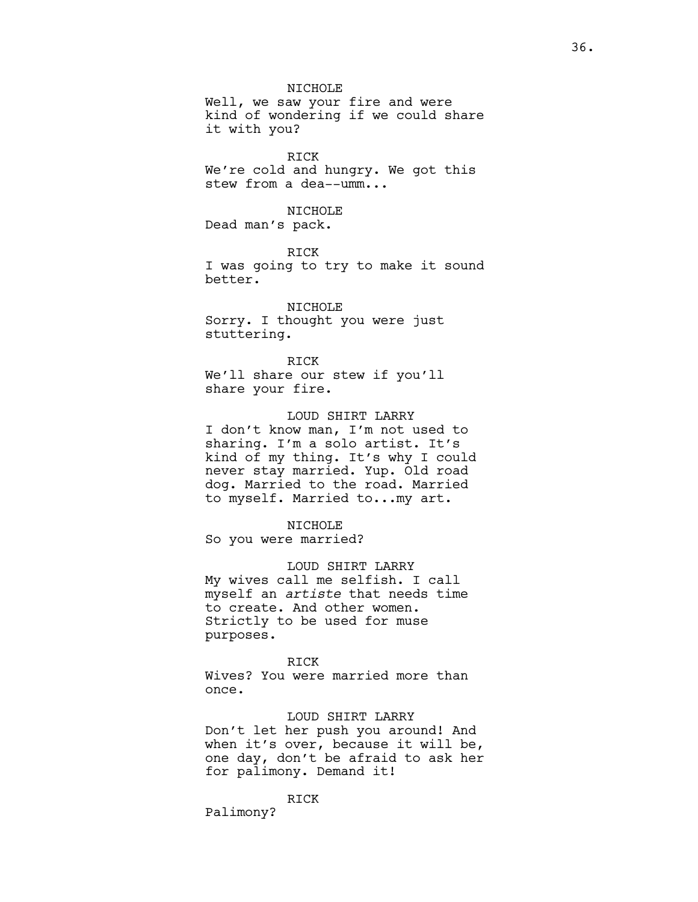NICHOLE

Well, we saw your fire and were kind of wondering if we could share it with you?

RICK

We're cold and hungry. We got this stew from a dea--umm...

NICHOLE

Dead man's pack.

RICK

I was going to try to make it sound better.

NICHOLE

Sorry. I thought you were just stuttering.

RICK

We'll share our stew if you'll share your fire.

LOUD SHIRT LARRY

I don't know man, I'm not used to sharing. I'm a solo artist. It's kind of my thing. It's why I could never stay married. Yup. Old road dog. Married to the road. Married to myself. Married to...my art.

NICHOLE

So you were married?

LOUD SHIRT LARRY

My wives call me selfish. I call myself an *artiste* that needs time to create. And other women. Strictly to be used for muse purposes.

RICK

Wives? You were married more than once.

LOUD SHIRT LARRY

Don't let her push you around! And when it's over, because it will be, one day, don't be afraid to ask her for palimony. Demand it!

RICK

Palimony?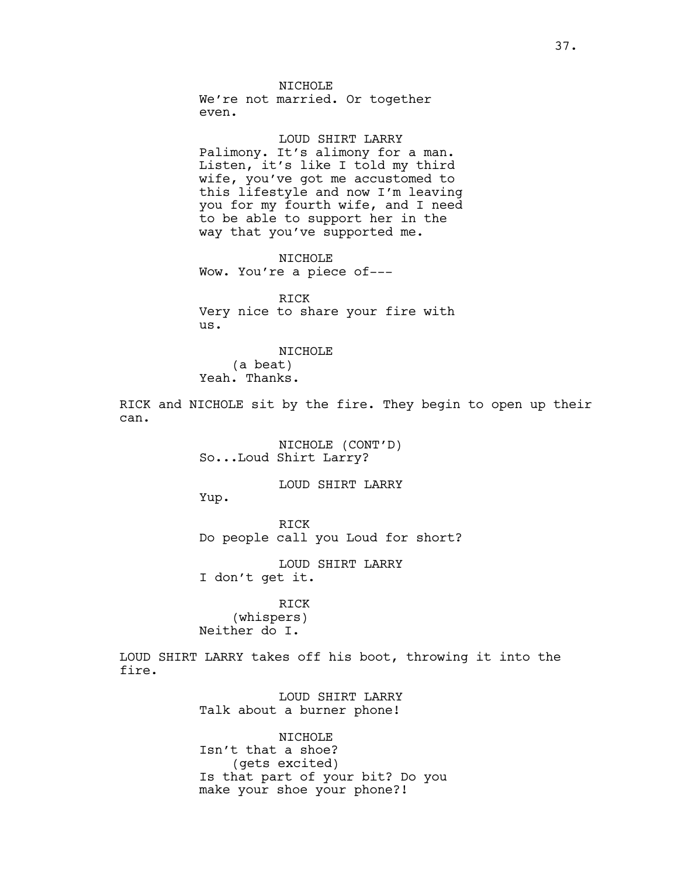NICHOLE
We're not married. Or together even.

LOUD SHIRT LARRY
Palimony. It's alimony for a man. Listen, it's like I told my third wife, you've got me accustomed to this lifestyle and now I'm leaving you for my fourth wife, and I need to be able to support her in the way that you've supported me.

NICHOLE
Wow. You're a piece of---

RICK
Very nice to share your fire with us.

NICHOLE
(a beat)
Yeah. Thanks.

RICK and NICHOLE sit by the fire. They begin to open up their can.

NICHOLE (CONT'D)
So...Loud Shirt Larry?

LOUD SHIRT LARRY
Yup.

RICK
Do people call you Loud for short?

LOUD SHIRT LARRY
I don't get it.

RICK
(whispers)
Neither do I.

LOUD SHIRT LARRY takes off his boot, throwing it into the fire.

LOUD SHIRT LARRY
Talk about a burner phone!

NICHOLE
Isn't that a shoe?
(gets excited)
Is that part of your bit? Do you make your shoe your phone?!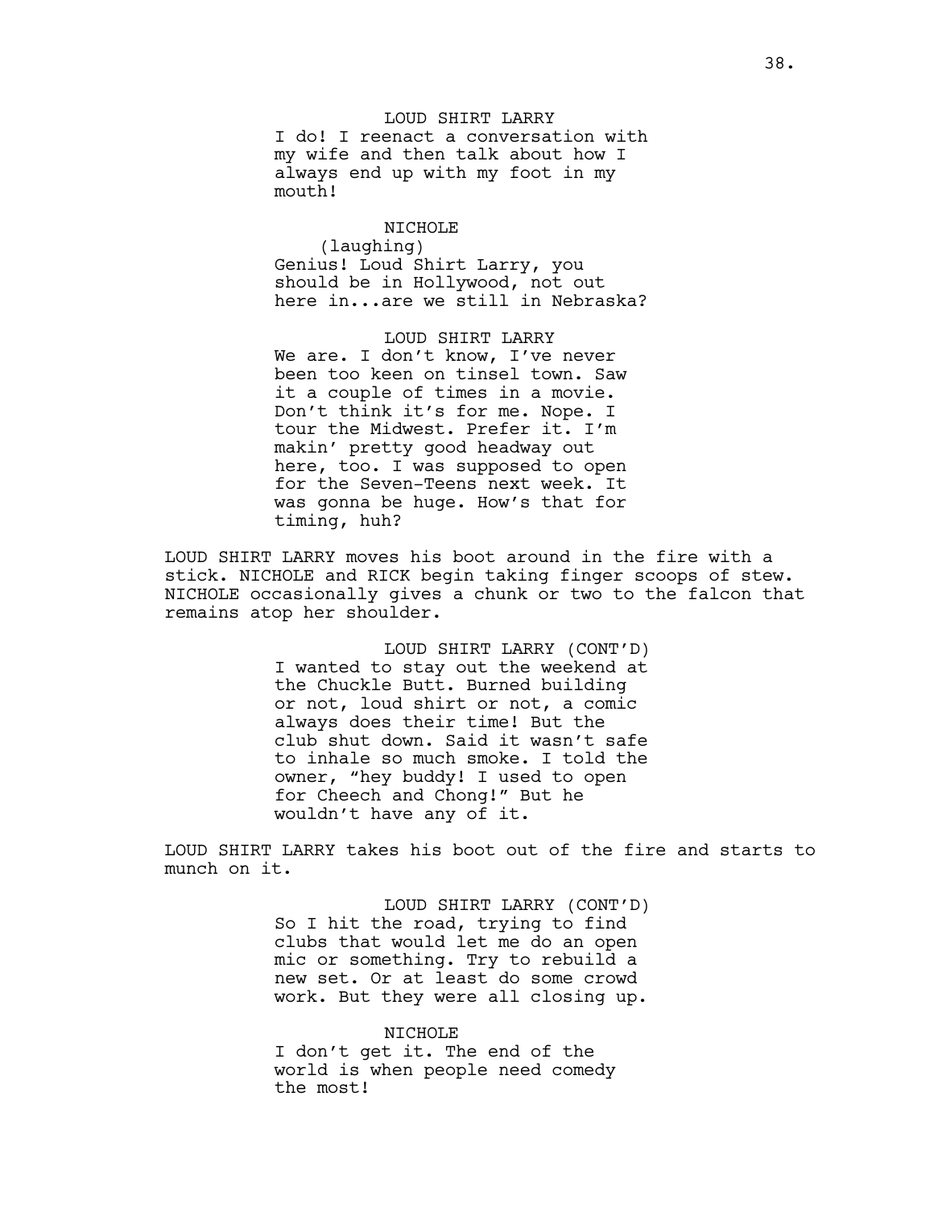LOUD SHIRT LARRY

I do! I reenact a conversation with my wife and then talk about how I always end up with my foot in my mouth!

NICHOLE

(laughing)

Genius! Loud Shirt Larry, you should be in Hollywood, not out here in...are we still in Nebraska?

LOUD SHIRT LARRY

We are. I don't know, I've never been too keen on tinsel town. Saw it a couple of times in a movie. Don't think it's for me. Nope. I tour the Midwest. Prefer it. I'm makin' pretty good headway out here, too. I was supposed to open for the Seven-Teens next week. It was gonna be huge. How's that for timing, huh?

LOUD SHIRT LARRY moves his boot around in the fire with a stick. NICHOLE and RICK begin taking finger scoops of stew. NICHOLE occasionally gives a chunk or two to the falcon that remains atop her shoulder.

LOUD SHIRT LARRY (CONT'D)

I wanted to stay out the weekend at the Chuckle Butt. Burned building or not, loud shirt or not, a comic always does their time! But the club shut down. Said it wasn't safe to inhale so much smoke. I told the owner, "hey buddy! I used to open for Cheech and Chong!" But he wouldn't have any of it.

LOUD SHIRT LARRY takes his boot out of the fire and starts to munch on it.

LOUD SHIRT LARRY (CONT'D)

So I hit the road, trying to find clubs that would let me do an open mic or something. Try to rebuild a new set. Or at least do some crowd work. But they were all closing up.

NICHOLE

I don't get it. The end of the world is when people need comedy the most!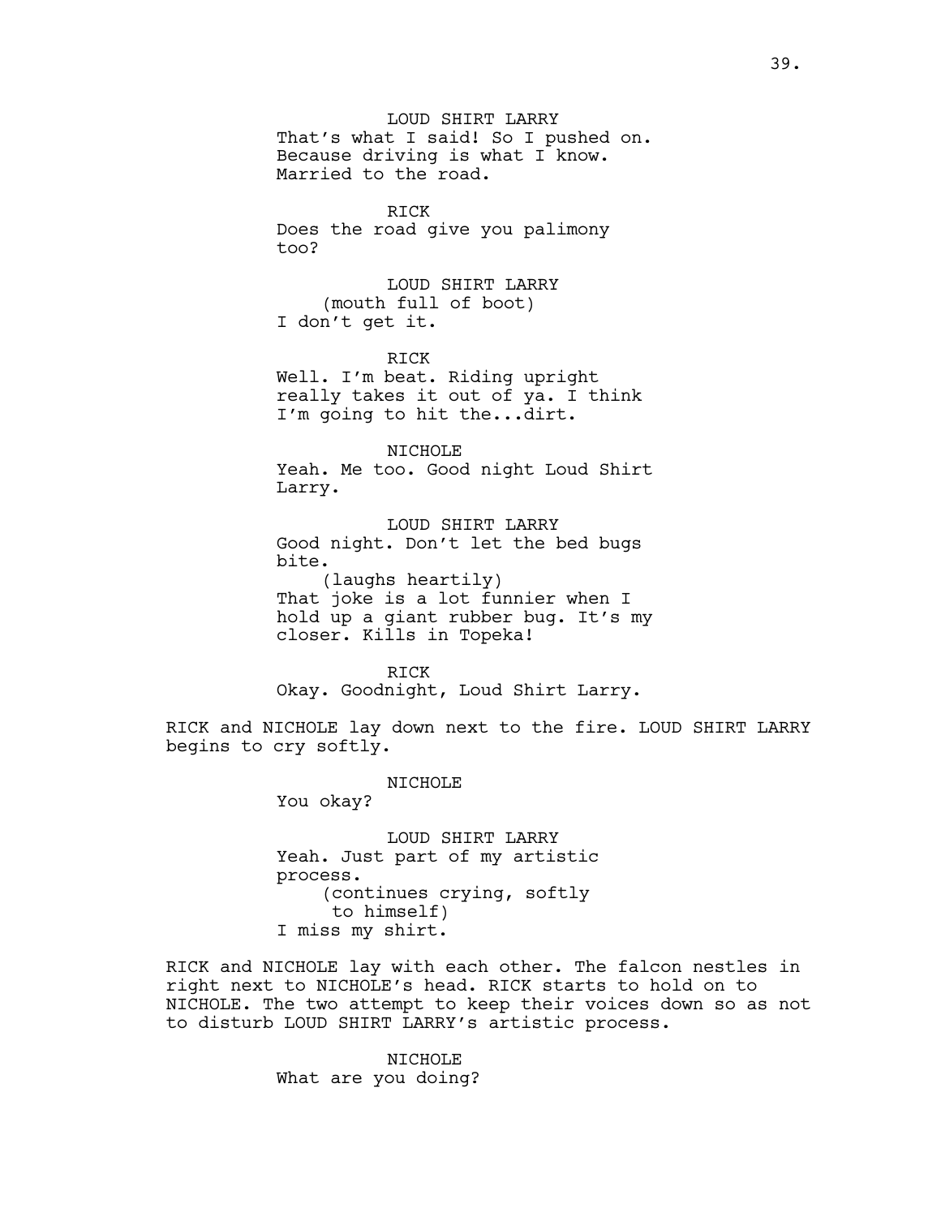LOUD SHIRT LARRY
That's what I said! So I pushed on. Because driving is what I know. Married to the road.

RICK
Does the road give you palimony too?

LOUD SHIRT LARRY
(mouth full of boot)
I don't get it.

RICK
Well. I'm beat. Riding upright really takes it out of ya. I think I'm going to hit the...dirt.

NICHOLE
Yeah. Me too. Good night Loud Shirt Larry.

LOUD SHIRT LARRY
Good night. Don't let the bed bugs bite.
(laughs heartily)
That joke is a lot funnier when I hold up a giant rubber bug. It's my closer. Kills in Topeka!

RICK
Okay. Goodnight, Loud Shirt Larry.

RICK and NICHOLE lay down next to the fire. LOUD SHIRT LARRY begins to cry softly.

NICHOLE
You okay?

LOUD SHIRT LARRY
Yeah. Just part of my artistic process.
(continues crying, softly to himself)
I miss my shirt.

RICK and NICHOLE lay with each other. The falcon nestles in right next to NICHOLE's head. RICK starts to hold on to NICHOLE. The two attempt to keep their voices down so as not to disturb LOUD SHIRT LARRY's artistic process.

NICHOLE
What are you doing?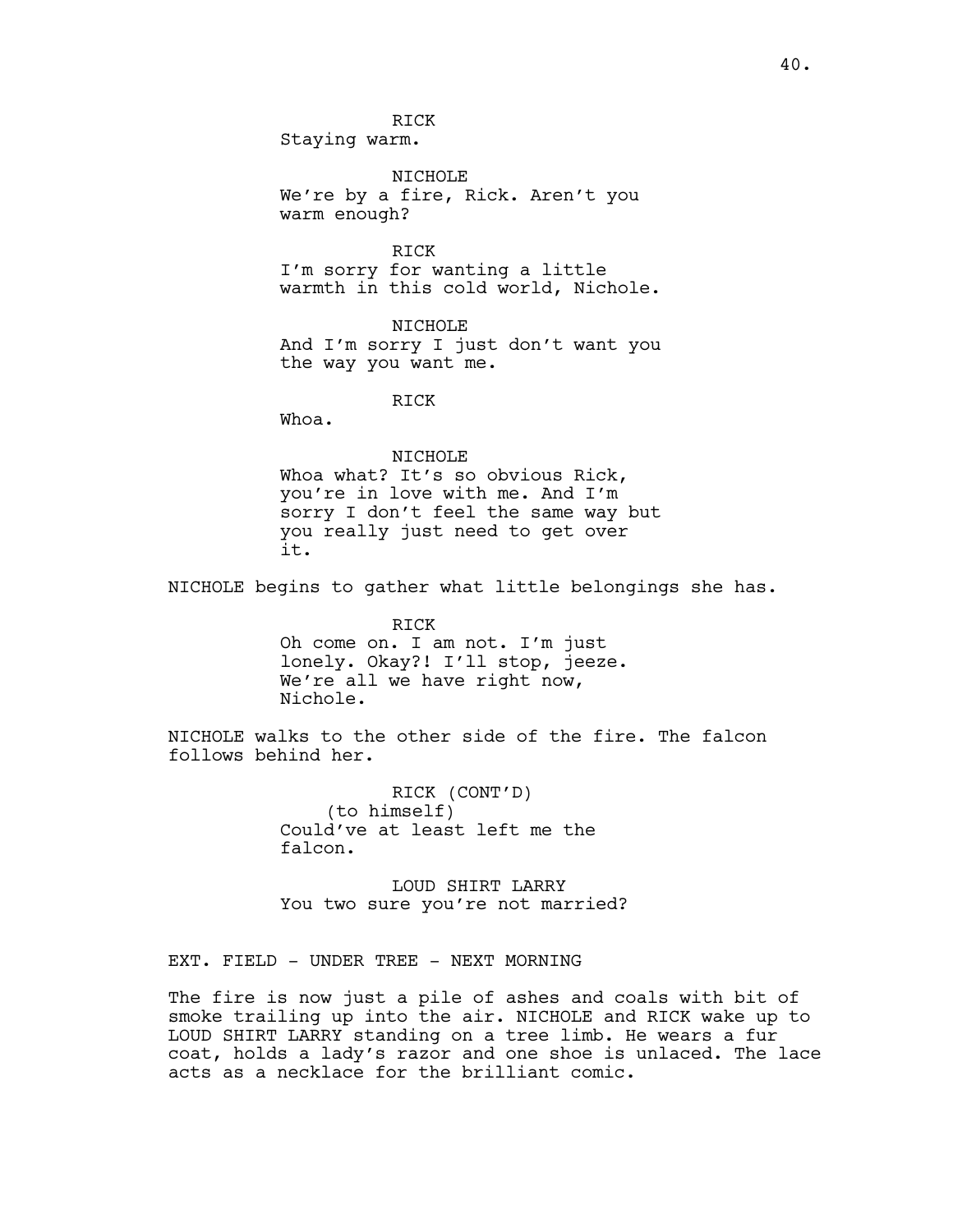RICK
Staying warm.

NICHOLE
We're by a fire, Rick. Aren't you warm enough?

RICK
I'm sorry for wanting a little warmth in this cold world, Nichole.

NICHOLE
And I'm sorry I just don't want you the way you want me.

RICK
Whoa.

NICHOLE
Whoa what? It's so obvious Rick, you're in love with me. And I'm sorry I don't feel the same way but you really just need to get over it.

NICHOLE begins to gather what little belongings she has.

RICK
Oh come on. I am not. I'm just lonely. Okay?! I'll stop, jeeze. We're all we have right now, Nichole.

NICHOLE walks to the other side of the fire. The falcon follows behind her.

RICK (CONT'D)
(to himself)
Could've at least left me the falcon.

LOUD SHIRT LARRY
You two sure you're not married?

EXT. FIELD - UNDER TREE - NEXT MORNING

The fire is now just a pile of ashes and coals with bit of smoke trailing up into the air. NICHOLE and RICK wake up to LOUD SHIRT LARRY standing on a tree limb. He wears a fur coat, holds a lady's razor and one shoe is unlaced. The lace acts as a necklace for the brilliant comic.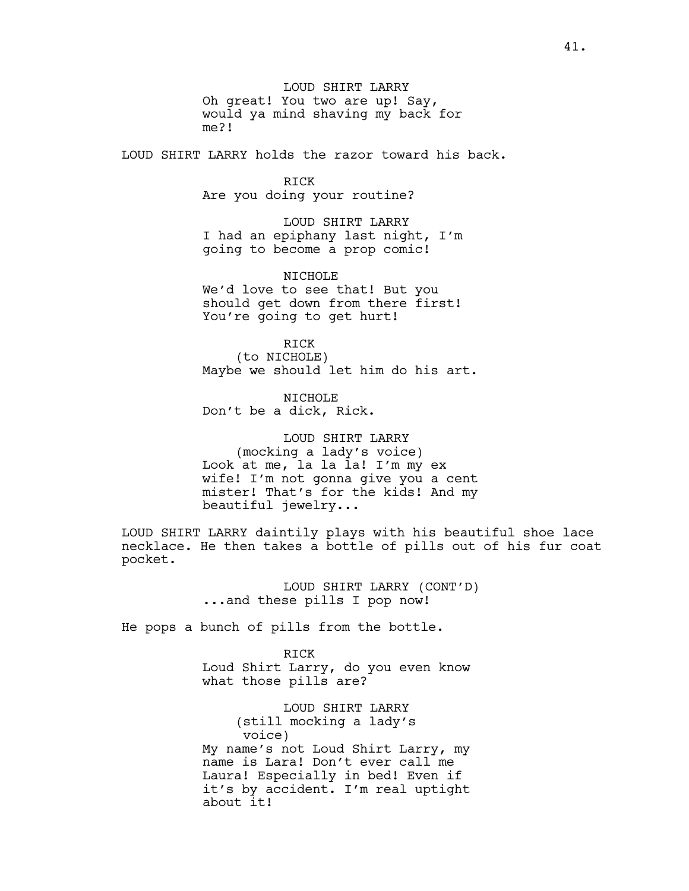LOUD SHIRT LARRY
Oh great! You two are up! Say, would ya mind shaving my back for me?!

LOUD SHIRT LARRY holds the razor toward his back.

RICK
Are you doing your routine?

LOUD SHIRT LARRY
I had an epiphany last night, I'm going to become a prop comic!

NICHOLE
We'd love to see that! But you should get down from there first! You're going to get hurt!

RICK
(to NICHOLE)
Maybe we should let him do his art.

NICHOLE
Don't be a dick, Rick.

LOUD SHIRT LARRY
(mocking a lady's voice)
Look at me, la la la! I'm my ex wife! I'm not gonna give you a cent mister! That's for the kids! And my beautiful jewelry...

LOUD SHIRT LARRY daintily plays with his beautiful shoe lace necklace. He then takes a bottle of pills out of his fur coat pocket.

LOUD SHIRT LARRY (CONT'D)
...and these pills I pop now!

He pops a bunch of pills from the bottle.

RICK
Loud Shirt Larry, do you even know what those pills are?

LOUD SHIRT LARRY
(still mocking a lady's voice)
My name's not Loud Shirt Larry, my name is Lara! Don't ever call me Laura! Especially in bed! Even if it's by accident. I'm real uptight about it!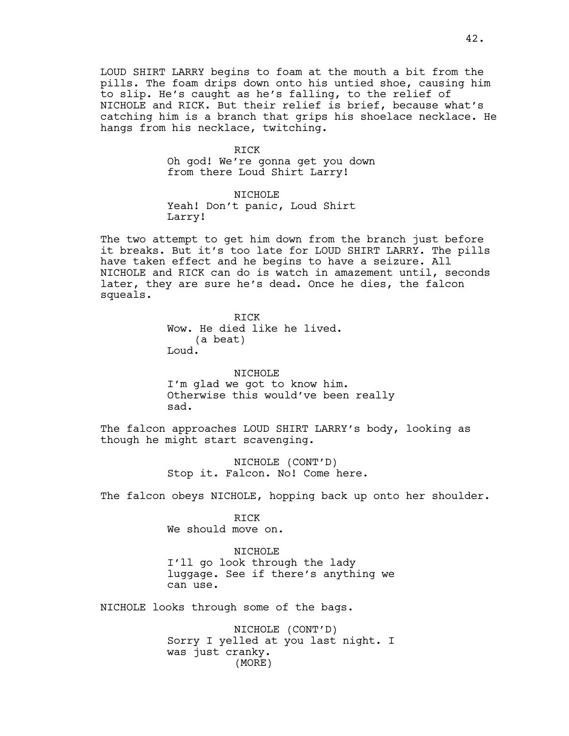LOUD SHIRT LARRY begins to foam at the mouth a bit from the pills. The foam drips down onto his untied shoe, causing him to slip. He's caught as he's falling, to the relief of NICHOLE and RICK. But their relief is brief, because what's catching him is a branch that grips his shoelace necklace. He hangs from his necklace, twitching.

RICK
Oh god! We're gonna get you down from there Loud Shirt Larry!

NICHOLE
Yeah! Don't panic, Loud Shirt Larry!

The two attempt to get him down from the branch just before it breaks. But it's too late for LOUD SHIRT LARRY. The pills have taken effect and he begins to have a seizure. All NICHOLE and RICK can do is watch in amazement until, seconds later, they are sure he's dead. Once he dies, the falcon squeals.

RICK
Wow. He died like he lived.
(a beat)
Loud.

NICHOLE
I'm glad we got to know him. Otherwise this would've been really sad.

The falcon approaches LOUD SHIRT LARRY's body, looking as though he might start scavenging.

NICHOLE (CONT'D)
Stop it. Falcon. No! Come here.

The falcon obeys NICHOLE, hopping back up onto her shoulder.

RICK
We should move on.

NICHOLE
I'll go look through the lady luggage. See if there's anything we can use.

NICHOLE looks through some of the bags.

NICHOLE (CONT'D)
Sorry I yelled at you last night. I was just cranky.
(MORE)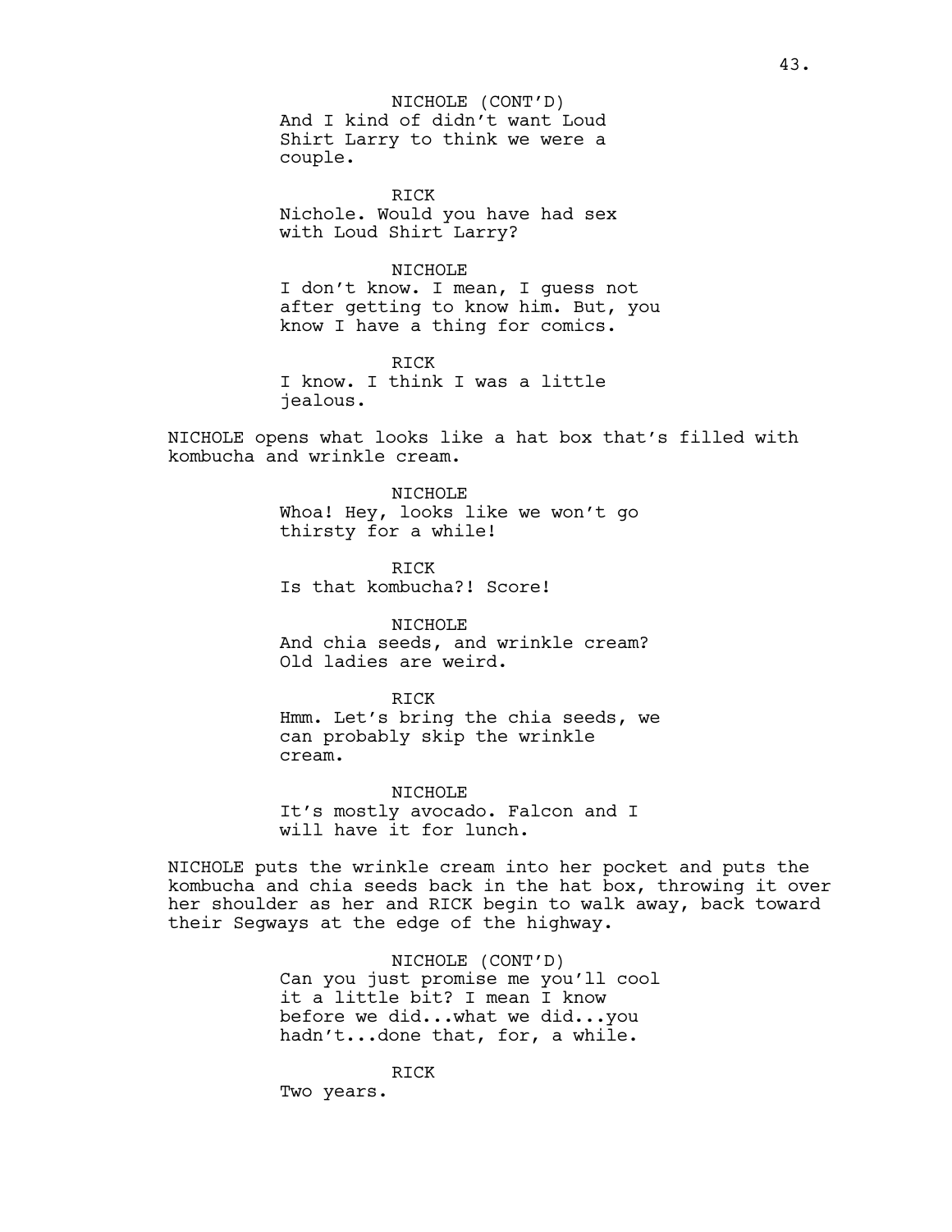NICHOLE (CONT'D)
And I kind of didn't want Loud Shirt Larry to think we were a couple.

RICK
Nichole. Would you have had sex with Loud Shirt Larry?

NICHOLE
I don't know. I mean, I guess not after getting to know him. But, you know I have a thing for comics.

RICK
I know. I think I was a little jealous.

NICHOLE opens what looks like a hat box that's filled with kombucha and wrinkle cream.

NICHOLE
Whoa! Hey, looks like we won't go thirsty for a while!

RICK
Is that kombucha?! Score!

NICHOLE
And chia seeds, and wrinkle cream? Old ladies are weird.

RICK
Hmm. Let's bring the chia seeds, we can probably skip the wrinkle cream.

NICHOLE
It's mostly avocado. Falcon and I will have it for lunch.

NICHOLE puts the wrinkle cream into her pocket and puts the kombucha and chia seeds back in the hat box, throwing it over her shoulder as her and RICK begin to walk away, back toward their Segways at the edge of the highway.

NICHOLE (CONT'D)
Can you just promise me you'll cool it a little bit? I mean I know before we did...what we did...you hadn't...done that, for, a while.

RICK
Two years.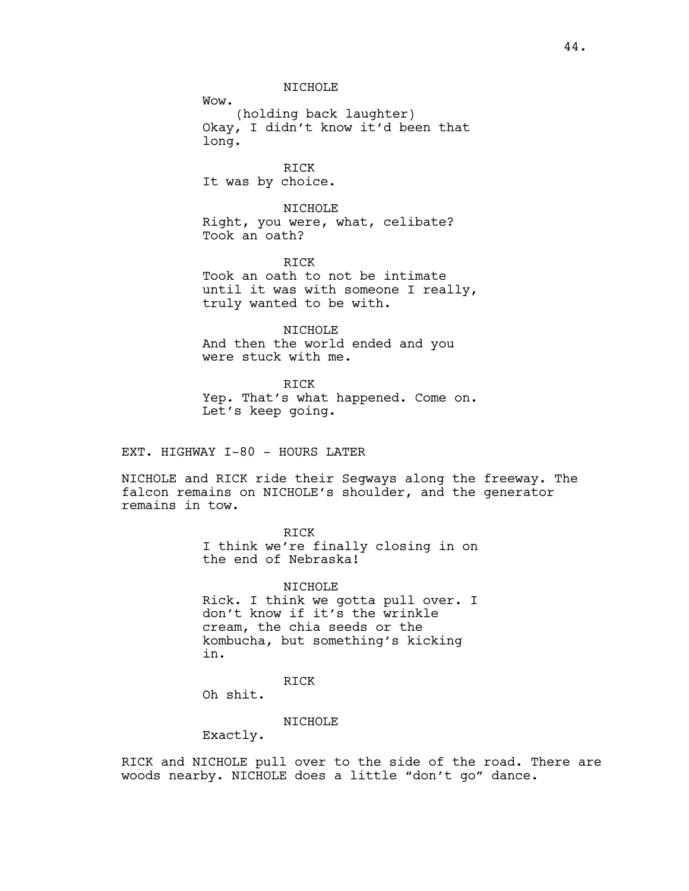NICHOLE

Wow.

(holding back laughter)

Okay, I didn't know it'd been that long.

RICK

It was by choice.

NICHOLE

Right, you were, what, celibate? Took an oath?

RICK

Took an oath to not be intimate until it was with someone I really, truly wanted to be with.

NICHOLE

And then the world ended and you were stuck with me.

RICK

Yep. That's what happened. Come on. Let's keep going.

EXT. HIGHWAY I-80 - HOURS LATER

NICHOLE and RICK ride their Segways along the freeway. The falcon remains on NICHOLE's shoulder, and the generator remains in tow.

RICK

I think we're finally closing in on the end of Nebraska!

NICHOLE

Rick. I think we gotta pull over. I don't know if it's the wrinkle cream, the chia seeds or the kombucha, but something's kicking in.

RICK

Oh shit.

NICHOLE

Exactly.

RICK and NICHOLE pull over to the side of the road. There are woods nearby. NICHOLE does a little "don't go" dance.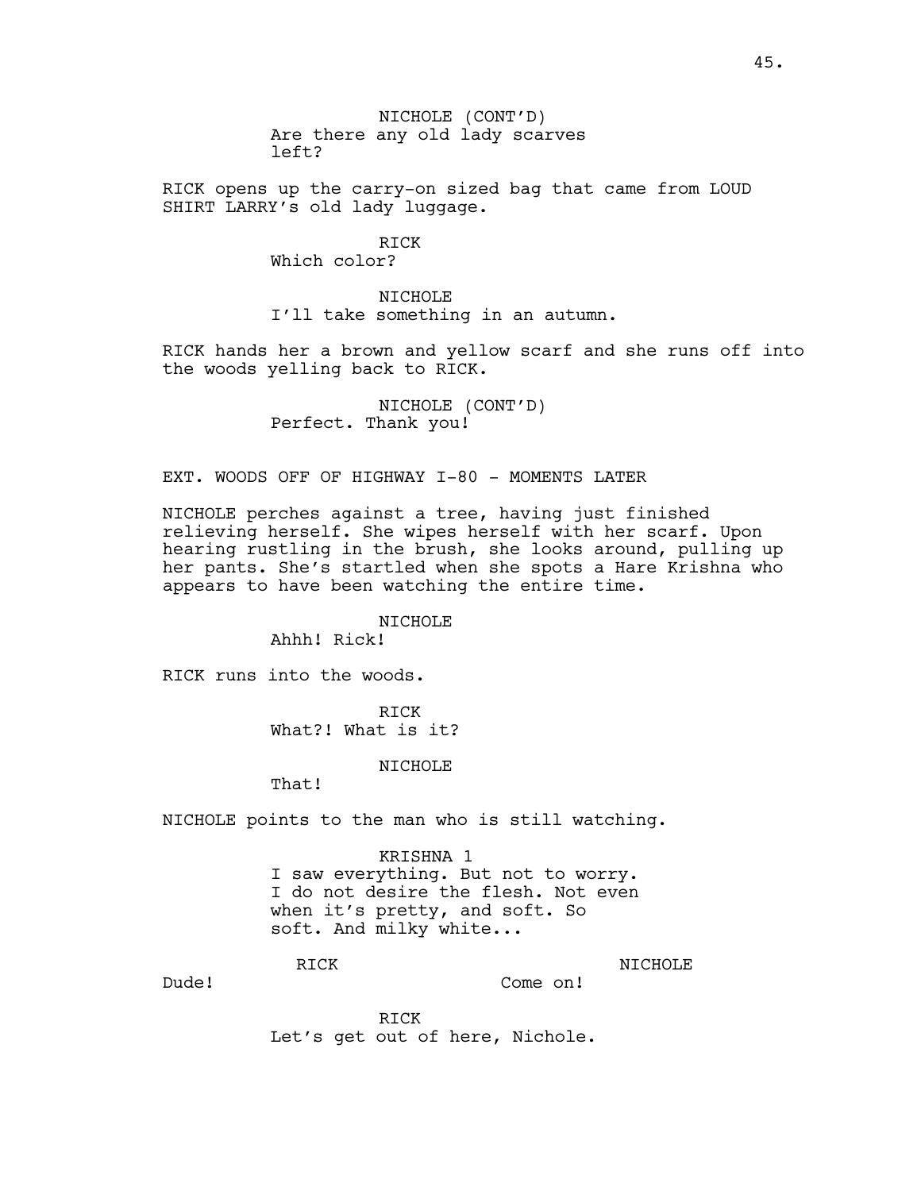NICHOLE (CONT'D)
Are there any old lady scarves left?

RICK opens up the carry-on sized bag that came from LOUD SHIRT LARRY's old lady luggage.

RICK
Which color?

NICHOLE
I'll take something in an autumn.

RICK hands her a brown and yellow scarf and she runs off into the woods yelling back to RICK.

NICHOLE (CONT'D)
Perfect. Thank you!

EXT. WOODS OFF OF HIGHWAY I-80 - MOMENTS LATER

NICHOLE perches against a tree, having just finished relieving herself. She wipes herself with her scarf. Upon hearing rustling in the brush, she looks around, pulling up her pants. She's startled when she spots a Hare Krishna who appears to have been watching the entire time.

NICHOLE
Ahhh! Rick!

RICK runs into the woods.

RICK
What?! What is it?

NICHOLE
That!

NICHOLE points to the man who is still watching.

KRISHNA 1
I saw everything. But not to worry. I do not desire the flesh. Not even when it's pretty, and soft. So soft. And milky white...

RICK
Dude!

NICHOLE
Come on!

RICK
Let's get out of here, Nichole.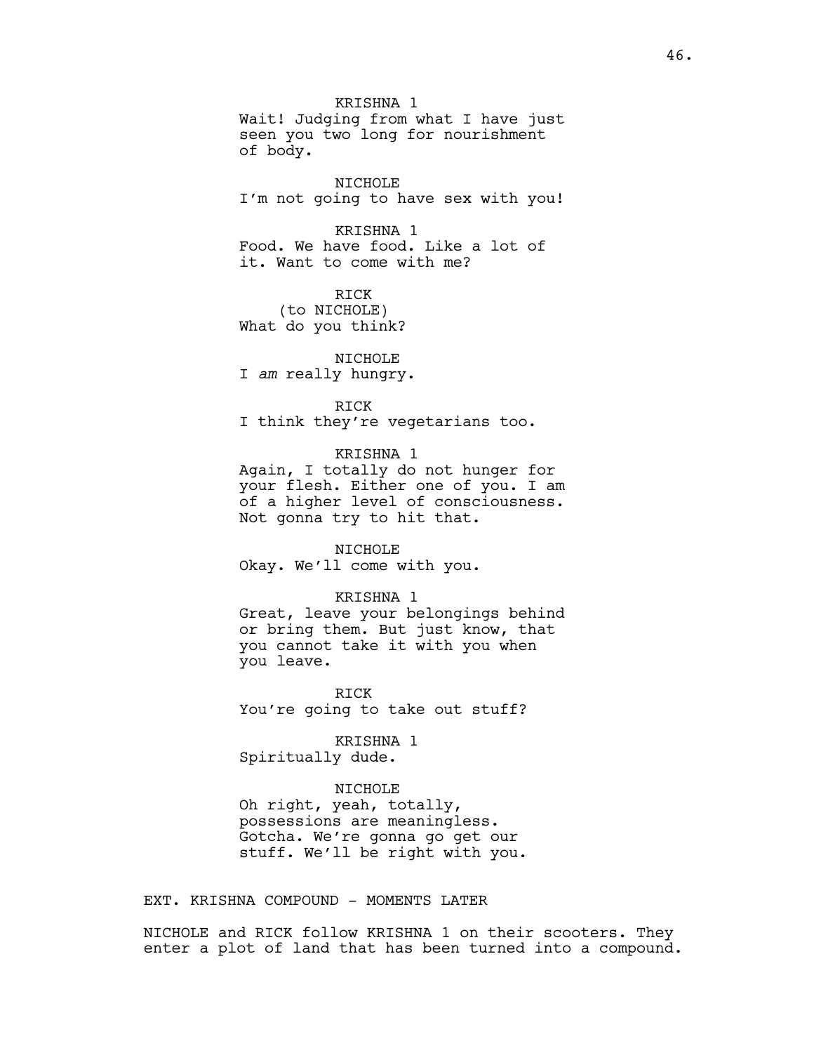KRISHNA 1
Wait! Judging from what I have just seen you two long for nourishment of body.

NICHOLE
I'm not going to have sex with you!

KRISHNA 1
Food. We have food. Like a lot of it. Want to come with me?

RICK
(to NICHOLE)
What do you think?

NICHOLE
I *am* really hungry.

RICK
I think they're vegetarians too.

KRISHNA 1
Again, I totally do not hunger for your flesh. Either one of you. I am of a higher level of consciousness. Not gonna try to hit that.

NICHOLE
Okay. We'll come with you.

KRISHNA 1
Great, leave your belongings behind or bring them. But just know, that you cannot take it with you when you leave.

RICK
You're going to take out stuff?

KRISHNA 1
Spiritually dude.

NICHOLE
Oh right, yeah, totally, possessions are meaningless. Gotcha. We're gonna go get our stuff. We'll be right with you.

EXT. KRISHNA COMPOUND - MOMENTS LATER

NICHOLE and RICK follow KRISHNA 1 on their scooters. They enter a plot of land that has been turned into a compound.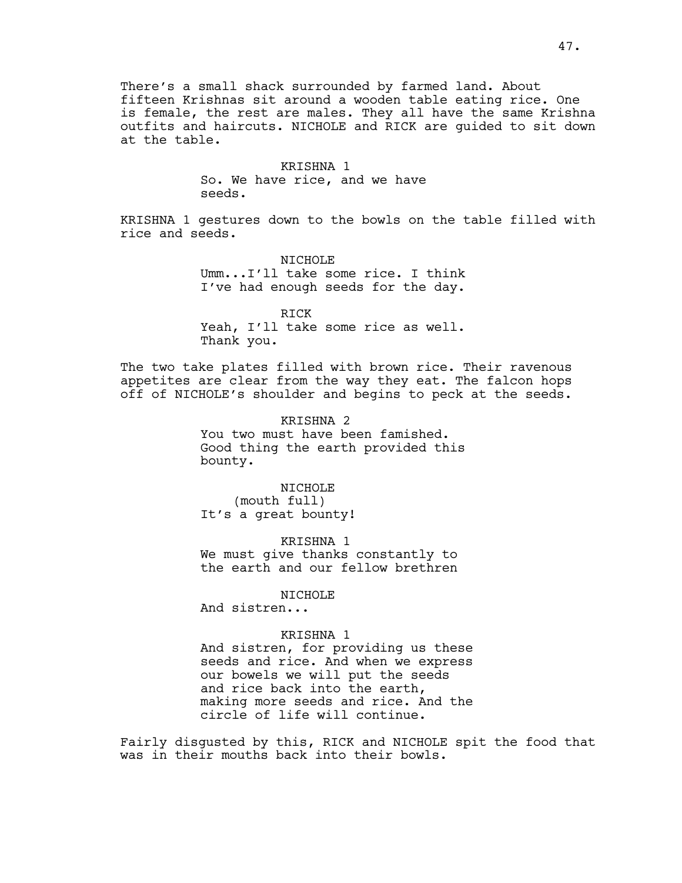There's a small shack surrounded by farmed land. About fifteen Krishnas sit around a wooden table eating rice. One is female, the rest are males. They all have the same Krishna outfits and haircuts. NICHOLE and RICK are guided to sit down at the table.

KRISHNA 1

So. We have rice, and we have seeds.

KRISHNA 1 gestures down to the bowls on the table filled with rice and seeds.

NICHOLE

Umm...I'll take some rice. I think I've had enough seeds for the day.

RICK

Yeah, I'll take some rice as well. Thank you.

The two take plates filled with brown rice. Their ravenous appetites are clear from the way they eat. The falcon hops off of NICHOLE's shoulder and begins to peck at the seeds.

KRISHNA 2

You two must have been famished. Good thing the earth provided this bounty.

NICHOLE

(mouth full)

It's a great bounty!

KRISHNA 1

We must give thanks constantly to the earth and our fellow brethren

NICHOLE

And sistren...

KRISHNA 1

And sistren, for providing us these seeds and rice. And when we express our bowels we will put the seeds and rice back into the earth, making more seeds and rice. And the circle of life will continue.

Fairly disgusted by this, RICK and NICHOLE spit the food that was in their mouths back into their bowls.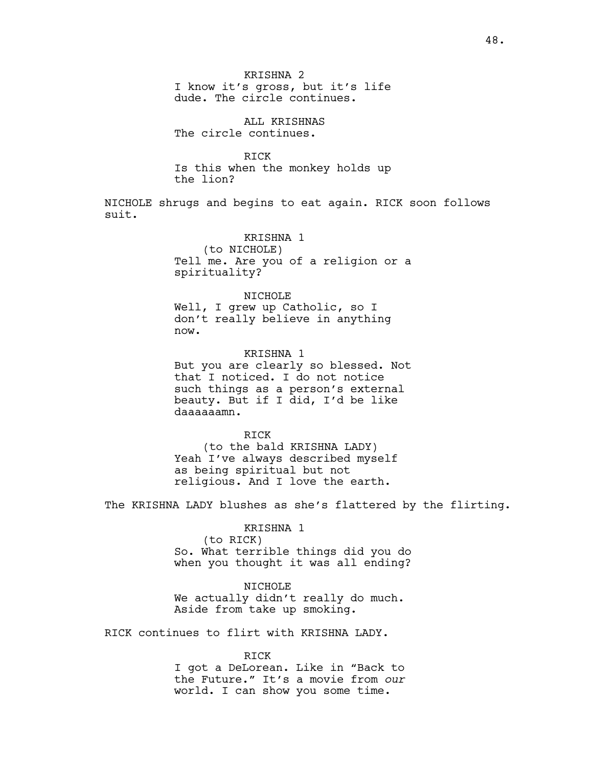KRISHNA 2
I know it's gross, but it's life dude. The circle continues.

ALL KRISHNAS
The circle continues.

RICK
Is this when the monkey holds up the lion?

NICHOLE shrugs and begins to eat again. RICK soon follows suit.

KRISHNA 1
(to NICHOLE)
Tell me. Are you of a religion or a spirituality?

NICHOLE
Well, I grew up Catholic, so I don't really believe in anything now.

KRISHNA 1
But you are clearly so blessed. Not that I noticed. I do not notice such things as a person's external beauty. But if I did, I'd be like daaaaaamn.

RICK
(to the bald KRISHNA LADY)
Yeah I've always described myself as being spiritual but not religious. And I love the earth.

The KRISHNA LADY blushes as she's flattered by the flirting.

KRISHNA 1
(to RICK)
So. What terrible things did you do when you thought it was all ending?

NICHOLE
We actually didn't really do much. Aside from take up smoking.

RICK continues to flirt with KRISHNA LADY.

RICK
I got a DeLorean. Like in "Back to the Future." It's a movie from *our* world. I can show you some time.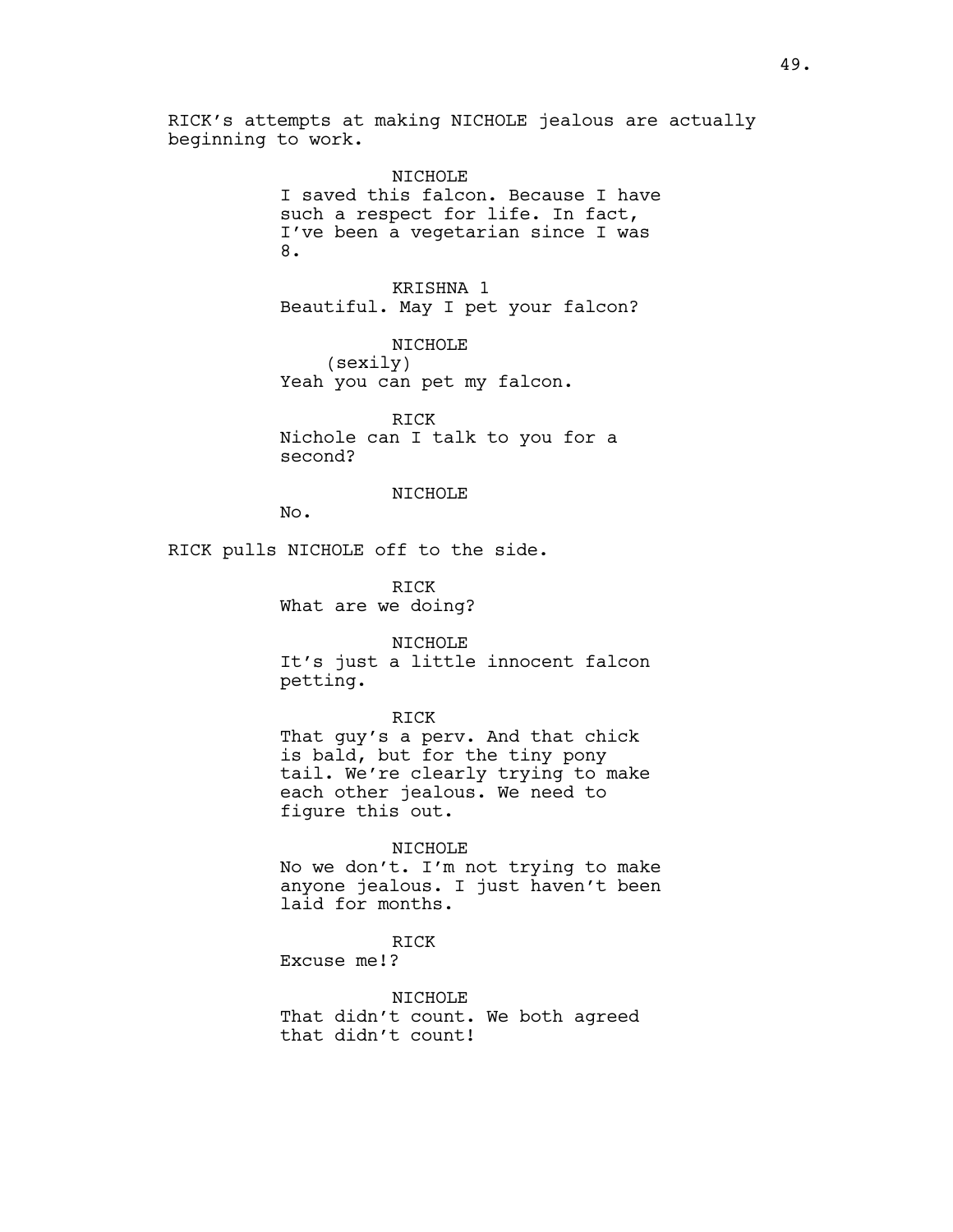RICK's attempts at making NICHOLE jealous are actually beginning to work.

NICHOLE
I saved this falcon. Because I have such a respect for life. In fact, I've been a vegetarian since I was 8.

KRISHNA 1
Beautiful. May I pet your falcon?

NICHOLE
(sexily)
Yeah you can pet my falcon.

RICK
Nichole can I talk to you for a second?

NICHOLE
No.

RICK pulls NICHOLE off to the side.

RICK
What are we doing?

NICHOLE
It's just a little innocent falcon petting.

RICK
That guy's a perv. And that chick is bald, but for the tiny pony tail. We're clearly trying to make each other jealous. We need to figure this out.

NICHOLE
No we don't. I'm not trying to make anyone jealous. I just haven't been laid for months.

RICK
Excuse me!?

NICHOLE
That didn't count. We both agreed that didn't count!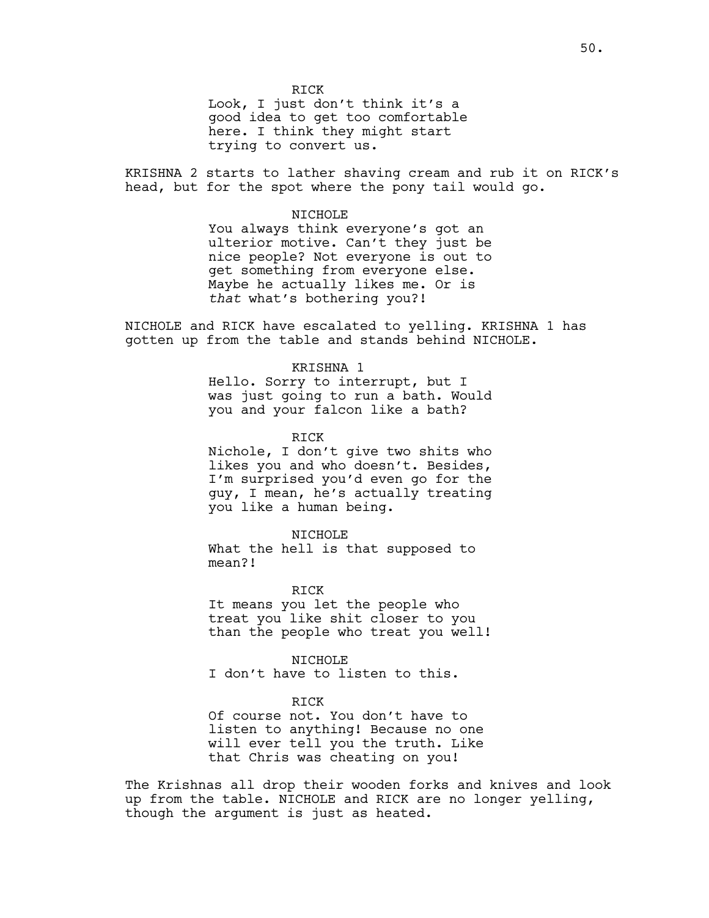RICK
Look, I just don't think it's a good idea to get too comfortable here. I think they might start trying to convert us.

KRISHNA 2 starts to lather shaving cream and rub it on RICK's head, but for the spot where the pony tail would go.

NICHOLE
You always think everyone's got an ulterior motive. Can't they just be nice people? Not everyone is out to get something from everyone else. Maybe he actually likes me. Or is *that* what's bothering you?!

NICHOLE and RICK have escalated to yelling. KRISHNA 1 has gotten up from the table and stands behind NICHOLE.

KRISHNA 1
Hello. Sorry to interrupt, but I was just going to run a bath. Would you and your falcon like a bath?

RICK
Nichole, I don't give two shits who likes you and who doesn't. Besides, I'm surprised you'd even go for the guy, I mean, he's actually treating you like a human being.

NICHOLE
What the hell is that supposed to mean?!

RICK
It means you let the people who treat you like shit closer to you than the people who treat you well!

NICHOLE
I don't have to listen to this.

RICK
Of course not. You don't have to listen to anything! Because no one will ever tell you the truth. Like that Chris was cheating on you!

The Krishnas all drop their wooden forks and knives and look up from the table. NICHOLE and RICK are no longer yelling, though the argument is just as heated.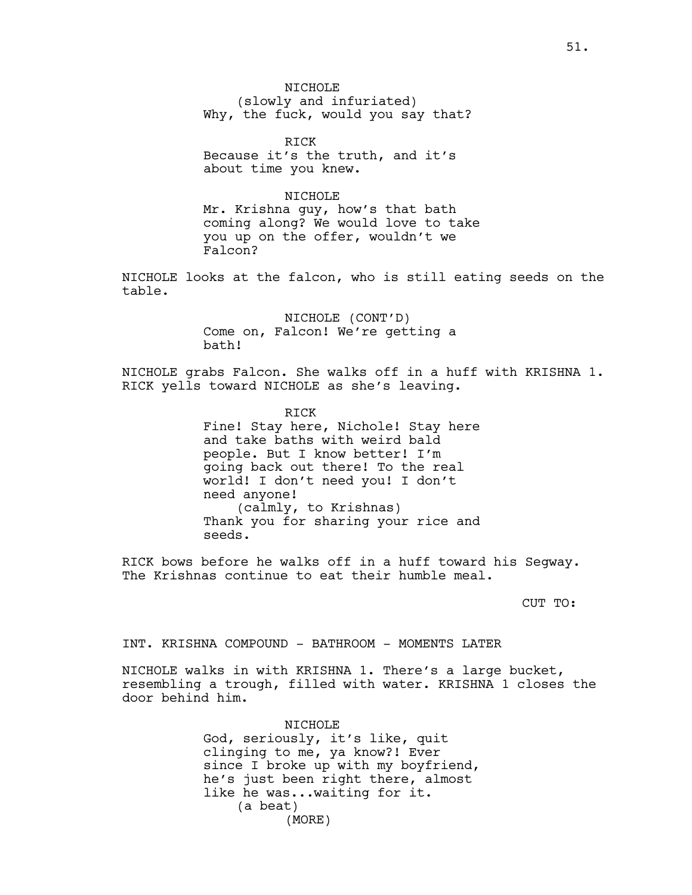NICHOLE
(slowly and infuriated)
Why, the fuck, would you say that?

RICK
Because it's the truth, and it's about time you knew.

NICHOLE
Mr. Krishna guy, how's that bath coming along? We would love to take you up on the offer, wouldn't we Falcon?

NICHOLE looks at the falcon, who is still eating seeds on the table.

NICHOLE (CONT'D)
Come on, Falcon! We're getting a bath!

NICHOLE grabs Falcon. She walks off in a huff with KRISHNA 1. RICK yells toward NICHOLE as she's leaving.

RICK
Fine! Stay here, Nichole! Stay here and take baths with weird bald people. But I know better! I'm going back out there! To the real world! I don't need you! I don't need anyone!
(calmly, to Krishnas)
Thank you for sharing your rice and seeds.

RICK bows before he walks off in a huff toward his Segway. The Krishnas continue to eat their humble meal.

CUT TO:

INT. KRISHNA COMPOUND - BATHROOM - MOMENTS LATER

NICHOLE walks in with KRISHNA 1. There's a large bucket, resembling a trough, filled with water. KRISHNA 1 closes the door behind him.

NICHOLE
God, seriously, it's like, quit clinging to me, ya know?! Ever since I broke up with my boyfriend, he's just been right there, almost like he was...waiting for it.
(a beat)
(MORE)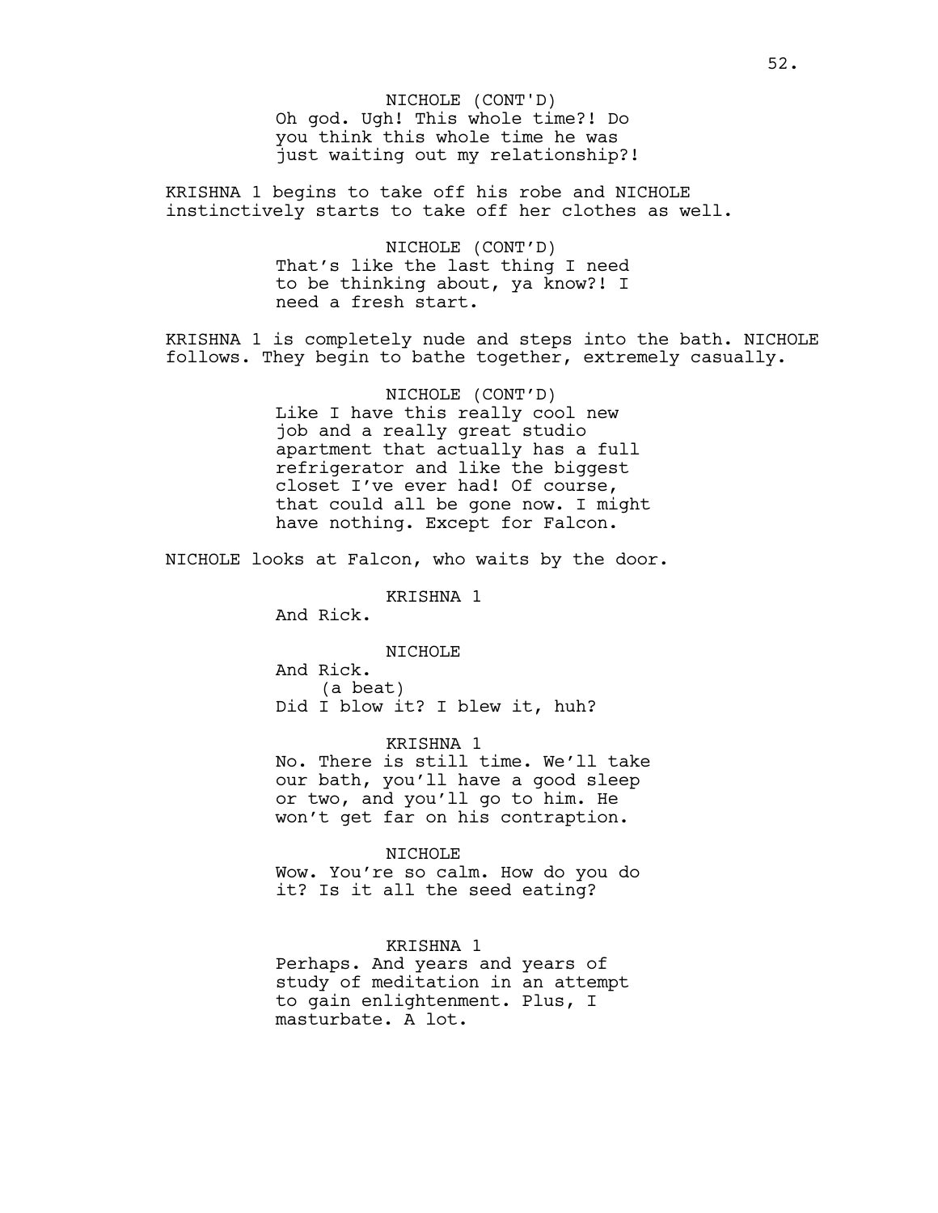NICHOLE (CONT'D)
Oh god. Ugh! This whole time?! Do you think this whole time he was just waiting out my relationship?!

KRISHNA 1 begins to take off his robe and NICHOLE instinctively starts to take off her clothes as well.

NICHOLE (CONT'D)
That's like the last thing I need to be thinking about, ya know?! I need a fresh start.

KRISHNA 1 is completely nude and steps into the bath. NICHOLE follows. They begin to bathe together, extremely casually.

NICHOLE (CONT'D)
Like I have this really cool new job and a really great studio apartment that actually has a full refrigerator and like the biggest closet I've ever had! Of course, that could all be gone now. I might have nothing. Except for Falcon.

NICHOLE looks at Falcon, who waits by the door.

KRISHNA 1
And Rick.

NICHOLE
And Rick.
(a beat)
Did I blow it? I blew it, huh?

KRISHNA 1
No. There is still time. We'll take our bath, you'll have a good sleep or two, and you'll go to him. He won't get far on his contraption.

NICHOLE
Wow. You're so calm. How do you do it? Is it all the seed eating?

KRISHNA 1
Perhaps. And years and years of study of meditation in an attempt to gain enlightenment. Plus, I masturbate. A lot.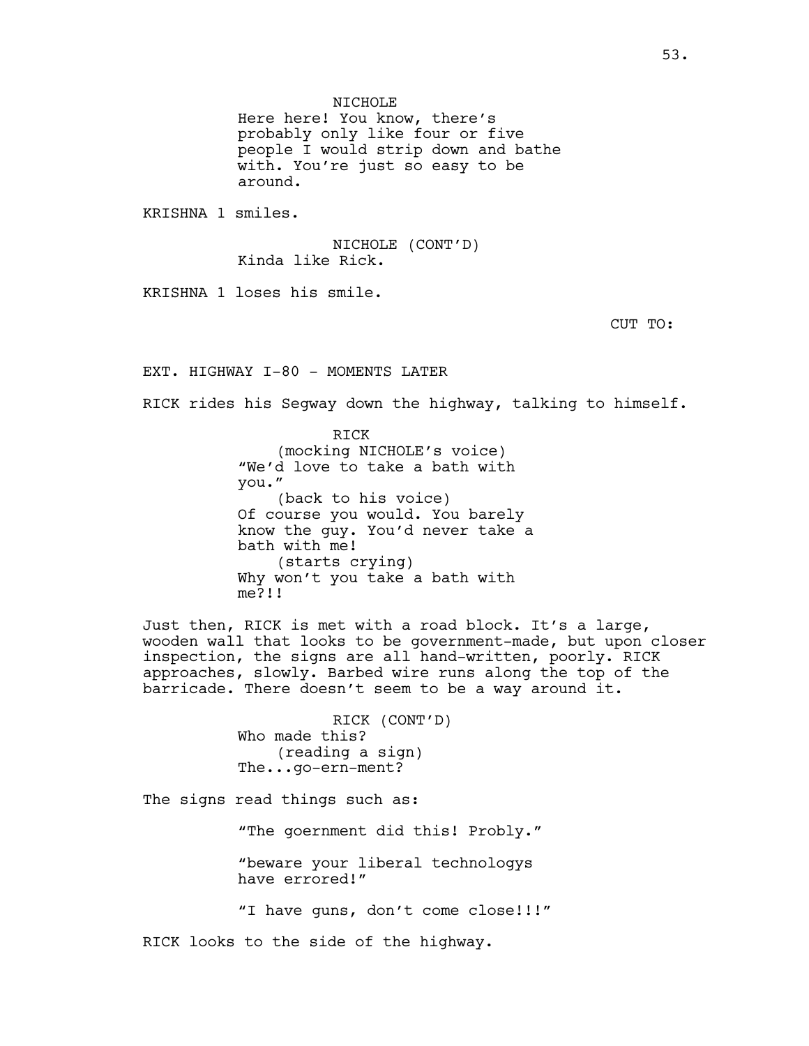NICHOLE
Here here! You know, there's probably only like four or five people I would strip down and bathe with. You're just so easy to be around.

KRISHNA 1 smiles.

NICHOLE (CONT'D)
Kinda like Rick.

KRISHNA 1 loses his smile.

CUT TO:

EXT. HIGHWAY I-80 - MOMENTS LATER

RICK rides his Segway down the highway, talking to himself.

RICK
(mocking NICHOLE's voice)
"We'd love to take a bath with you."
(back to his voice)
Of course you would. You barely know the guy. You'd never take a bath with me!
(starts crying)
Why won't you take a bath with me?!!

Just then, RICK is met with a road block. It's a large, wooden wall that looks to be government-made, but upon closer inspection, the signs are all hand-written, poorly. RICK approaches, slowly. Barbed wire runs along the top of the barricade. There doesn't seem to be a way around it.

RICK (CONT'D)
Who made this?
(reading a sign)
The...go-ern-ment?

The signs read things such as:

"The goernment did this! Probly."

"beware your liberal technologys have errored!"

"I have guns, don't come close!!!"

RICK looks to the side of the highway.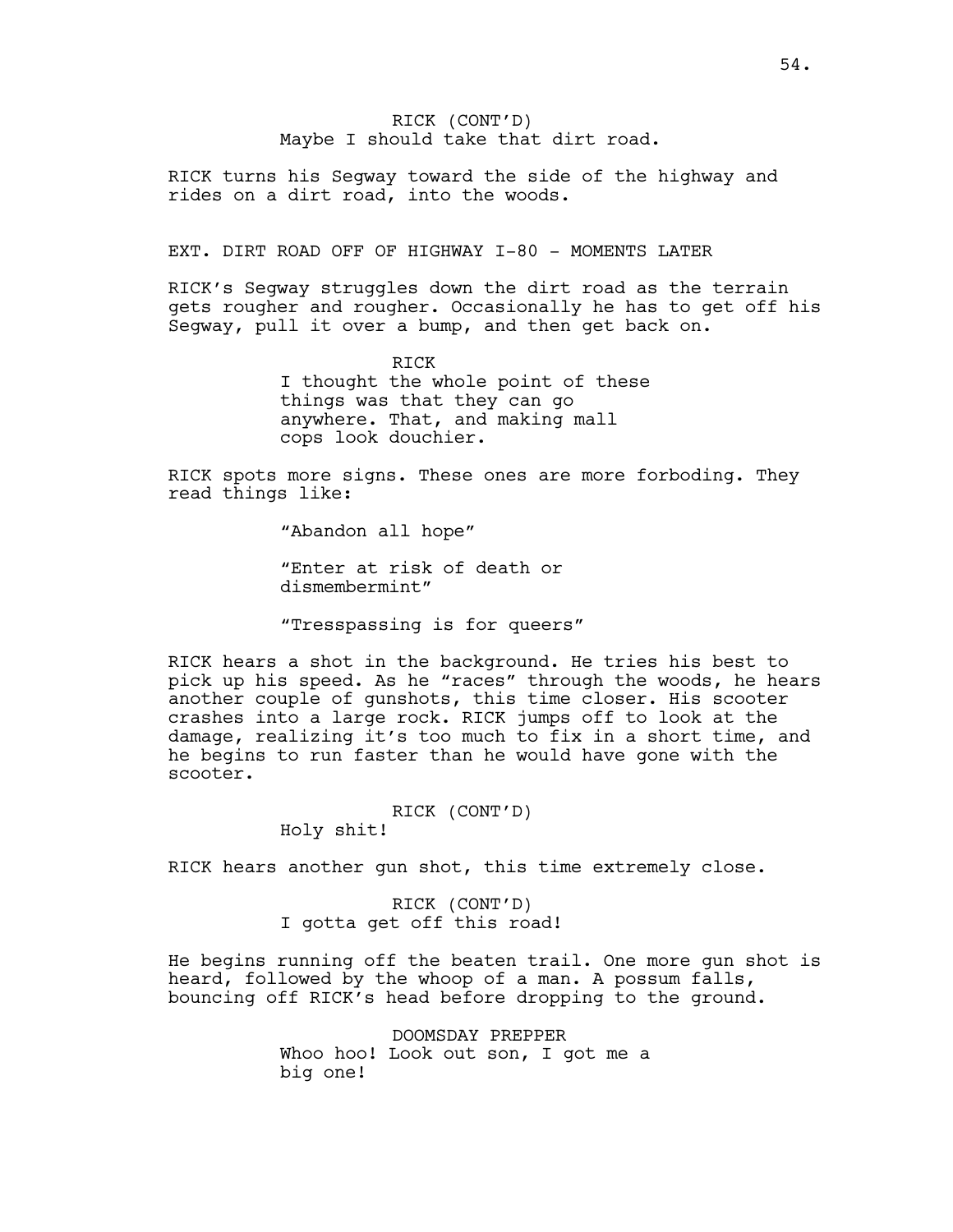RICK (CONT'D)
Maybe I should take that dirt road.

RICK turns his Segway toward the side of the highway and rides on a dirt road, into the woods.

EXT. DIRT ROAD OFF OF HIGHWAY I-80 - MOMENTS LATER

RICK's Segway struggles down the dirt road as the terrain gets rougher and rougher. Occasionally he has to get off his Segway, pull it over a bump, and then get back on.

RICK
I thought the whole point of these things was that they can go anywhere. That, and making mall cops look douchier.

RICK spots more signs. These ones are more forboding. They read things like:

"Abandon all hope"

"Enter at risk of death or dismembermint"

"Tresspassing is for queers"

RICK hears a shot in the background. He tries his best to pick up his speed. As he "races" through the woods, he hears another couple of gunshots, this time closer. His scooter crashes into a large rock. RICK jumps off to look at the damage, realizing it's too much to fix in a short time, and he begins to run faster than he would have gone with the scooter.

RICK (CONT'D)
Holy shit!

RICK hears another gun shot, this time extremely close.

RICK (CONT'D)
I gotta get off this road!

He begins running off the beaten trail. One more gun shot is heard, followed by the whoop of a man. A possum falls, bouncing off RICK's head before dropping to the ground.

DOOMSDAY PREPPER
Whoo hoo! Look out son, I got me a big one!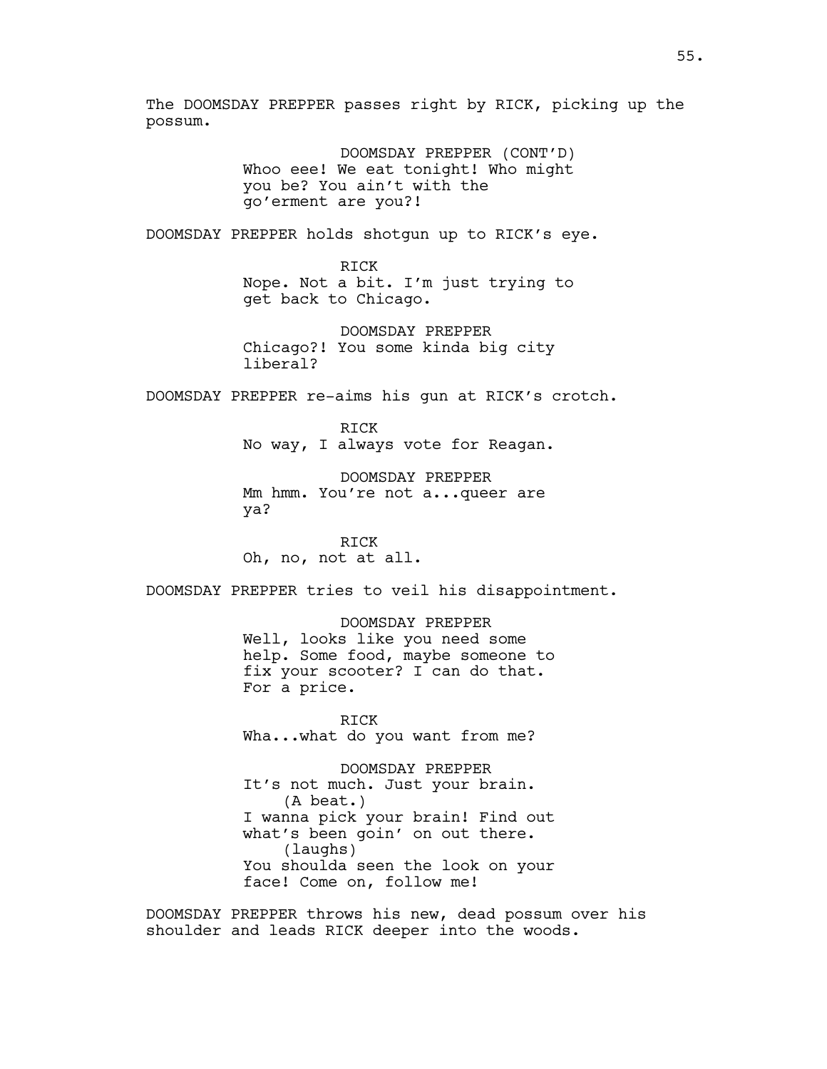The DOOMSDAY PREPPER passes right by RICK, picking up the possum.

DOOMSDAY PREPPER (CONT'D)
Whoo eee! We eat tonight! Who might you be? You ain't with the go'erment are you?!

DOOMSDAY PREPPER holds shotgun up to RICK's eye.

RICK
Nope. Not a bit. I'm just trying to get back to Chicago.

DOOMSDAY PREPPER
Chicago?! You some kinda big city liberal?

DOOMSDAY PREPPER re-aims his gun at RICK's crotch.

RICK
No way, I always vote for Reagan.

DOOMSDAY PREPPER
Mm hmm. You're not a...queer are ya?

RICK
Oh, no, not at all.

DOOMSDAY PREPPER tries to veil his disappointment.

DOOMSDAY PREPPER
Well, looks like you need some help. Some food, maybe someone to fix your scooter? I can do that. For a price.

RICK
Wha...what do you want from me?

DOOMSDAY PREPPER
It's not much. Just your brain.
(A beat.)
I wanna pick your brain! Find out what's been goin' on out there.
(laughs)
You shoulda seen the look on your face! Come on, follow me!

DOOMSDAY PREPPER throws his new, dead possum over his shoulder and leads RICK deeper into the woods.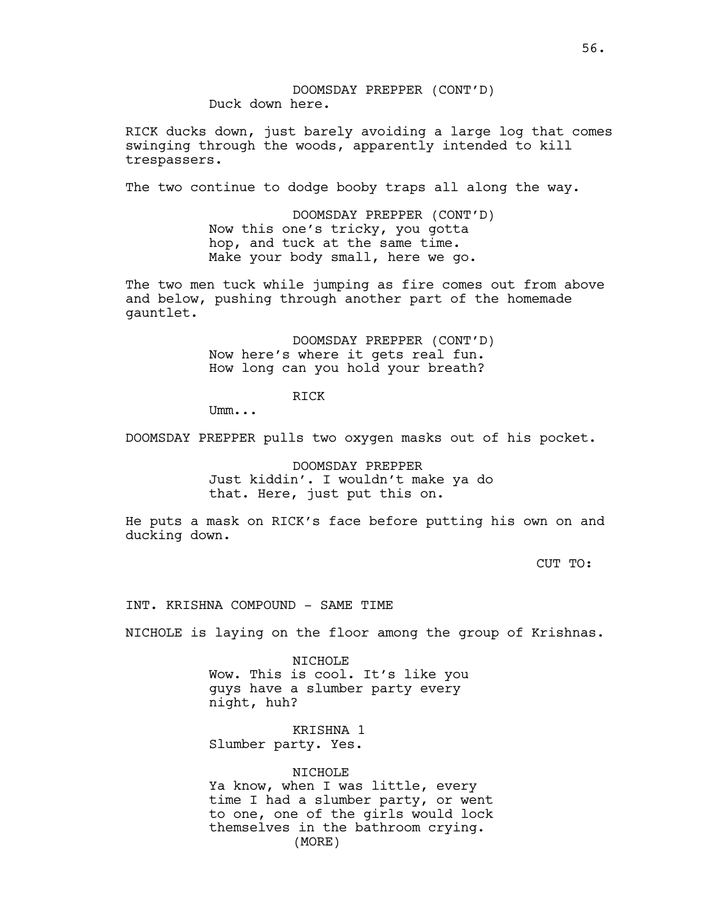DOOMSDAY PREPPER (CONT'D)
Duck down here.

RICK ducks down, just barely avoiding a large log that comes swinging through the woods, apparently intended to kill trespassers.

The two continue to dodge booby traps all along the way.

DOOMSDAY PREPPER (CONT'D)
Now this one's tricky, you gotta hop, and tuck at the same time. Make your body small, here we go.

The two men tuck while jumping as fire comes out from above and below, pushing through another part of the homemade gauntlet.

DOOMSDAY PREPPER (CONT'D)
Now here's where it gets real fun. How long can you hold your breath?

RICK
Umm...

DOOMSDAY PREPPER pulls two oxygen masks out of his pocket.

DOOMSDAY PREPPER
Just kiddin'. I wouldn't make ya do that. Here, just put this on.

He puts a mask on RICK's face before putting his own on and ducking down.

CUT TO:

INT. KRISHNA COMPOUND - SAME TIME

NICHOLE is laying on the floor among the group of Krishnas.

NICHOLE
Wow. This is cool. It's like you guys have a slumber party every night, huh?

KRISHNA 1
Slumber party. Yes.

NICHOLE
Ya know, when I was little, every time I had a slumber party, or went to one, one of the girls would lock themselves in the bathroom crying.
(MORE)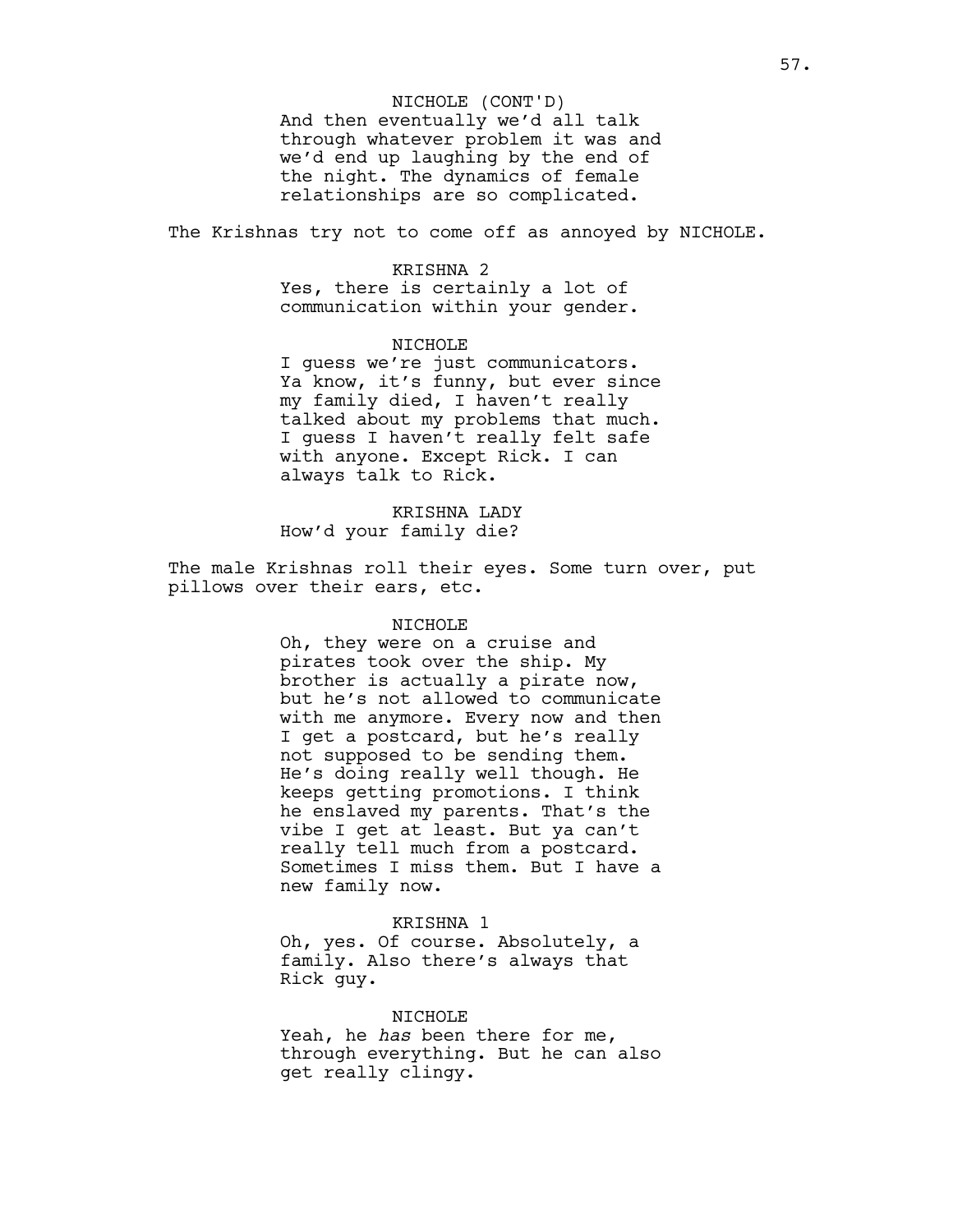NICHOLE (CONT'D)
And then eventually we'd all talk through whatever problem it was and we'd end up laughing by the end of the night. The dynamics of female relationships are so complicated.

The Krishnas try not to come off as annoyed by NICHOLE.

KRISHNA 2
Yes, there is certainly a lot of communication within your gender.

NICHOLE
I guess we're just communicators. Ya know, it's funny, but ever since my family died, I haven't really talked about my problems that much. I guess I haven't really felt safe with anyone. Except Rick. I can always talk to Rick.

KRISHNA LADY
How'd your family die?

The male Krishnas roll their eyes. Some turn over, put pillows over their ears, etc.

NICHOLE
Oh, they were on a cruise and pirates took over the ship. My brother is actually a pirate now, but he's not allowed to communicate with me anymore. Every now and then I get a postcard, but he's really not supposed to be sending them. He's doing really well though. He keeps getting promotions. I think he enslaved my parents. That's the vibe I get at least. But ya can't really tell much from a postcard. Sometimes I miss them. But I have a new family now.

KRISHNA 1
Oh, yes. Of course. Absolutely, a family. Also there's always that Rick guy.

NICHOLE
Yeah, he *has* been there for me, through everything. But he can also get really clingy.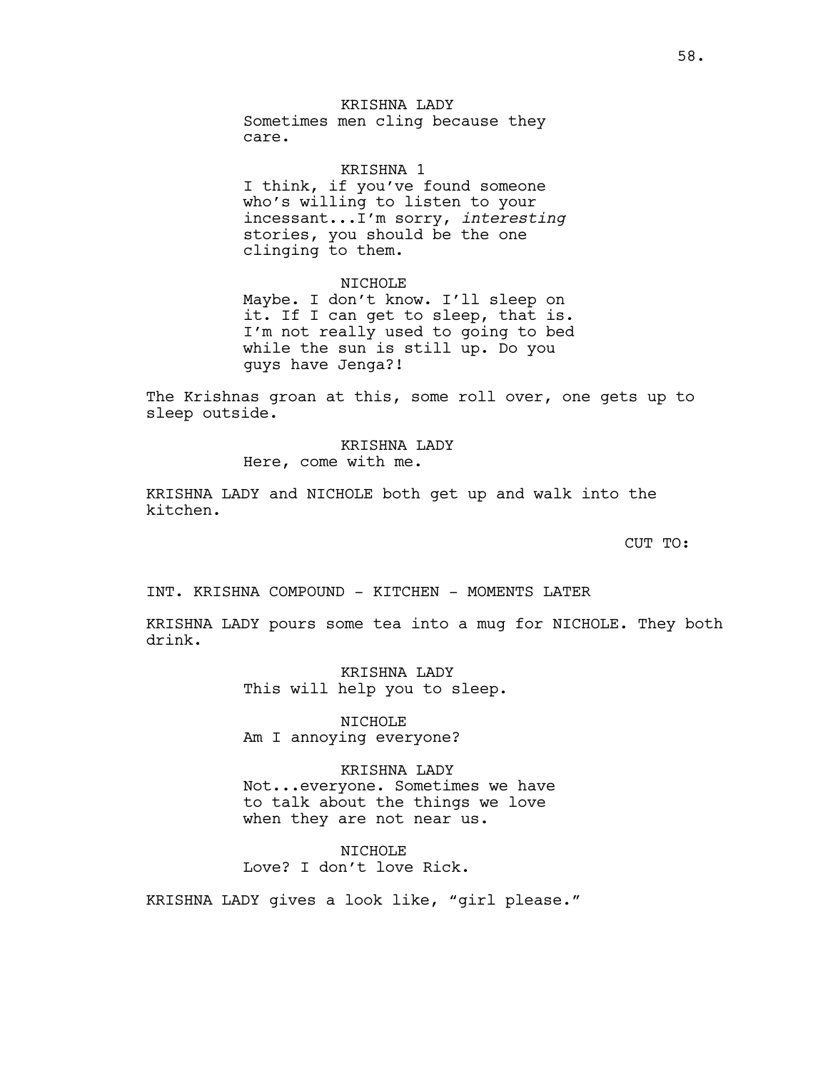KRISHNA LADY
Sometimes men cling because they care.

KRISHNA 1
I think, if you've found someone who's willing to listen to your incessant...I'm sorry, *interesting* stories, you should be the one clinging to them.

NICHOLE
Maybe. I don't know. I'll sleep on it. If I can get to sleep, that is. I'm not really used to going to bed while the sun is still up. Do you guys have Jenga?!

The Krishnas groan at this, some roll over, one gets up to sleep outside.

KRISHNA LADY
Here, come with me.

KRISHNA LADY and NICHOLE both get up and walk into the kitchen.

CUT TO:

INT. KRISHNA COMPOUND - KITCHEN - MOMENTS LATER

KRISHNA LADY pours some tea into a mug for NICHOLE. They both drink.

KRISHNA LADY
This will help you to sleep.

NICHOLE
Am I annoying everyone?

KRISHNA LADY
Not...everyone. Sometimes we have to talk about the things we love when they are not near us.

NICHOLE
Love? I don't love Rick.

KRISHNA LADY gives a look like, "girl please."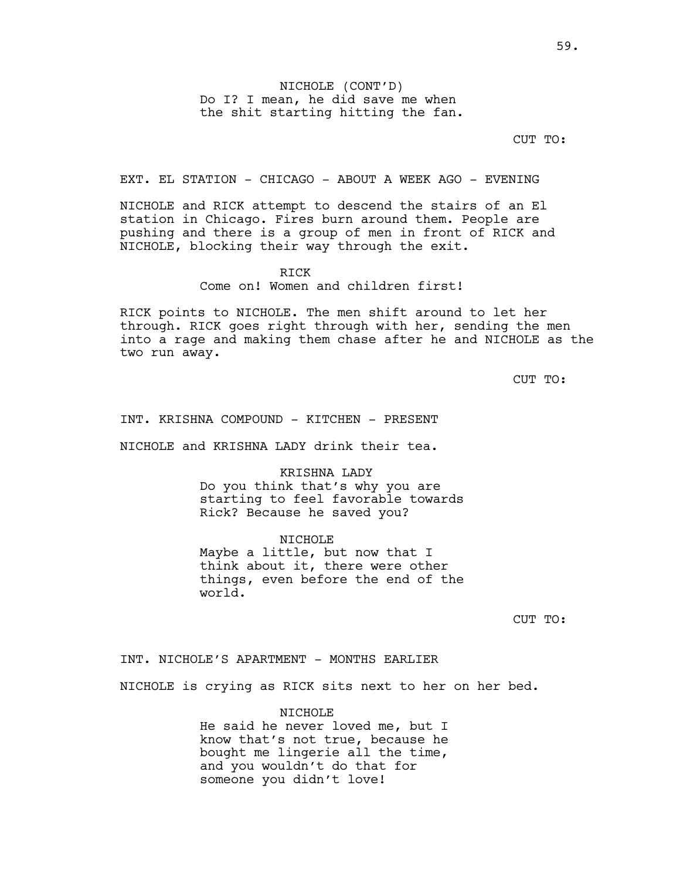NICHOLE (CONT'D)
Do I? I mean, he did save me when the shit starting hitting the fan.

CUT TO:

EXT. EL STATION - CHICAGO - ABOUT A WEEK AGO - EVENING

NICHOLE and RICK attempt to descend the stairs of an El station in Chicago. Fires burn around them. People are pushing and there is a group of men in front of RICK and NICHOLE, blocking their way through the exit.

RICK
Come on! Women and children first!

RICK points to NICHOLE. The men shift around to let her through. RICK goes right through with her, sending the men into a rage and making them chase after he and NICHOLE as the two run away.

CUT TO:

INT. KRISHNA COMPOUND - KITCHEN - PRESENT

NICHOLE and KRISHNA LADY drink their tea.

KRISHNA LADY
Do you think that's why you are starting to feel favorable towards Rick? Because he saved you?

NICHOLE
Maybe a little, but now that I think about it, there were other things, even before the end of the world.

CUT TO:

INT. NICHOLE'S APARTMENT - MONTHS EARLIER

NICHOLE is crying as RICK sits next to her on her bed.

NICHOLE
He said he never loved me, but I know that's not true, because he bought me lingerie all the time, and you wouldn't do that for someone you didn't love!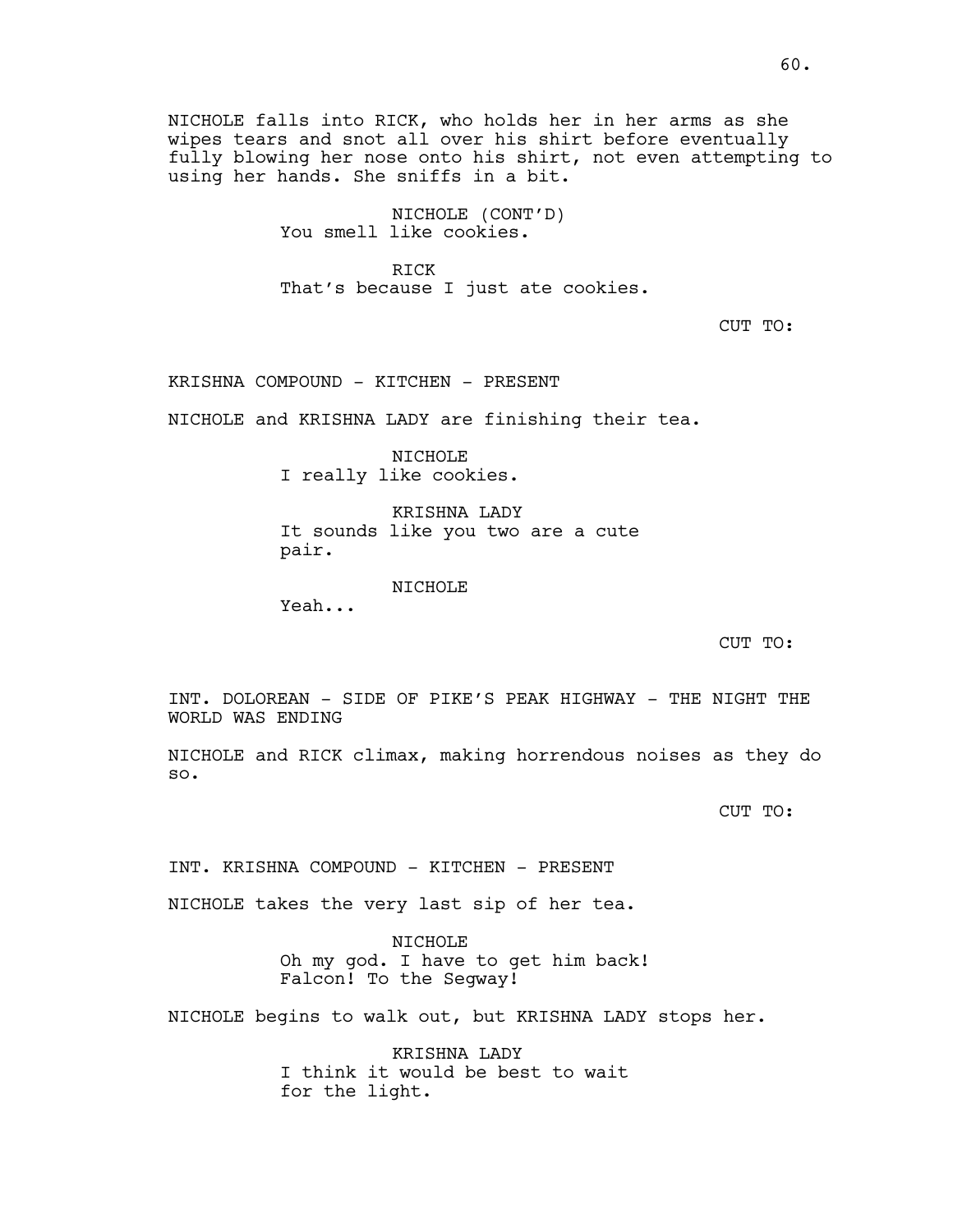NICHOLE falls into RICK, who holds her in her arms as she wipes tears and snot all over his shirt before eventually fully blowing her nose onto his shirt, not even attempting to using her hands. She sniffs in a bit.

NICHOLE (CONT'D)
You smell like cookies.

RICK
That's because I just ate cookies.

CUT TO:

KRISHNA COMPOUND - KITCHEN - PRESENT

NICHOLE and KRISHNA LADY are finishing their tea.

NICHOLE
I really like cookies.

KRISHNA LADY
It sounds like you two are a cute pair.

NICHOLE
Yeah...

CUT TO:

INT. DOLOREAN - SIDE OF PIKE'S PEAK HIGHWAY - THE NIGHT THE WORLD WAS ENDING

NICHOLE and RICK climax, making horrendous noises as they do so.

CUT TO:

INT. KRISHNA COMPOUND - KITCHEN - PRESENT

NICHOLE takes the very last sip of her tea.

NICHOLE
Oh my god. I have to get him back! Falcon! To the Segway!

NICHOLE begins to walk out, but KRISHNA LADY stops her.

KRISHNA LADY
I think it would be best to wait for the light.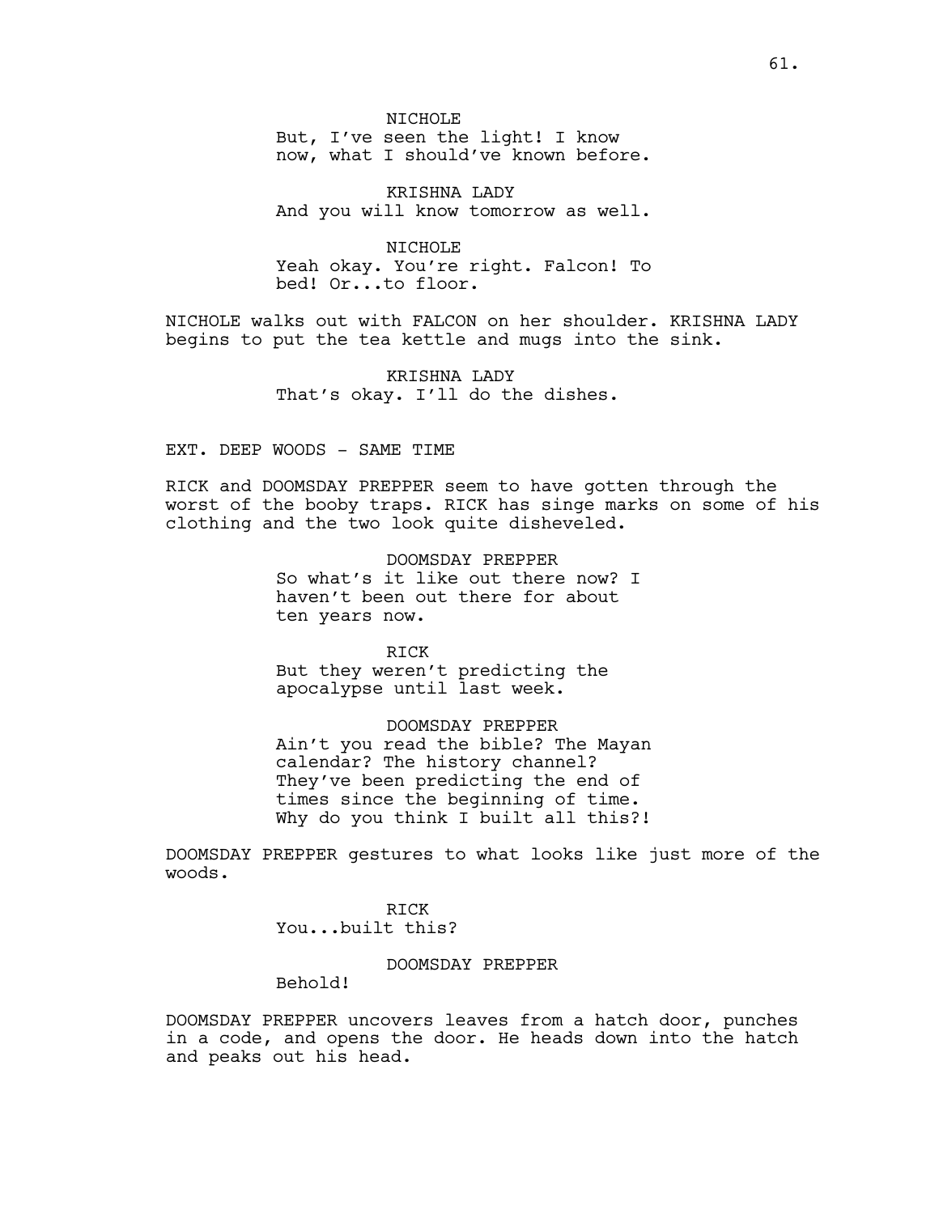NICHOLE
But, I've seen the light! I know now, what I should've known before.

KRISHNA LADY
And you will know tomorrow as well.

NICHOLE
Yeah okay. You're right. Falcon! To bed! Or...to floor.

NICHOLE walks out with FALCON on her shoulder. KRISHNA LADY begins to put the tea kettle and mugs into the sink.

KRISHNA LADY
That's okay. I'll do the dishes.

EXT. DEEP WOODS - SAME TIME

RICK and DOOMSDAY PREPPER seem to have gotten through the worst of the booby traps. RICK has singe marks on some of his clothing and the two look quite disheveled.

DOOMSDAY PREPPER
So what's it like out there now? I haven't been out there for about ten years now.

RICK
But they weren't predicting the apocalypse until last week.

DOOMSDAY PREPPER
Ain't you read the bible? The Mayan calendar? The history channel? They've been predicting the end of times since the beginning of time. Why do you think I built all this?!

DOOMSDAY PREPPER gestures to what looks like just more of the woods.

RICK
You...built this?

DOOMSDAY PREPPER
Behold!

DOOMSDAY PREPPER uncovers leaves from a hatch door, punches in a code, and opens the door. He heads down into the hatch and peaks out his head.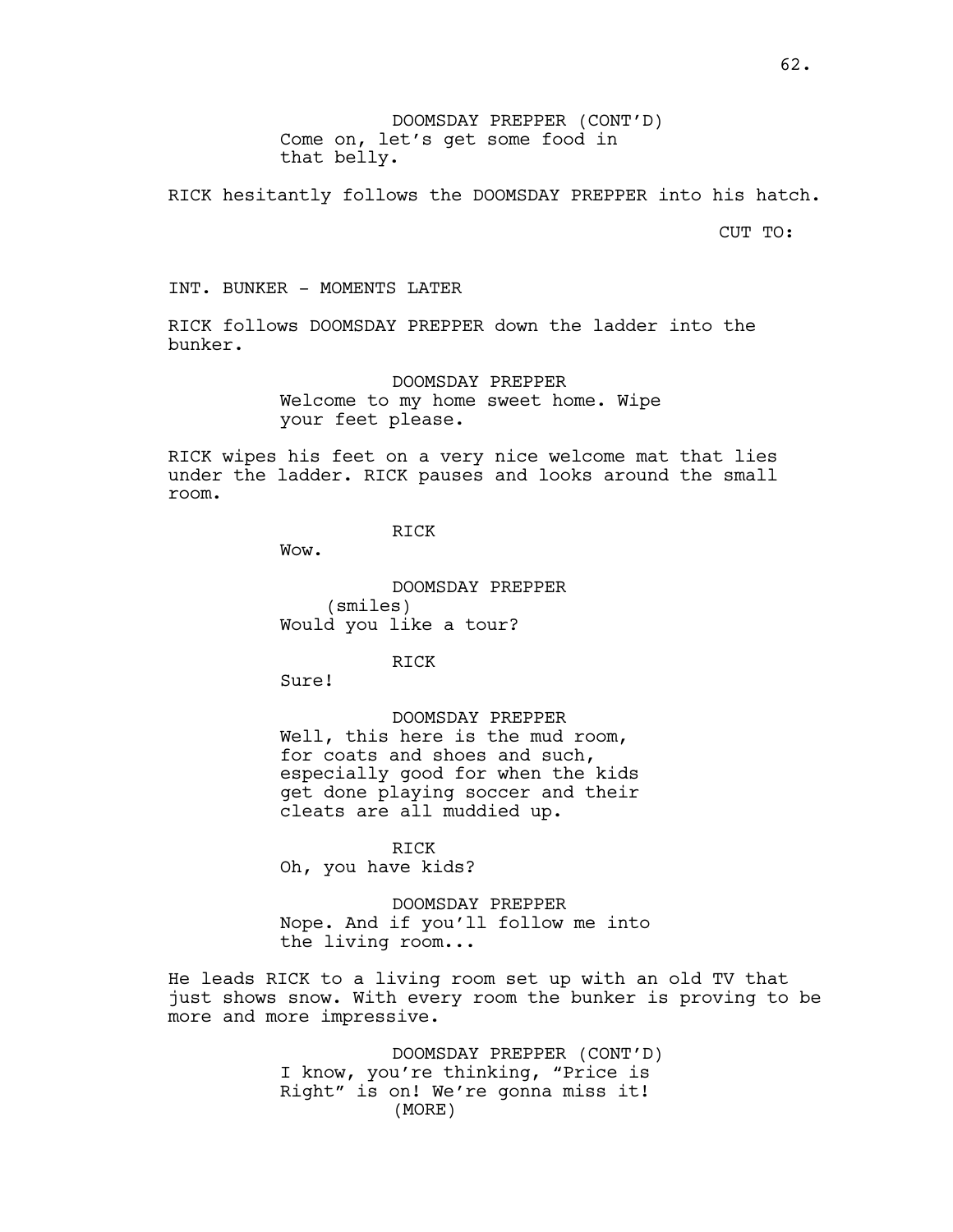DOOMSDAY PREPPER (CONT'D)
Come on, let's get some food in that belly.

RICK hesitantly follows the DOOMSDAY PREPPER into his hatch.

CUT TO:

INT. BUNKER - MOMENTS LATER

RICK follows DOOMSDAY PREPPER down the ladder into the bunker.

DOOMSDAY PREPPER
Welcome to my home sweet home. Wipe your feet please.

RICK wipes his feet on a very nice welcome mat that lies under the ladder. RICK pauses and looks around the small room.

RICK
Wow.

DOOMSDAY PREPPER
(smiles)
Would you like a tour?

RICK
Sure!

DOOMSDAY PREPPER
Well, this here is the mud room, for coats and shoes and such, especially good for when the kids get done playing soccer and their cleats are all muddied up.

RICK
Oh, you have kids?

DOOMSDAY PREPPER
Nope. And if you'll follow me into the living room...

He leads RICK to a living room set up with an old TV that just shows snow. With every room the bunker is proving to be more and more impressive.

DOOMSDAY PREPPER (CONT'D)
I know, you're thinking, "Price is Right" is on! We're gonna miss it!
(MORE)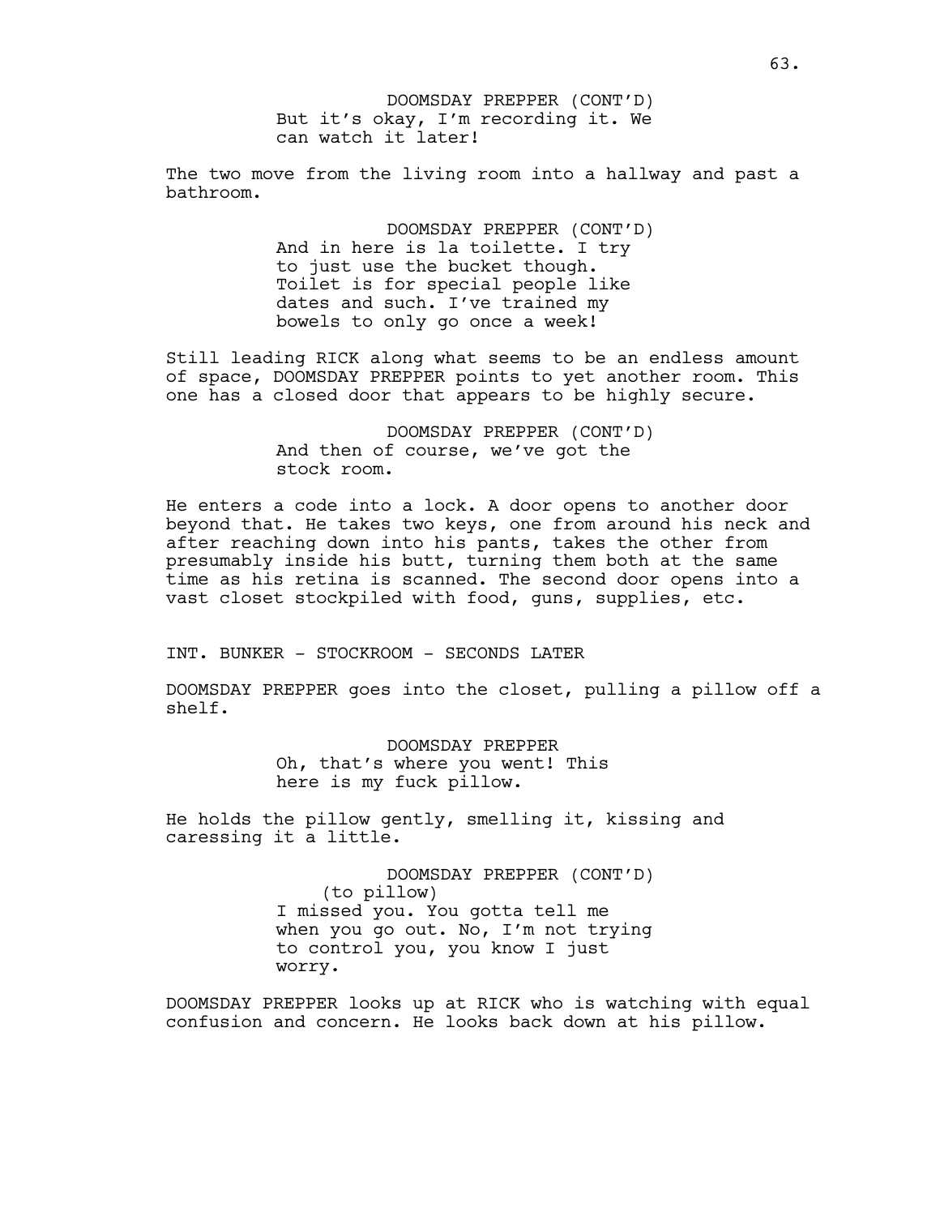DOOMSDAY PREPPER (CONT'D)
But it's okay, I'm recording it. We can watch it later!

The two move from the living room into a hallway and past a bathroom.

DOOMSDAY PREPPER (CONT'D)
And in here is la toilette. I try to just use the bucket though. Toilet is for special people like dates and such. I've trained my bowels to only go once a week!

Still leading RICK along what seems to be an endless amount of space, DOOMSDAY PREPPER points to yet another room. This one has a closed door that appears to be highly secure.

DOOMSDAY PREPPER (CONT'D)
And then of course, we've got the stock room.

He enters a code into a lock. A door opens to another door beyond that. He takes two keys, one from around his neck and after reaching down into his pants, takes the other from presumably inside his butt, turning them both at the same time as his retina is scanned. The second door opens into a vast closet stockpiled with food, guns, supplies, etc.

INT. BUNKER - STOCKROOM - SECONDS LATER

DOOMSDAY PREPPER goes into the closet, pulling a pillow off a shelf.

DOOMSDAY PREPPER
Oh, that's where you went! This here is my fuck pillow.

He holds the pillow gently, smelling it, kissing and caressing it a little.

DOOMSDAY PREPPER (CONT'D)
(to pillow)
I missed you. You gotta tell me when you go out. No, I'm not trying to control you, you know I just worry.

DOOMSDAY PREPPER looks up at RICK who is watching with equal confusion and concern. He looks back down at his pillow.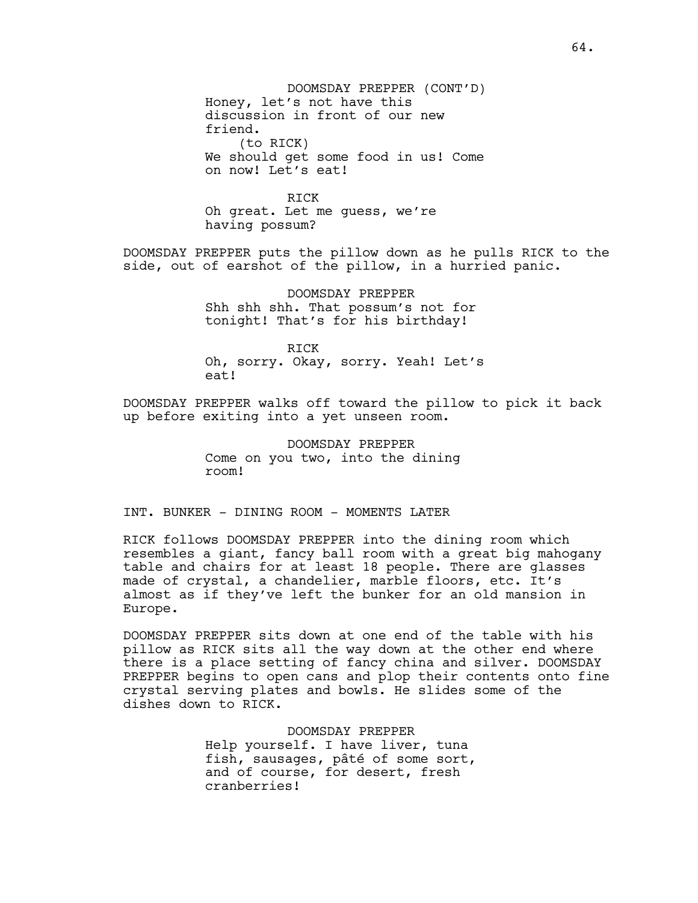DOOMSDAY PREPPER (CONT'D)
Honey, let's not have this discussion in front of our new friend.
(to RICK)
We should get some food in us! Come on now! Let's eat!

RICK
Oh great. Let me guess, we're having possum?

DOOMSDAY PREPPER puts the pillow down as he pulls RICK to the side, out of earshot of the pillow, in a hurried panic.

DOOMSDAY PREPPER
Shh shh shh. That possum's not for tonight! That's for his birthday!

RICK
Oh, sorry. Okay, sorry. Yeah! Let's eat!

DOOMSDAY PREPPER walks off toward the pillow to pick it back up before exiting into a yet unseen room.

DOOMSDAY PREPPER
Come on you two, into the dining room!

INT. BUNKER - DINING ROOM - MOMENTS LATER

RICK follows DOOMSDAY PREPPER into the dining room which resembles a giant, fancy ball room with a great big mahogany table and chairs for at least 18 people. There are glasses made of crystal, a chandelier, marble floors, etc. It's almost as if they've left the bunker for an old mansion in Europe.

DOOMSDAY PREPPER sits down at one end of the table with his pillow as RICK sits all the way down at the other end where there is a place setting of fancy china and silver. DOOMSDAY PREPPER begins to open cans and plop their contents onto fine crystal serving plates and bowls. He slides some of the dishes down to RICK.

DOOMSDAY PREPPER
Help yourself. I have liver, tuna fish, sausages, pâté of some sort, and of course, for desert, fresh cranberries!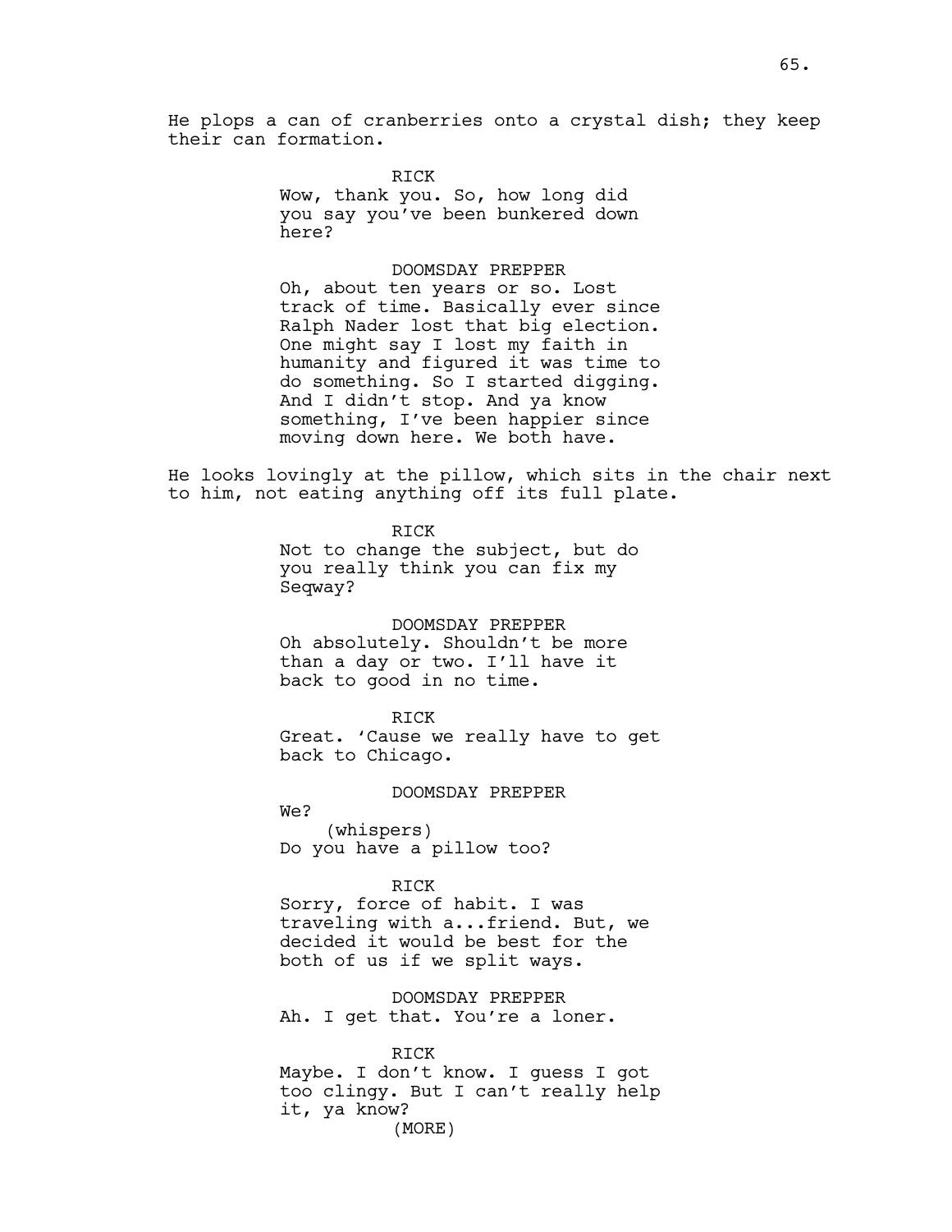He plops a can of cranberries onto a crystal dish; they keep their can formation.

RICK
Wow, thank you. So, how long did you say you've been bunkered down here?

DOOMSDAY PREPPER
Oh, about ten years or so. Lost track of time. Basically ever since Ralph Nader lost that big election. One might say I lost my faith in humanity and figured it was time to do something. So I started digging. And I didn't stop. And ya know something, I've been happier since moving down here. We both have.

He looks lovingly at the pillow, which sits in the chair next to him, not eating anything off its full plate.

RICK
Not to change the subject, but do you really think you can fix my Seqway?

DOOMSDAY PREPPER
Oh absolutely. Shouldn't be more than a day or two. I'll have it back to good in no time.

RICK
Great. 'Cause we really have to get back to Chicago.

DOOMSDAY PREPPER
We?
(whispers)
Do you have a pillow too?

RICK
Sorry, force of habit. I was traveling with a...friend. But, we decided it would be best for the both of us if we split ways.

DOOMSDAY PREPPER
Ah. I get that. You're a loner.

RICK
Maybe. I don't know. I guess I got too clingy. But I can't really help it, ya know?
(MORE)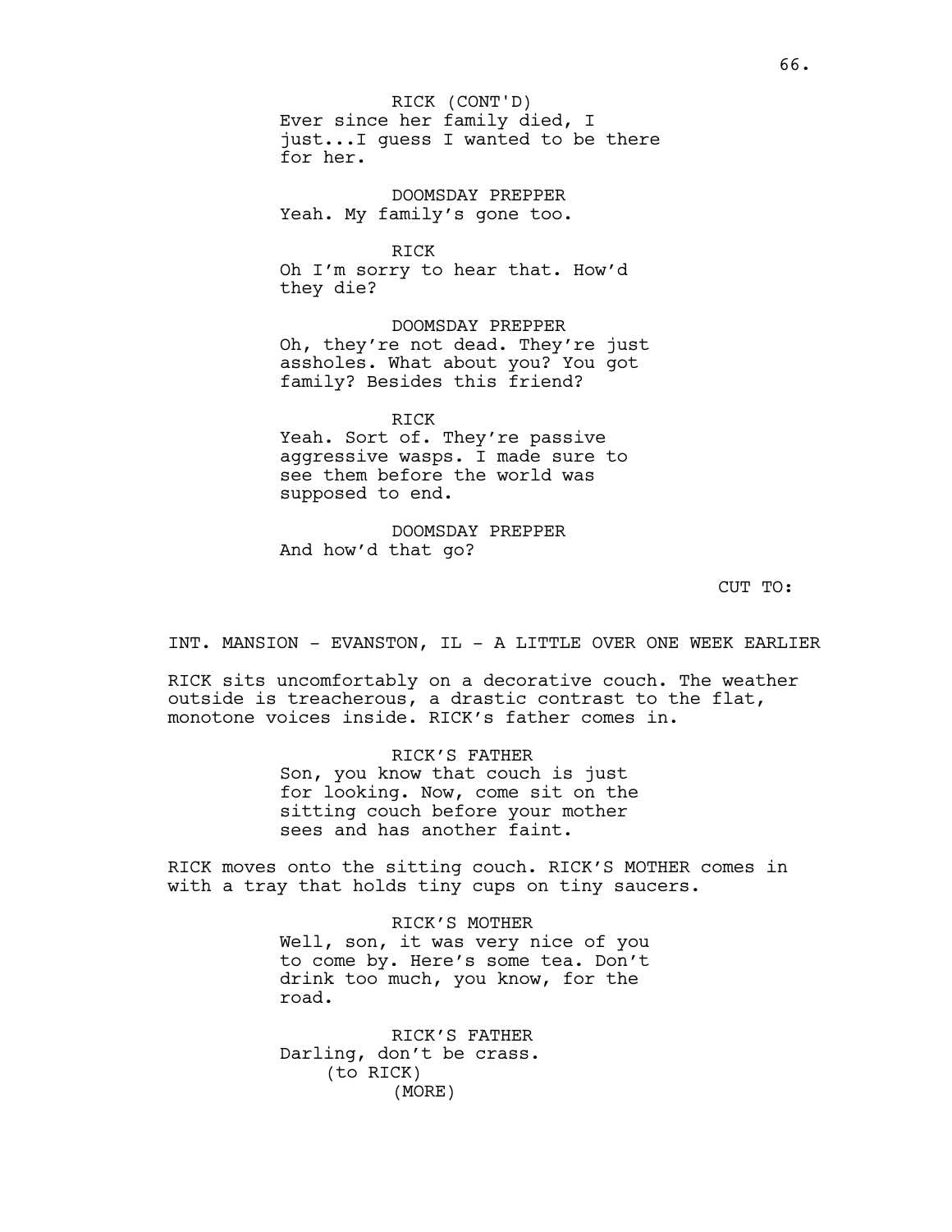RICK (CONT'D)
Ever since her family died, I just...I guess I wanted to be there for her.

DOOMSDAY PREPPER
Yeah. My family's gone too.

RICK
Oh I'm sorry to hear that. How'd they die?

DOOMSDAY PREPPER
Oh, they're not dead. They're just assholes. What about you? You got family? Besides this friend?

RICK
Yeah. Sort of. They're passive aggressive wasps. I made sure to see them before the world was supposed to end.

DOOMSDAY PREPPER
And how'd that go?

CUT TO:

INT. MANSION - EVANSTON, IL - A LITTLE OVER ONE WEEK EARLIER

RICK sits uncomfortably on a decorative couch. The weather outside is treacherous, a drastic contrast to the flat, monotone voices inside. RICK's father comes in.

RICK'S FATHER
Son, you know that couch is just for looking. Now, come sit on the sitting couch before your mother sees and has another faint.

RICK moves onto the sitting couch. RICK'S MOTHER comes in with a tray that holds tiny cups on tiny saucers.

RICK'S MOTHER
Well, son, it was very nice of you to come by. Here's some tea. Don't drink too much, you know, for the road.

RICK'S FATHER
Darling, don't be crass.
(to RICK)
(MORE)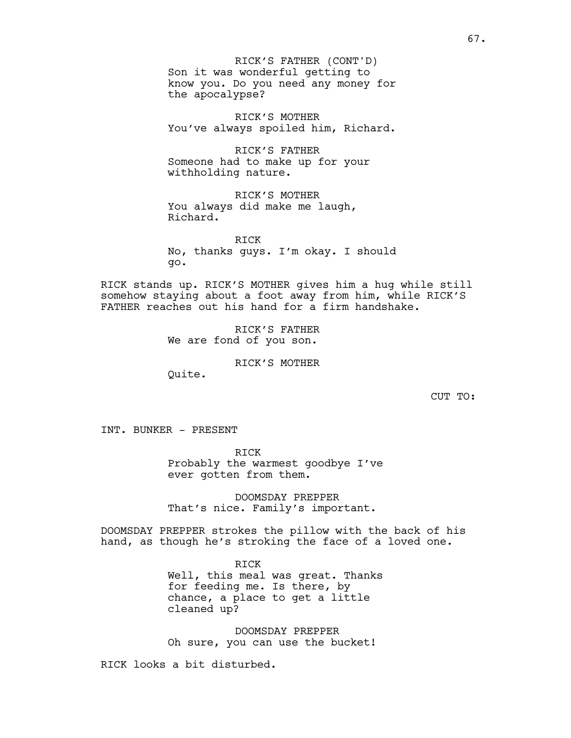RICK'S FATHER (CONT'D)
Son it was wonderful getting to know you. Do you need any money for the apocalypse?

RICK'S MOTHER
You've always spoiled him, Richard.

RICK'S FATHER
Someone had to make up for your withholding nature.

RICK'S MOTHER
You always did make me laugh, Richard.

RICK
No, thanks guys. I'm okay. I should go.

RICK stands up. RICK'S MOTHER gives him a hug while still somehow staying about a foot away from him, while RICK'S FATHER reaches out his hand for a firm handshake.

RICK'S FATHER
We are fond of you son.

RICK'S MOTHER
Quite.

CUT TO:

INT. BUNKER - PRESENT

RICK
Probably the warmest goodbye I've ever gotten from them.

DOOMSDAY PREPPER
That's nice. Family's important.

DOOMSDAY PREPPER strokes the pillow with the back of his hand, as though he's stroking the face of a loved one.

RICK
Well, this meal was great. Thanks for feeding me. Is there, by chance, a place to get a little cleaned up?

DOOMSDAY PREPPER
Oh sure, you can use the bucket!

RICK looks a bit disturbed.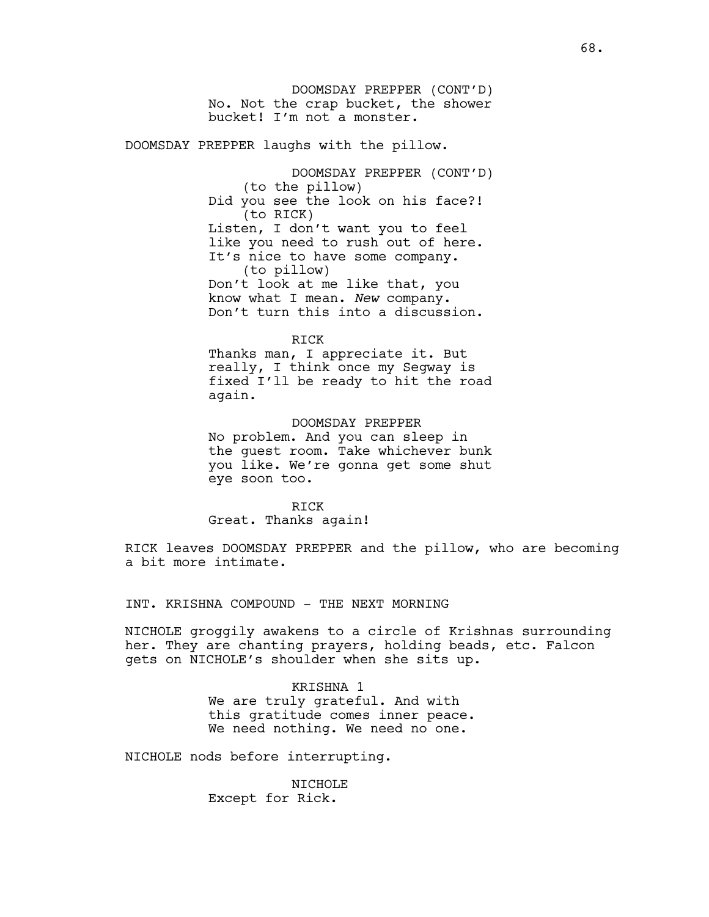DOOMSDAY PREPPER (CONT'D)
No. Not the crap bucket, the shower bucket! I'm not a monster.

DOOMSDAY PREPPER laughs with the pillow.

DOOMSDAY PREPPER (CONT'D)
(to the pillow)
Did you see the look on his face?!
(to RICK)
Listen, I don't want you to feel like you need to rush out of here. It's nice to have some company.
(to pillow)
Don't look at me like that, you know what I mean. *New* company. Don't turn this into a discussion.

RICK
Thanks man, I appreciate it. But really, I think once my Segway is fixed I'll be ready to hit the road again.

DOOMSDAY PREPPER
No problem. And you can sleep in the guest room. Take whichever bunk you like. We're gonna get some shut eye soon too.

RICK
Great. Thanks again!

RICK leaves DOOMSDAY PREPPER and the pillow, who are becoming a bit more intimate.

INT. KRISHNA COMPOUND - THE NEXT MORNING

NICHOLE groggily awakens to a circle of Krishnas surrounding her. They are chanting prayers, holding beads, etc. Falcon gets on NICHOLE's shoulder when she sits up.

KRISHNA 1
We are truly grateful. And with this gratitude comes inner peace. We need nothing. We need no one.

NICHOLE nods before interrupting.

NICHOLE
Except for Rick.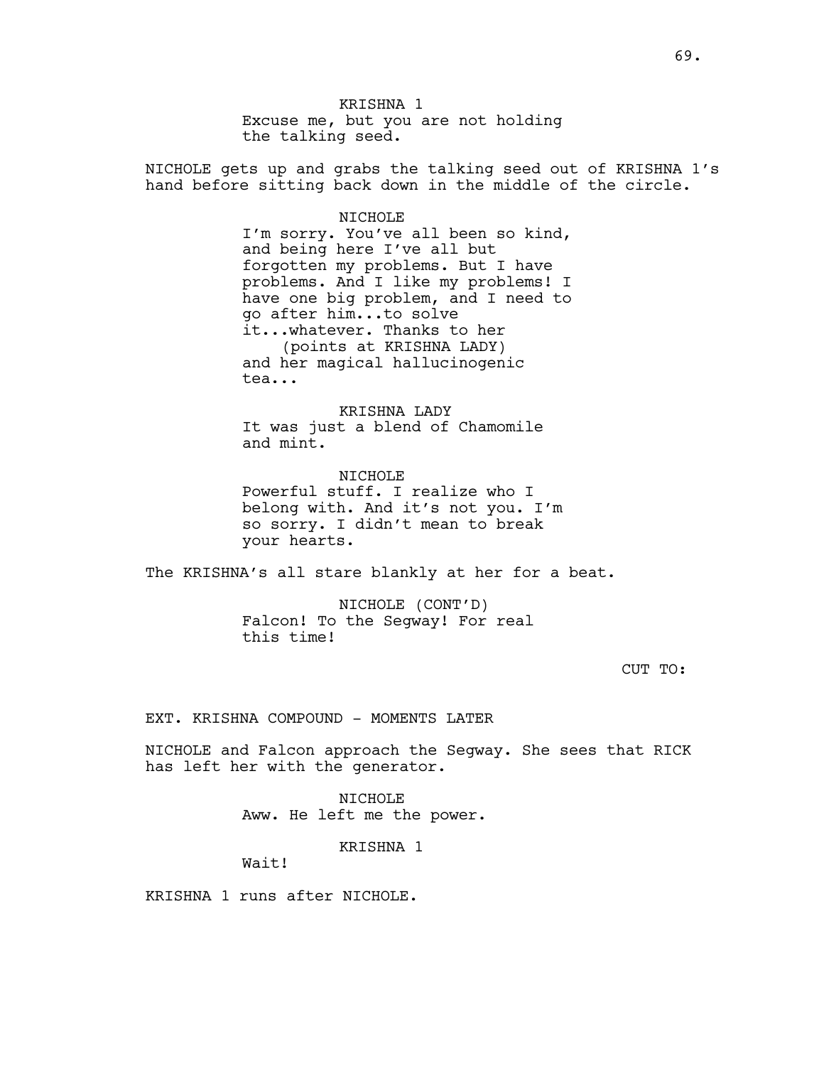KRISHNA 1

Excuse me, but you are not holding the talking seed.

NICHOLE gets up and grabs the talking seed out of KRISHNA 1's hand before sitting back down in the middle of the circle.

NICHOLE

I'm sorry. You've all been so kind, and being here I've all but forgotten my problems. But I have problems. And I like my problems! I have one big problem, and I need to go after him...to solve it...whatever. Thanks to her

(points at KRISHNA LADY)

and her magical hallucinogenic tea...

KRISHNA LADY

It was just a blend of Chamomile and mint.

NICHOLE

Powerful stuff. I realize who I belong with. And it's not you. I'm so sorry. I didn't mean to break your hearts.

The KRISHNA's all stare blankly at her for a beat.

NICHOLE (CONT'D)

Falcon! To the Segway! For real this time!

CUT TO:

EXT. KRISHNA COMPOUND - MOMENTS LATER

NICHOLE and Falcon approach the Segway. She sees that RICK has left her with the generator.

NICHOLE

Aww. He left me the power.

KRISHNA 1

Wait!

KRISHNA 1 runs after NICHOLE.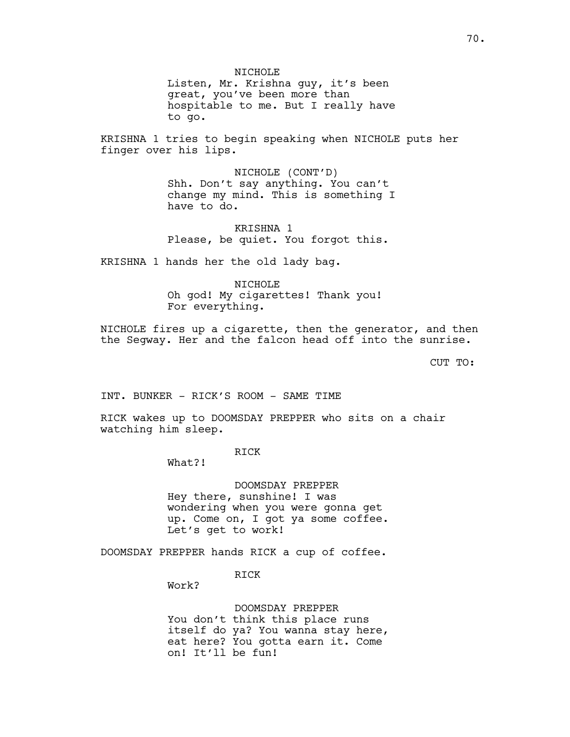NICHOLE

Listen, Mr. Krishna guy, it's been great, you've been more than hospitable to me. But I really have to go.

KRISHNA 1 tries to begin speaking when NICHOLE puts her finger over his lips.

NICHOLE (CONT'D)

Shh. Don't say anything. You can't change my mind. This is something I have to do.

KRISHNA 1

Please, be quiet. You forgot this.

KRISHNA 1 hands her the old lady bag.

NICHOLE

Oh god! My cigarettes! Thank you! For everything.

NICHOLE fires up a cigarette, then the generator, and then the Segway. Her and the falcon head off into the sunrise.

CUT TO:

INT. BUNKER - RICK'S ROOM - SAME TIME

RICK wakes up to DOOMSDAY PREPPER who sits on a chair watching him sleep.

RICK

What?!

DOOMSDAY PREPPER

Hey there, sunshine! I was wondering when you were gonna get up. Come on, I got ya some coffee. Let's get to work!

DOOMSDAY PREPPER hands RICK a cup of coffee.

RICK

Work?

DOOMSDAY PREPPER

You don't think this place runs itself do ya? You wanna stay here, eat here? You gotta earn it. Come on! It'll be fun!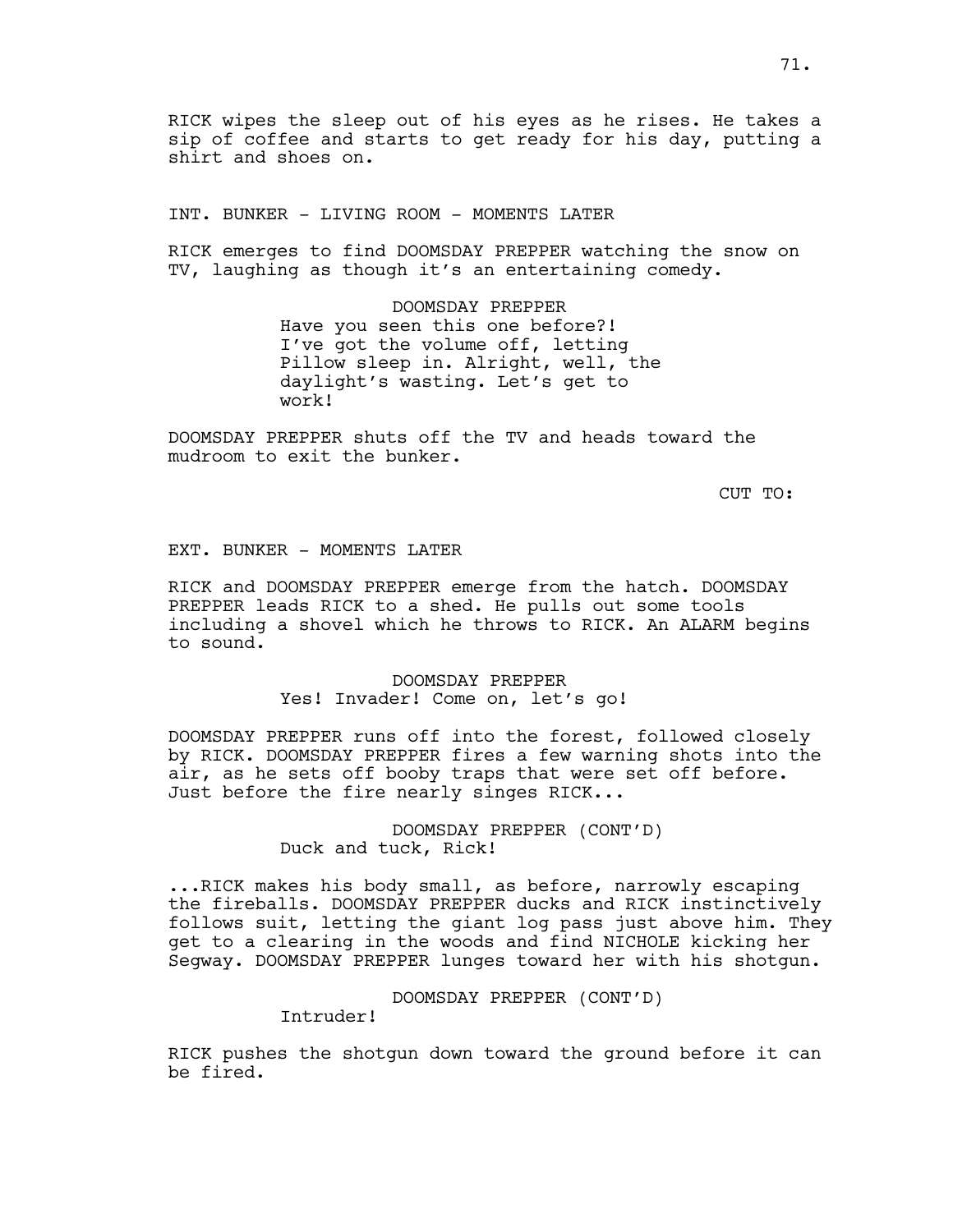RICK wipes the sleep out of his eyes as he rises. He takes a sip of coffee and starts to get ready for his day, putting a shirt and shoes on.

INT. BUNKER - LIVING ROOM - MOMENTS LATER

RICK emerges to find DOOMSDAY PREPPER watching the snow on TV, laughing as though it's an entertaining comedy.

DOOMSDAY PREPPER
Have you seen this one before?! I've got the volume off, letting Pillow sleep in. Alright, well, the daylight's wasting. Let's get to work!

DOOMSDAY PREPPER shuts off the TV and heads toward the mudroom to exit the bunker.

CUT TO:

EXT. BUNKER - MOMENTS LATER

RICK and DOOMSDAY PREPPER emerge from the hatch. DOOMSDAY PREPPER leads RICK to a shed. He pulls out some tools including a shovel which he throws to RICK. An ALARM begins to sound.

DOOMSDAY PREPPER
Yes! Invader! Come on, let's go!

DOOMSDAY PREPPER runs off into the forest, followed closely by RICK. DOOMSDAY PREPPER fires a few warning shots into the air, as he sets off booby traps that were set off before. Just before the fire nearly singes RICK...

DOOMSDAY PREPPER (CONT'D)
Duck and tuck, Rick!

...RICK makes his body small, as before, narrowly escaping the fireballs. DOOMSDAY PREPPER ducks and RICK instinctively follows suit, letting the giant log pass just above him. They get to a clearing in the woods and find NICHOLE kicking her Segway. DOOMSDAY PREPPER lunges toward her with his shotgun.

DOOMSDAY PREPPER (CONT'D)
Intruder!

RICK pushes the shotgun down toward the ground before it can be fired.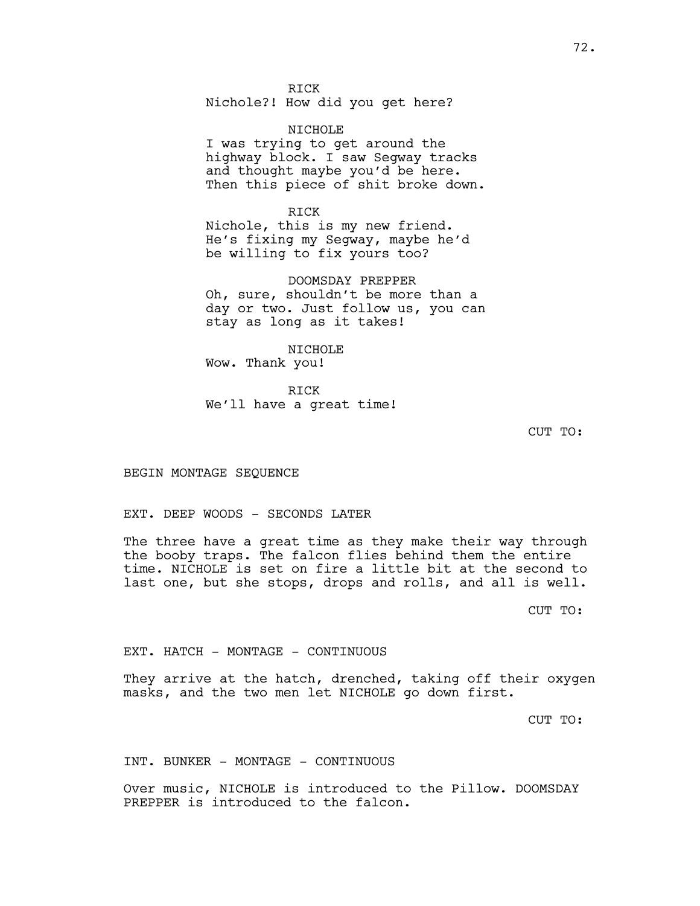RICK
Nichole?! How did you get here?

NICHOLE
I was trying to get around the highway block. I saw Segway tracks and thought maybe you'd be here. Then this piece of shit broke down.

RICK
Nichole, this is my new friend. He's fixing my Segway, maybe he'd be willing to fix yours too?

DOOMSDAY PREPPER
Oh, sure, shouldn't be more than a day or two. Just follow us, you can stay as long as it takes!

NICHOLE
Wow. Thank you!

RICK
We'll have a great time!

CUT TO:

BEGIN MONTAGE SEQUENCE

EXT. DEEP WOODS - SECONDS LATER

The three have a great time as they make their way through the booby traps. The falcon flies behind them the entire time. NICHOLE is set on fire a little bit at the second to last one, but she stops, drops and rolls, and all is well.

CUT TO:

EXT. HATCH - MONTAGE - CONTINUOUS

They arrive at the hatch, drenched, taking off their oxygen masks, and the two men let NICHOLE go down first.

CUT TO:

INT. BUNKER - MONTAGE - CONTINUOUS

Over music, NICHOLE is introduced to the Pillow. DOOMSDAY PREPPER is introduced to the falcon.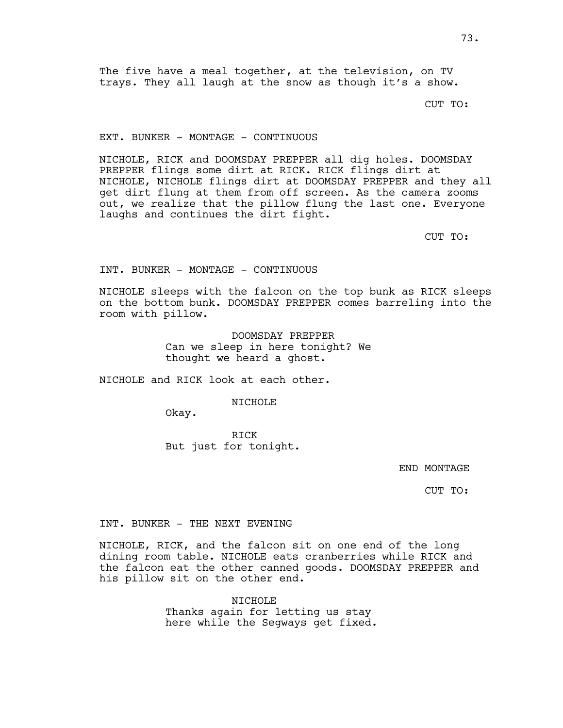The five have a meal together, at the television, on TV trays. They all laugh at the snow as though it's a show.

CUT TO:

EXT. BUNKER - MONTAGE - CONTINUOUS

NICHOLE, RICK and DOOMSDAY PREPPER all dig holes. DOOMSDAY PREPPER flings some dirt at RICK. RICK flings dirt at NICHOLE, NICHOLE flings dirt at DOOMSDAY PREPPER and they all get dirt flung at them from off screen. As the camera zooms out, we realize that the pillow flung the last one. Everyone laughs and continues the dirt fight.

CUT TO:

INT. BUNKER - MONTAGE - CONTINUOUS

NICHOLE sleeps with the falcon on the top bunk as RICK sleeps on the bottom bunk. DOOMSDAY PREPPER comes barreling into the room with pillow.

DOOMSDAY PREPPER
Can we sleep in here tonight? We thought we heard a ghost.

NICHOLE and RICK look at each other.

NICHOLE
Okay.

RICK
But just for tonight.

END MONTAGE

CUT TO:

INT. BUNKER - THE NEXT EVENING

NICHOLE, RICK, and the falcon sit on one end of the long dining room table. NICHOLE eats cranberries while RICK and the falcon eat the other canned goods. DOOMSDAY PREPPER and his pillow sit on the other end.

NICHOLE
Thanks again for letting us stay here while the Segways get fixed.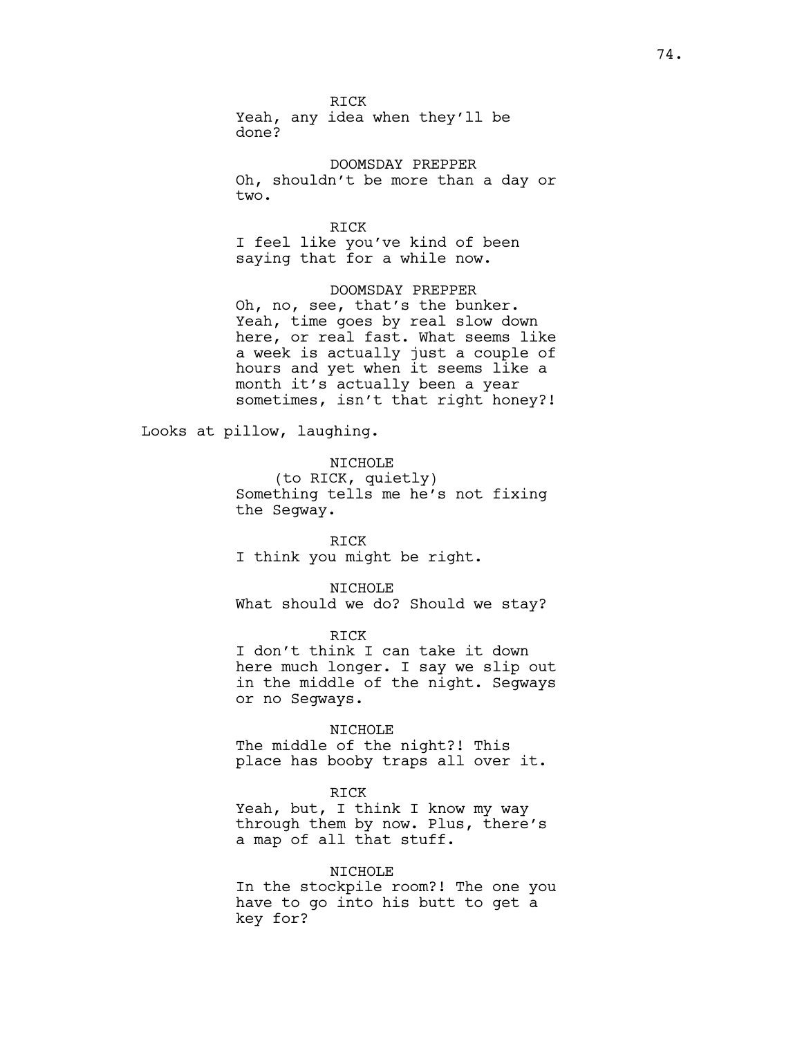RICK
Yeah, any idea when they'll be done?

DOOMSDAY PREPPER
Oh, shouldn't be more than a day or two.

RICK
I feel like you've kind of been saying that for a while now.

DOOMSDAY PREPPER
Oh, no, see, that's the bunker. Yeah, time goes by real slow down here, or real fast. What seems like a week is actually just a couple of hours and yet when it seems like a month it's actually been a year sometimes, isn't that right honey?!

Looks at pillow, laughing.

NICHOLE
(to RICK, quietly)
Something tells me he's not fixing the Segway.

RICK
I think you might be right.

NICHOLE
What should we do? Should we stay?

RICK
I don't think I can take it down here much longer. I say we slip out in the middle of the night. Segways or no Segways.

NICHOLE
The middle of the night?! This place has booby traps all over it.

RICK
Yeah, but, I think I know my way through them by now. Plus, there's a map of all that stuff.

NICHOLE
In the stockpile room?! The one you have to go into his butt to get a key for?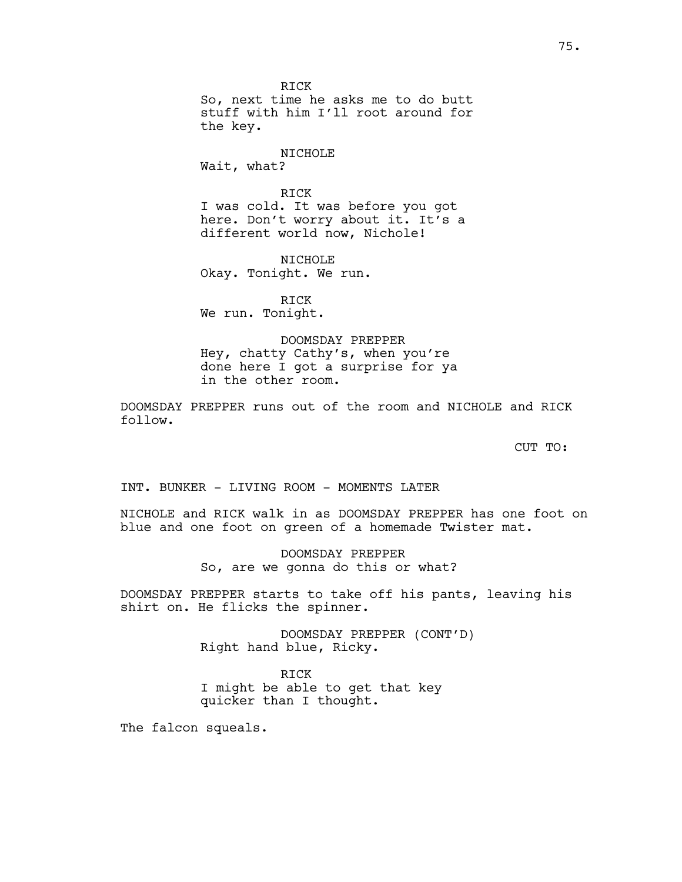RICK
So, next time he asks me to do butt stuff with him I'll root around for the key.

NICHOLE
Wait, what?

RICK
I was cold. It was before you got here. Don't worry about it. It's a different world now, Nichole!

NICHOLE
Okay. Tonight. We run.

RICK
We run. Tonight.

DOOMSDAY PREPPER
Hey, chatty Cathy's, when you're done here I got a surprise for ya in the other room.

DOOMSDAY PREPPER runs out of the room and NICHOLE and RICK follow.

CUT TO:

INT. BUNKER - LIVING ROOM - MOMENTS LATER

NICHOLE and RICK walk in as DOOMSDAY PREPPER has one foot on blue and one foot on green of a homemade Twister mat.

DOOMSDAY PREPPER
So, are we gonna do this or what?

DOOMSDAY PREPPER starts to take off his pants, leaving his shirt on. He flicks the spinner.

DOOMSDAY PREPPER (CONT'D)
Right hand blue, Ricky.

RICK
I might be able to get that key quicker than I thought.

The falcon squeals.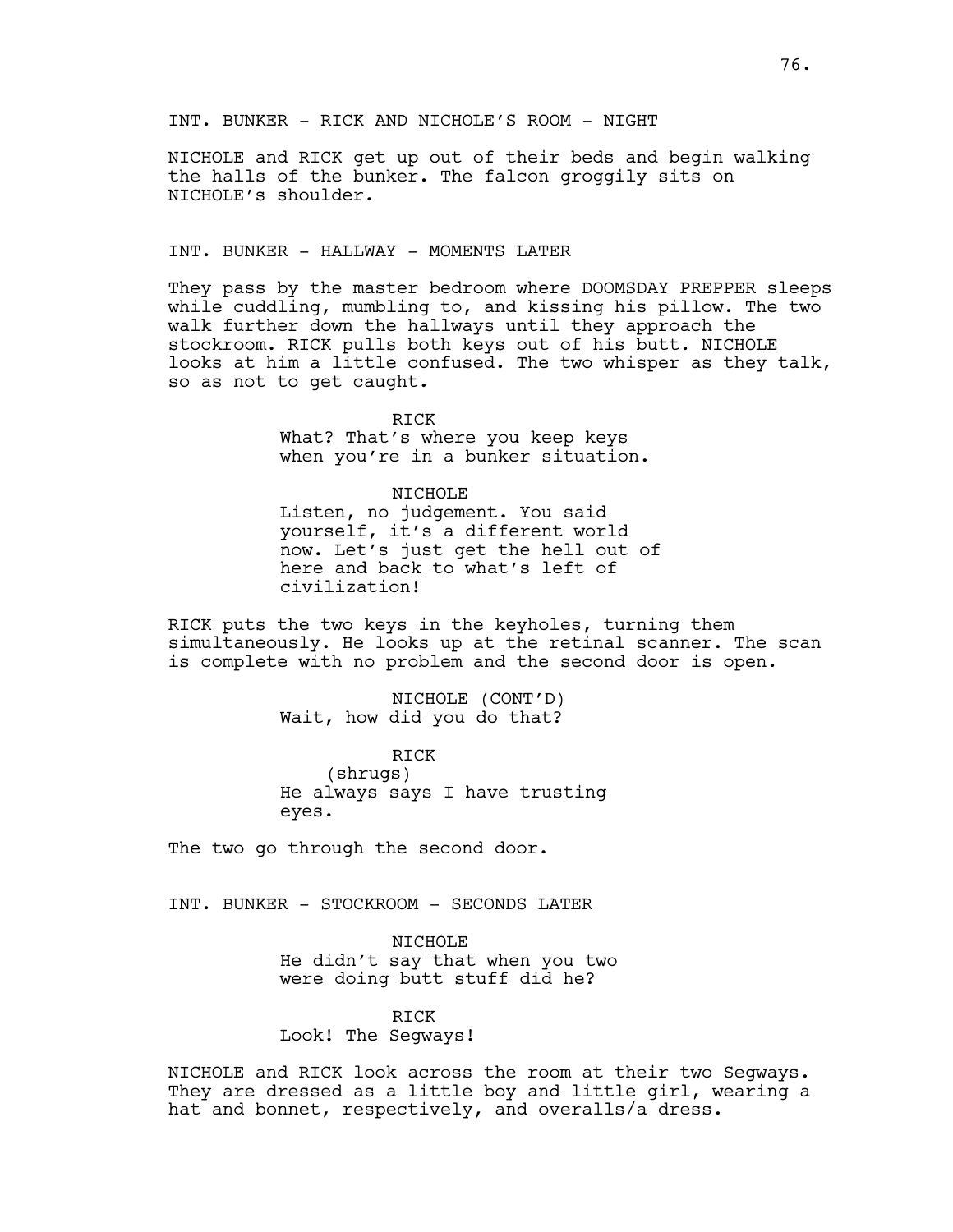INT. BUNKER - RICK AND NICHOLE'S ROOM - NIGHT

NICHOLE and RICK get up out of their beds and begin walking the halls of the bunker. The falcon groggily sits on NICHOLE's shoulder.

INT. BUNKER - HALLWAY - MOMENTS LATER

They pass by the master bedroom where DOOMSDAY PREPPER sleeps while cuddling, mumbling to, and kissing his pillow. The two walk further down the hallways until they approach the stockroom. RICK pulls both keys out of his butt. NICHOLE looks at him a little confused. The two whisper as they talk, so as not to get caught.

RICK
What? That's where you keep keys when you're in a bunker situation.

NICHOLE
Listen, no judgement. You said yourself, it's a different world now. Let's just get the hell out of here and back to what's left of civilization!

RICK puts the two keys in the keyholes, turning them simultaneously. He looks up at the retinal scanner. The scan is complete with no problem and the second door is open.

NICHOLE (CONT'D)
Wait, how did you do that?

RICK
(shrugs)
He always says I have trusting eyes.

The two go through the second door.

INT. BUNKER - STOCKROOM - SECONDS LATER

NICHOLE
He didn't say that when you two were doing butt stuff did he?

RICK
Look! The Segways!

NICHOLE and RICK look across the room at their two Segways. They are dressed as a little boy and little girl, wearing a hat and bonnet, respectively, and overalls/a dress.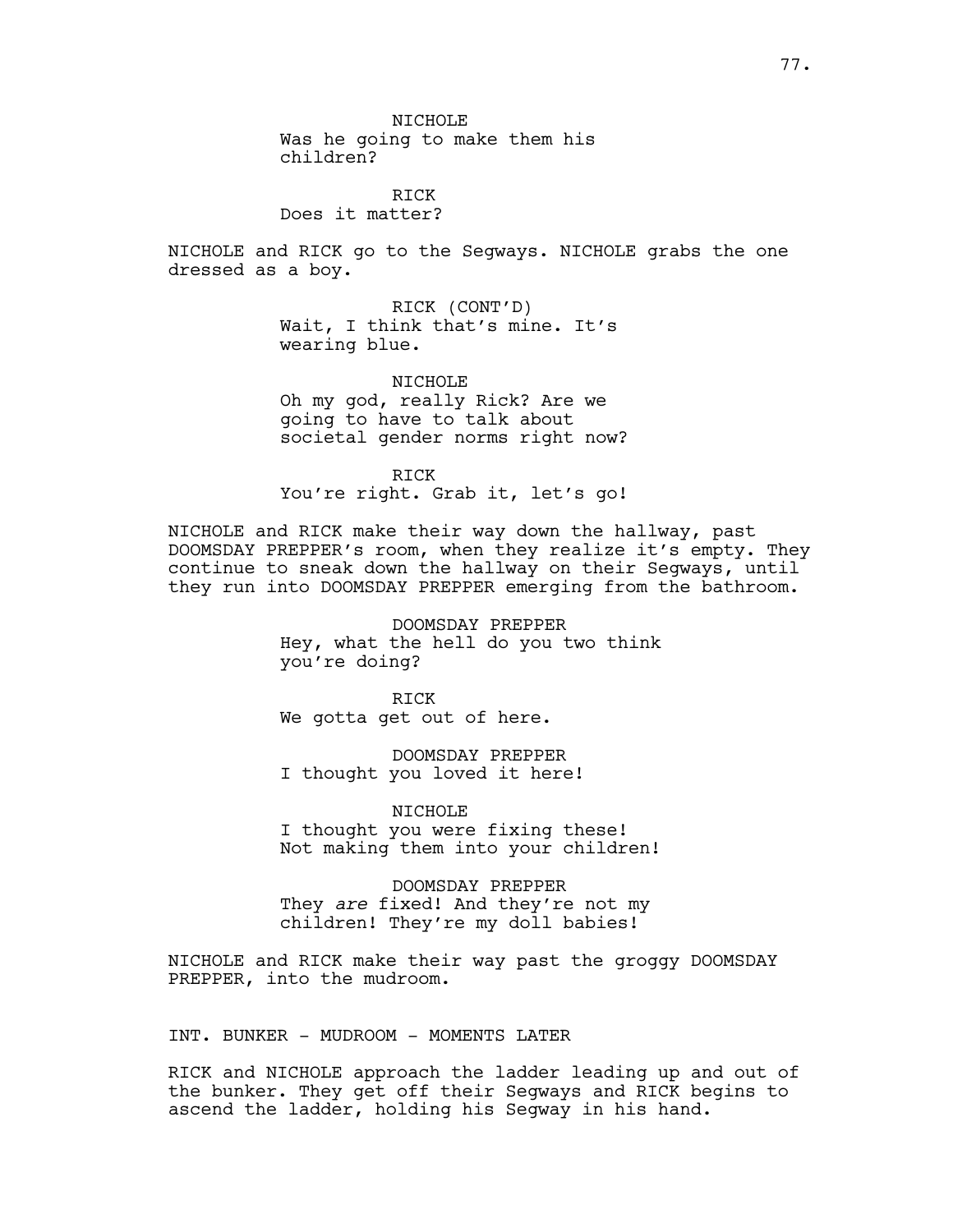NICHOLE
Was he going to make them his children?

RICK
Does it matter?

NICHOLE and RICK go to the Segways. NICHOLE grabs the one dressed as a boy.

RICK (CONT'D)
Wait, I think that's mine. It's wearing blue.

NICHOLE
Oh my god, really Rick? Are we going to have to talk about societal gender norms right now?

RICK
You're right. Grab it, let's go!

NICHOLE and RICK make their way down the hallway, past DOOMSDAY PREPPER's room, when they realize it's empty. They continue to sneak down the hallway on their Segways, until they run into DOOMSDAY PREPPER emerging from the bathroom.

DOOMSDAY PREPPER
Hey, what the hell do you two think you're doing?

RICK
We gotta get out of here.

DOOMSDAY PREPPER
I thought you loved it here!

NICHOLE
I thought you were fixing these! Not making them into your children!

DOOMSDAY PREPPER
They *are* fixed! And they're not my children! They're my doll babies!

NICHOLE and RICK make their way past the groggy DOOMSDAY PREPPER, into the mudroom.

INT. BUNKER - MUDROOM - MOMENTS LATER

RICK and NICHOLE approach the ladder leading up and out of the bunker. They get off their Segways and RICK begins to ascend the ladder, holding his Segway in his hand.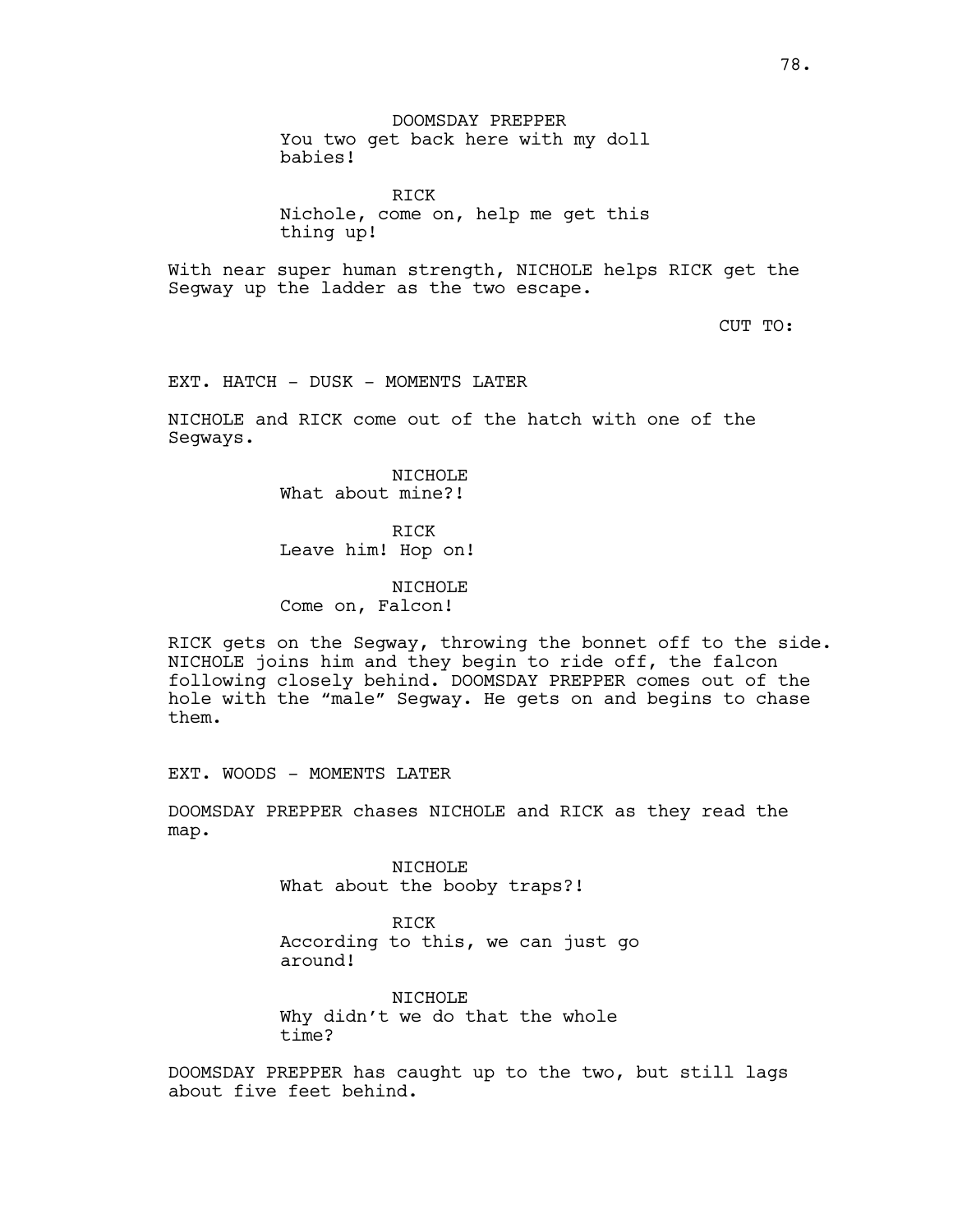DOOMSDAY PREPPER
You two get back here with my doll babies!

RICK
Nichole, come on, help me get this thing up!

With near super human strength, NICHOLE helps RICK get the Segway up the ladder as the two escape.

CUT TO:

EXT. HATCH - DUSK - MOMENTS LATER

NICHOLE and RICK come out of the hatch with one of the Segways.

NICHOLE
What about mine?!

RICK
Leave him! Hop on!

NICHOLE
Come on, Falcon!

RICK gets on the Segway, throwing the bonnet off to the side. NICHOLE joins him and they begin to ride off, the falcon following closely behind. DOOMSDAY PREPPER comes out of the hole with the "male" Segway. He gets on and begins to chase them.

EXT. WOODS - MOMENTS LATER

DOOMSDAY PREPPER chases NICHOLE and RICK as they read the map.

NICHOLE
What about the booby traps?!

RICK
According to this, we can just go around!

NICHOLE
Why didn't we do that the whole time?

DOOMSDAY PREPPER has caught up to the two, but still lags about five feet behind.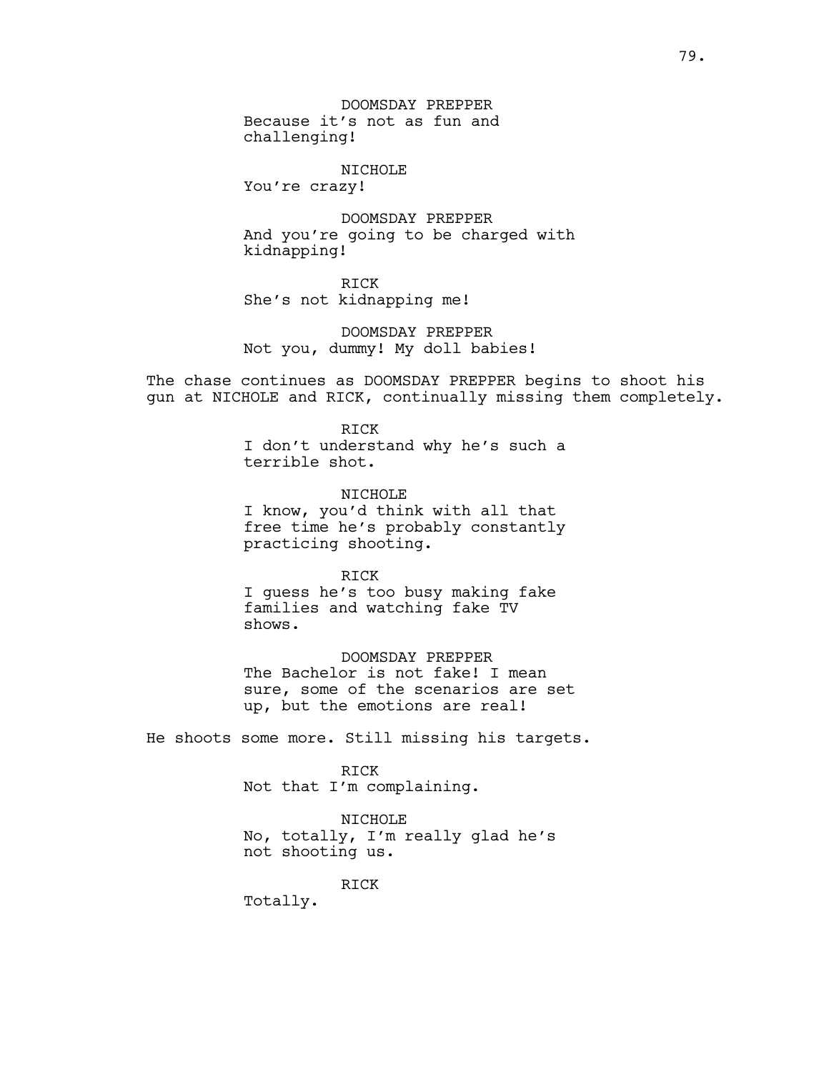DOOMSDAY PREPPER
Because it's not as fun and challenging!

NICHOLE
You're crazy!

DOOMSDAY PREPPER
And you're going to be charged with kidnapping!

RICK
She's not kidnapping me!

DOOMSDAY PREPPER
Not you, dummy! My doll babies!

The chase continues as DOOMSDAY PREPPER begins to shoot his gun at NICHOLE and RICK, continually missing them completely.

RICK
I don't understand why he's such a terrible shot.

NICHOLE
I know, you'd think with all that free time he's probably constantly practicing shooting.

RICK
I guess he's too busy making fake families and watching fake TV shows.

DOOMSDAY PREPPER
The Bachelor is not fake! I mean sure, some of the scenarios are set up, but the emotions are real!

He shoots some more. Still missing his targets.

RICK
Not that I'm complaining.

NICHOLE
No, totally, I'm really glad he's not shooting us.

RICK
Totally.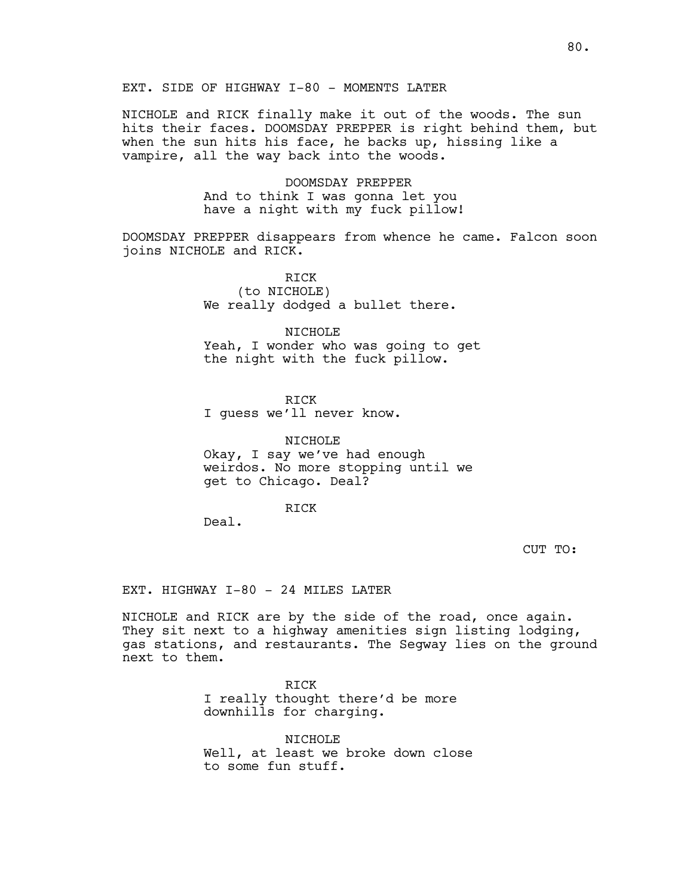EXT. SIDE OF HIGHWAY I-80 - MOMENTS LATER

NICHOLE and RICK finally make it out of the woods. The sun hits their faces. DOOMSDAY PREPPER is right behind them, but when the sun hits his face, he backs up, hissing like a vampire, all the way back into the woods.

DOOMSDAY PREPPER
And to think I was gonna let you have a night with my fuck pillow!

DOOMSDAY PREPPER disappears from whence he came. Falcon soon joins NICHOLE and RICK.

RICK
(to NICHOLE)
We really dodged a bullet there.

NICHOLE
Yeah, I wonder who was going to get the night with the fuck pillow.

RICK
I guess we'll never know.

NICHOLE
Okay, I say we've had enough weirdos. No more stopping until we get to Chicago. Deal?

RICK
Deal.

CUT TO:

EXT. HIGHWAY I-80 - 24 MILES LATER

NICHOLE and RICK are by the side of the road, once again. They sit next to a highway amenities sign listing lodging, gas stations, and restaurants. The Segway lies on the ground next to them.

RICK
I really thought there'd be more downhills for charging.

NICHOLE
Well, at least we broke down close to some fun stuff.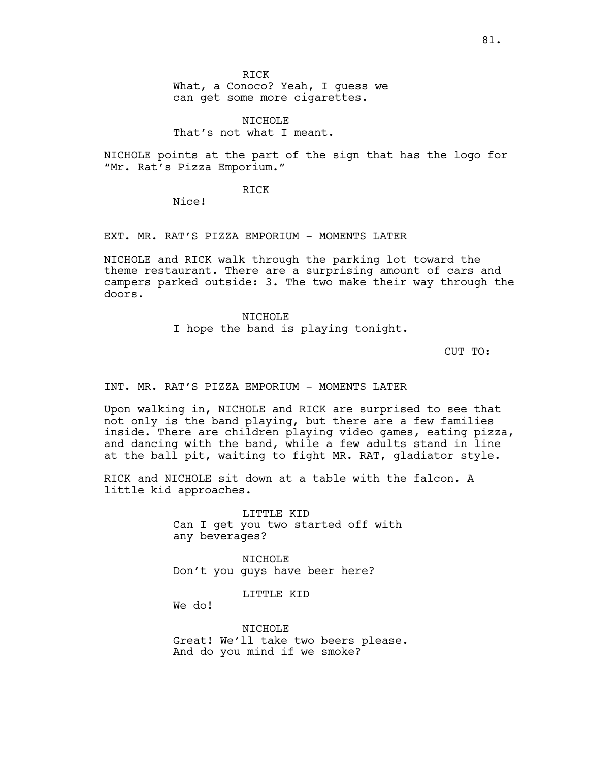RICK

What, a Conoco? Yeah, I guess we can get some more cigarettes.

NICHOLE

That's not what I meant.

NICHOLE points at the part of the sign that has the logo for "Mr. Rat's Pizza Emporium."

RICK

Nice!

EXT. MR. RAT'S PIZZA EMPORIUM - MOMENTS LATER

NICHOLE and RICK walk through the parking lot toward the theme restaurant. There are a surprising amount of cars and campers parked outside: 3. The two make their way through the doors.

NICHOLE

I hope the band is playing tonight.

CUT TO:

INT. MR. RAT'S PIZZA EMPORIUM - MOMENTS LATER

Upon walking in, NICHOLE and RICK are surprised to see that not only is the band playing, but there are a few families inside. There are children playing video games, eating pizza, and dancing with the band, while a few adults stand in line at the ball pit, waiting to fight MR. RAT, gladiator style.

RICK and NICHOLE sit down at a table with the falcon. A little kid approaches.

LITTLE KID

Can I get you two started off with any beverages?

NICHOLE

Don't you guys have beer here?

LITTLE KID

We do!

NICHOLE

Great! We'll take two beers please. And do you mind if we smoke?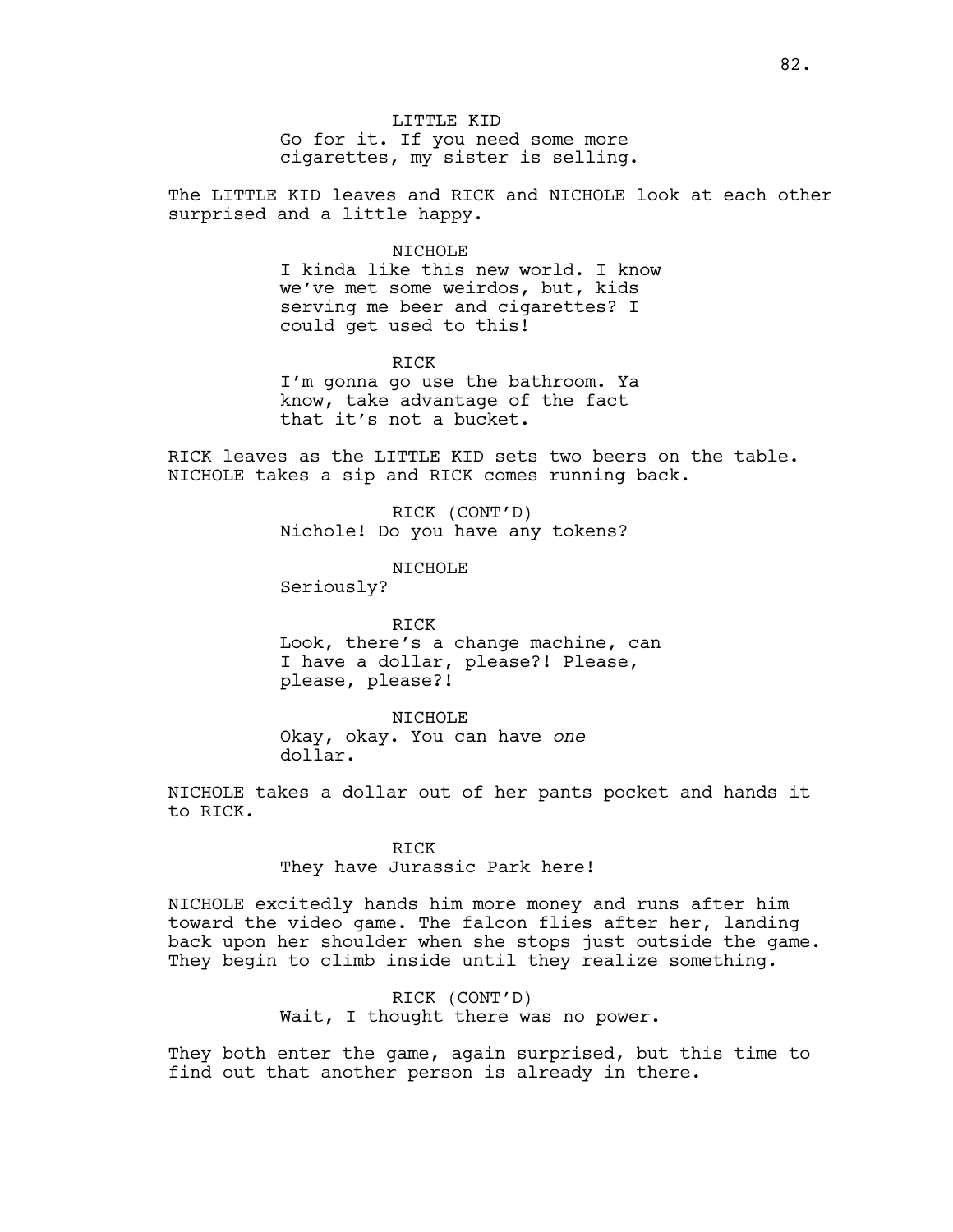LITTLE KID
Go for it. If you need some more cigarettes, my sister is selling.

The LITTLE KID leaves and RICK and NICHOLE look at each other surprised and a little happy.

NICHOLE
I kinda like this new world. I know we've met some weirdos, but, kids serving me beer and cigarettes? I could get used to this!

RICK
I'm gonna go use the bathroom. Ya know, take advantage of the fact that it's not a bucket.

RICK leaves as the LITTLE KID sets two beers on the table. NICHOLE takes a sip and RICK comes running back.

RICK (CONT'D)
Nichole! Do you have any tokens?

NICHOLE
Seriously?

RICK
Look, there's a change machine, can I have a dollar, please?! Please, please, please?!

NICHOLE
Okay, okay. You can have *one* dollar.

NICHOLE takes a dollar out of her pants pocket and hands it to RICK.

RICK
They have Jurassic Park here!

NICHOLE excitedly hands him more money and runs after him toward the video game. The falcon flies after her, landing back upon her shoulder when she stops just outside the game. They begin to climb inside until they realize something.

RICK (CONT'D)
Wait, I thought there was no power.

They both enter the game, again surprised, but this time to find out that another person is already in there.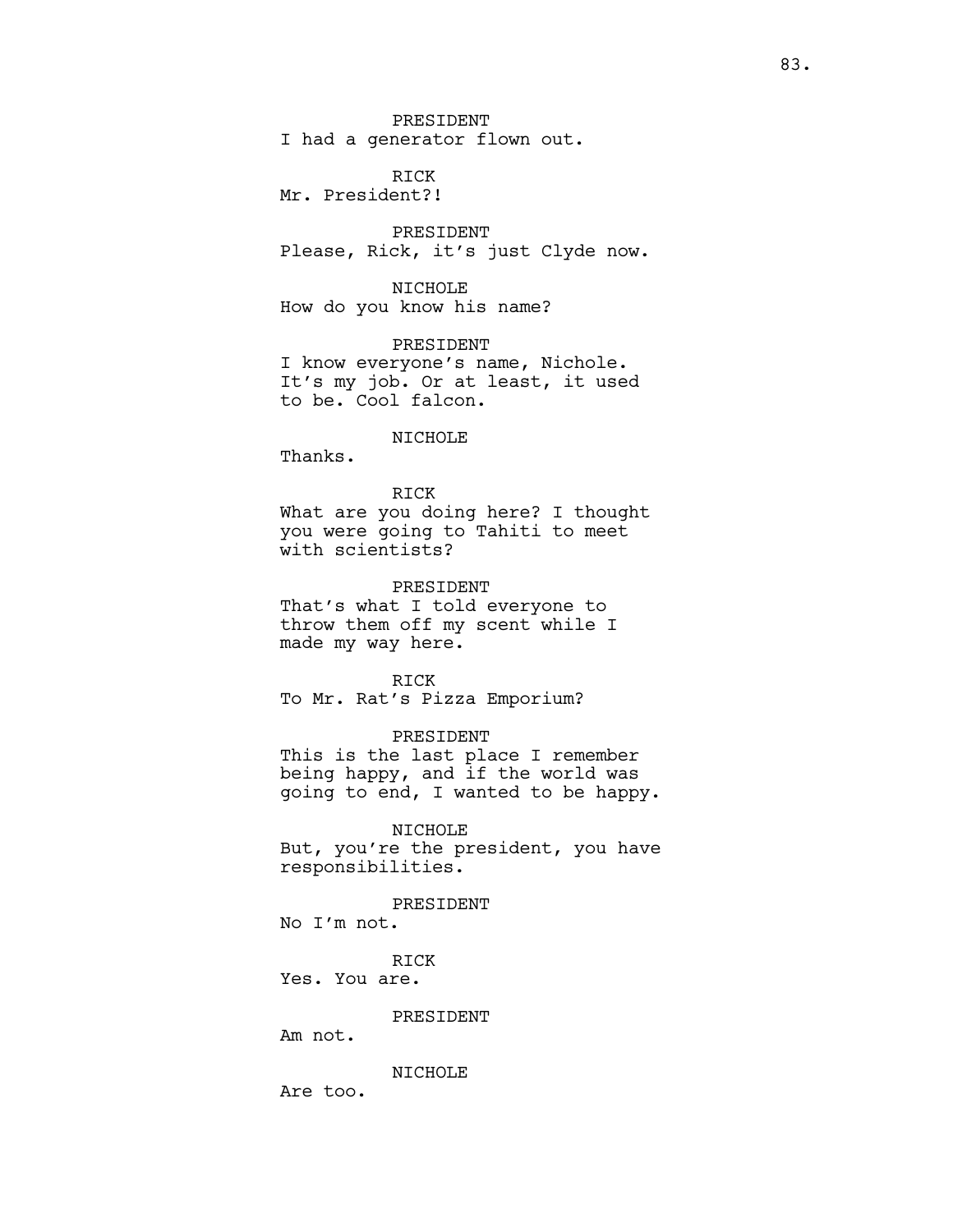PRESIDENT
I had a generator flown out.

RICK
Mr. President?!

PRESIDENT
Please, Rick, it's just Clyde now.

NICHOLE
How do you know his name?

PRESIDENT
I know everyone's name, Nichole. It's my job. Or at least, it used to be. Cool falcon.

NICHOLE
Thanks.

RICK
What are you doing here? I thought you were going to Tahiti to meet with scientists?

PRESIDENT
That's what I told everyone to throw them off my scent while I made my way here.

RICK
To Mr. Rat's Pizza Emporium?

PRESIDENT
This is the last place I remember being happy, and if the world was going to end, I wanted to be happy.

NICHOLE
But, you're the president, you have responsibilities.

PRESIDENT
No I'm not.

RICK
Yes. You are.

PRESIDENT
Am not.

NICHOLE
Are too.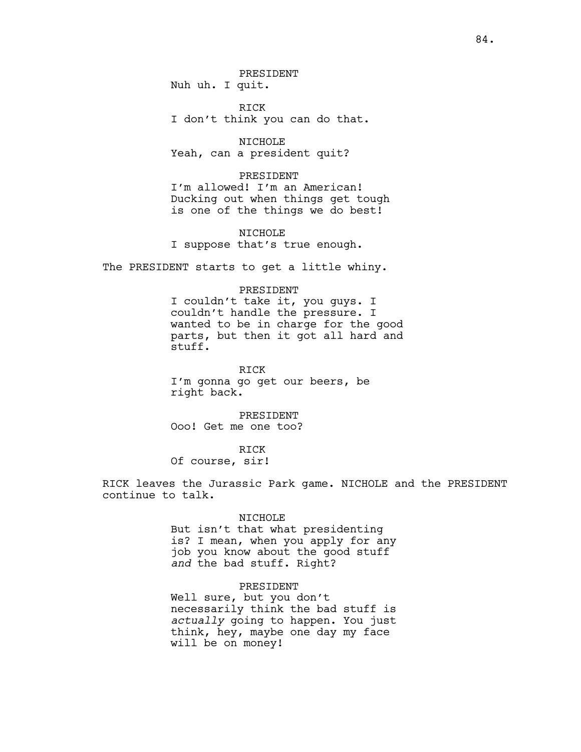PRESIDENT
Nuh uh. I quit.

RICK
I don't think you can do that.

NICHOLE
Yeah, can a president quit?

PRESIDENT
I'm allowed! I'm an American! Ducking out when things get tough is one of the things we do best!

NICHOLE
I suppose that's true enough.

The PRESIDENT starts to get a little whiny.

PRESIDENT
I couldn't take it, you guys. I couldn't handle the pressure. I wanted to be in charge for the good parts, but then it got all hard and stuff.

RICK
I'm gonna go get our beers, be right back.

PRESIDENT
Ooo! Get me one too?

RICK
Of course, sir!

RICK leaves the Jurassic Park game. NICHOLE and the PRESIDENT continue to talk.

NICHOLE
But isn't that what presidenting is? I mean, when you apply for any job you know about the good stuff *and* the bad stuff. Right?

PRESIDENT
Well sure, but you don't necessarily think the bad stuff is *actually* going to happen. You just think, hey, maybe one day my face will be on money!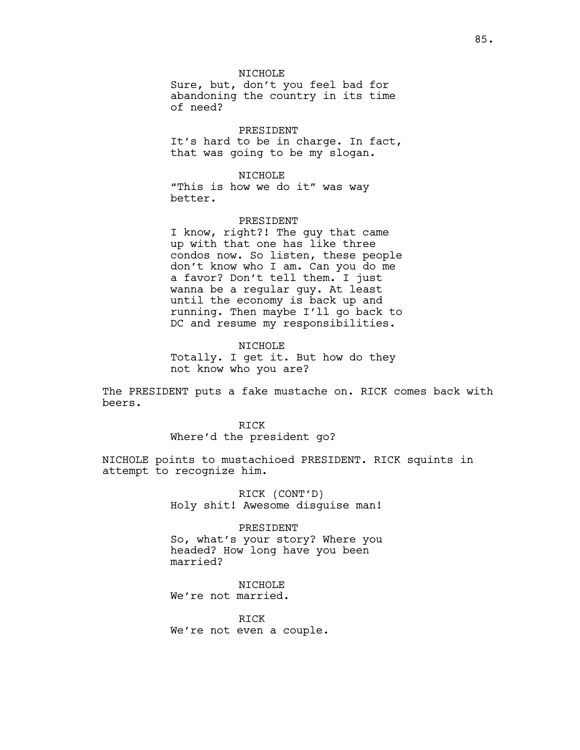NICHOLE
Sure, but, don't you feel bad for abandoning the country in its time of need?

PRESIDENT
It's hard to be in charge. In fact, that was going to be my slogan.

NICHOLE
"This is how we do it" was way better.

PRESIDENT
I know, right?! The guy that came up with that one has like three condos now. So listen, these people don't know who I am. Can you do me a favor? Don't tell them. I just wanna be a regular guy. At least until the economy is back up and running. Then maybe I'll go back to DC and resume my responsibilities.

NICHOLE
Totally. I get it. But how do they not know who you are?

The PRESIDENT puts a fake mustache on. RICK comes back with beers.

RICK
Where'd the president go?

NICHOLE points to mustachioed PRESIDENT. RICK squints in attempt to recognize him.

RICK (CONT'D)
Holy shit! Awesome disguise man!

PRESIDENT
So, what's your story? Where you headed? How long have you been married?

NICHOLE
We're not married.

RICK
We're not even a couple.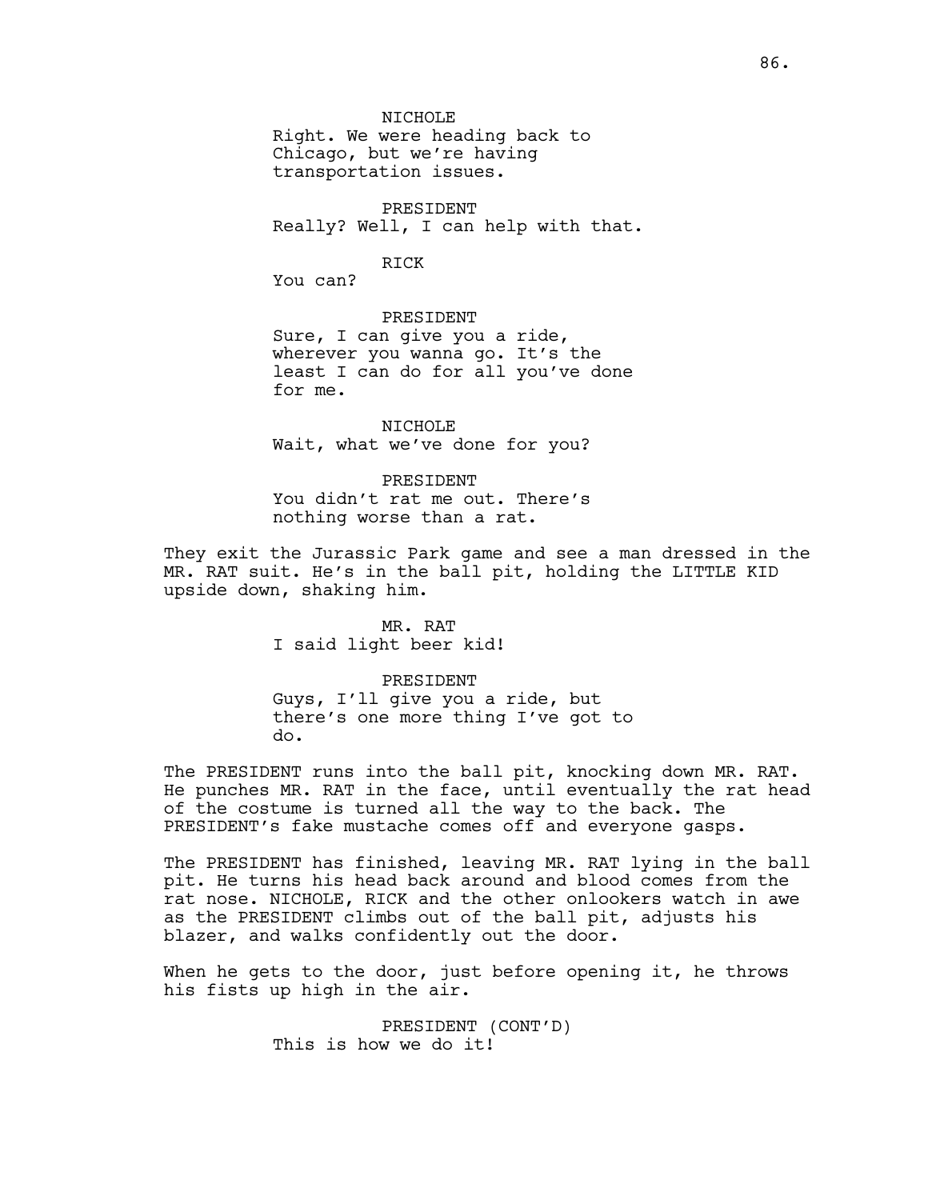NICHOLE
Right. We were heading back to Chicago, but we're having transportation issues.

PRESIDENT
Really? Well, I can help with that.

RICK
You can?

PRESIDENT
Sure, I can give you a ride, wherever you wanna go. It's the least I can do for all you've done for me.

NICHOLE
Wait, what we've done for you?

PRESIDENT
You didn't rat me out. There's nothing worse than a rat.

They exit the Jurassic Park game and see a man dressed in the MR. RAT suit. He's in the ball pit, holding the LITTLE KID upside down, shaking him.

MR. RAT
I said light beer kid!

PRESIDENT
Guys, I'll give you a ride, but there's one more thing I've got to do.

The PRESIDENT runs into the ball pit, knocking down MR. RAT. He punches MR. RAT in the face, until eventually the rat head of the costume is turned all the way to the back. The PRESIDENT's fake mustache comes off and everyone gasps.

The PRESIDENT has finished, leaving MR. RAT lying in the ball pit. He turns his head back around and blood comes from the rat nose. NICHOLE, RICK and the other onlookers watch in awe as the PRESIDENT climbs out of the ball pit, adjusts his blazer, and walks confidently out the door.

When he gets to the door, just before opening it, he throws his fists up high in the air.

PRESIDENT (CONT'D)
This is how we do it!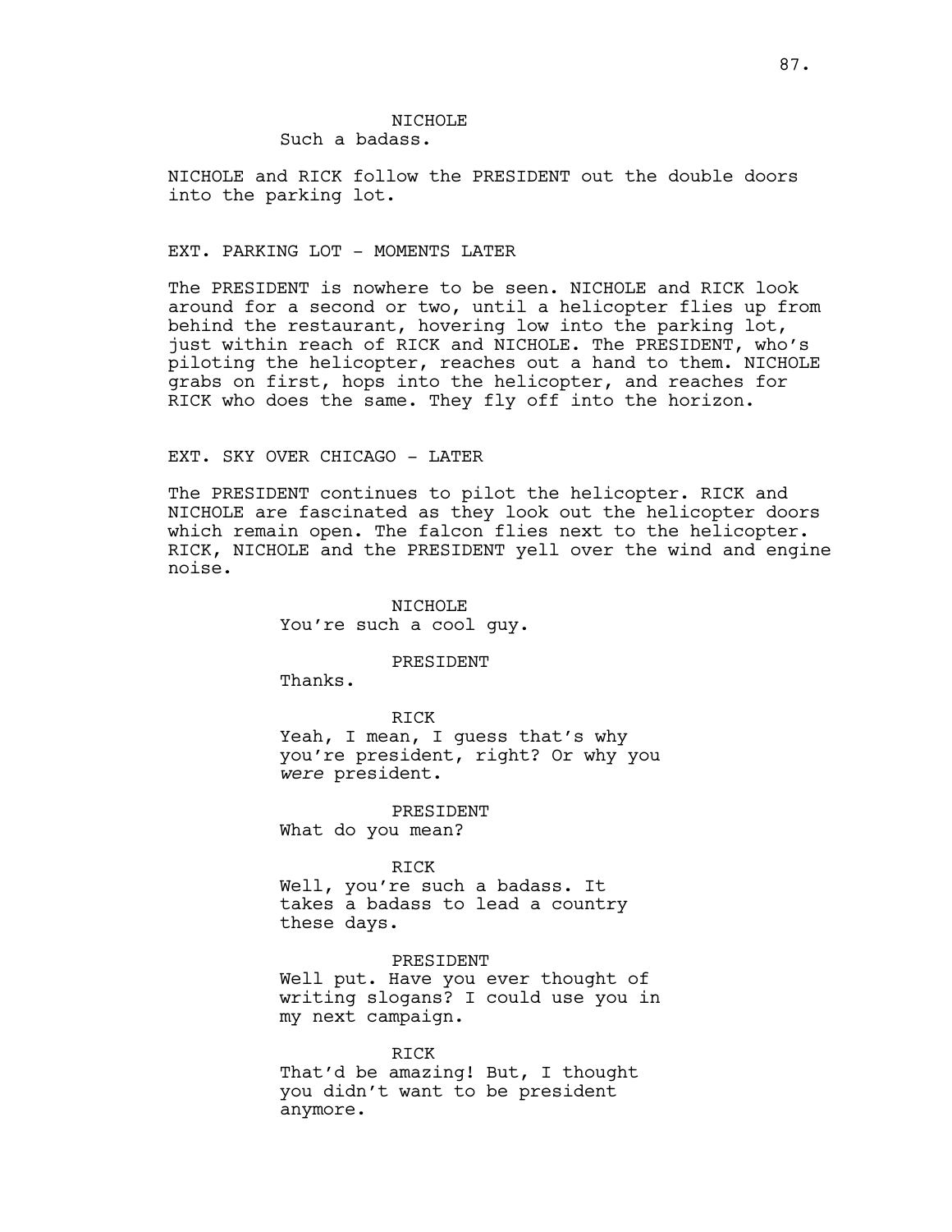NICHOLE
Such a badass.

NICHOLE and RICK follow the PRESIDENT out the double doors into the parking lot.

EXT. PARKING LOT - MOMENTS LATER

The PRESIDENT is nowhere to be seen. NICHOLE and RICK look around for a second or two, until a helicopter flies up from behind the restaurant, hovering low into the parking lot, just within reach of RICK and NICHOLE. The PRESIDENT, who's piloting the helicopter, reaches out a hand to them. NICHOLE grabs on first, hops into the helicopter, and reaches for RICK who does the same. They fly off into the horizon.

EXT. SKY OVER CHICAGO - LATER

The PRESIDENT continues to pilot the helicopter. RICK and NICHOLE are fascinated as they look out the helicopter doors which remain open. The falcon flies next to the helicopter. RICK, NICHOLE and the PRESIDENT yell over the wind and engine noise.

NICHOLE
You're such a cool guy.

PRESIDENT
Thanks.

RICK
Yeah, I mean, I guess that's why you're president, right? Or why you *were* president.

PRESIDENT
What do you mean?

RICK
Well, you're such a badass. It takes a badass to lead a country these days.

PRESIDENT
Well put. Have you ever thought of writing slogans? I could use you in my next campaign.

RICK
That'd be amazing! But, I thought you didn't want to be president anymore.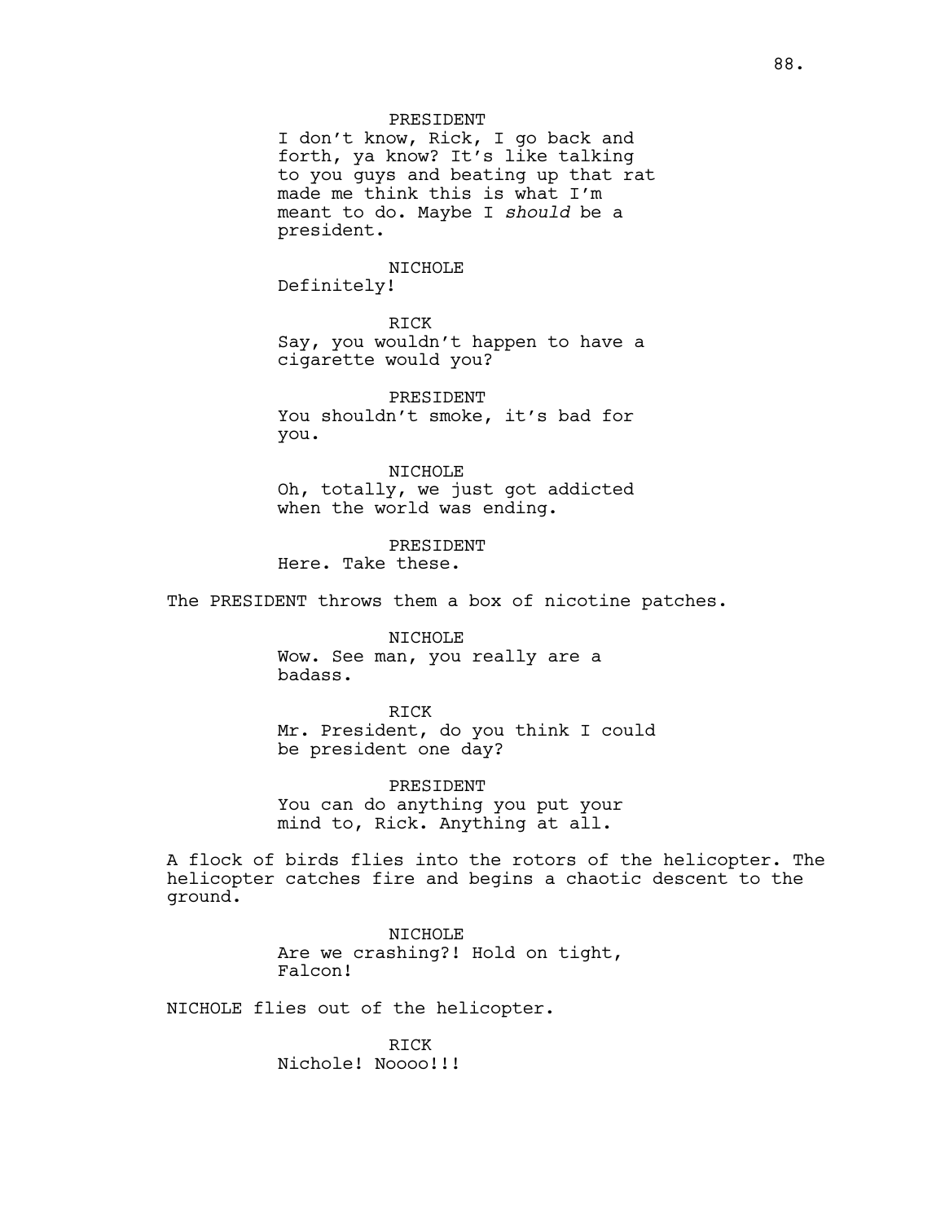PRESIDENT
I don't know, Rick, I go back and forth, ya know? It's like talking to you guys and beating up that rat made me think this is what I'm meant to do. Maybe I *should* be a president.

NICHOLE
Definitely!

RICK
Say, you wouldn't happen to have a cigarette would you?

PRESIDENT
You shouldn't smoke, it's bad for you.

NICHOLE
Oh, totally, we just got addicted when the world was ending.

PRESIDENT
Here. Take these.

The PRESIDENT throws them a box of nicotine patches.

NICHOLE
Wow. See man, you really are a badass.

RICK
Mr. President, do you think I could be president one day?

PRESIDENT
You can do anything you put your mind to, Rick. Anything at all.

A flock of birds flies into the rotors of the helicopter. The helicopter catches fire and begins a chaotic descent to the ground.

NICHOLE
Are we crashing?! Hold on tight, Falcon!

NICHOLE flies out of the helicopter.

RICK
Nichole! Noooo!!!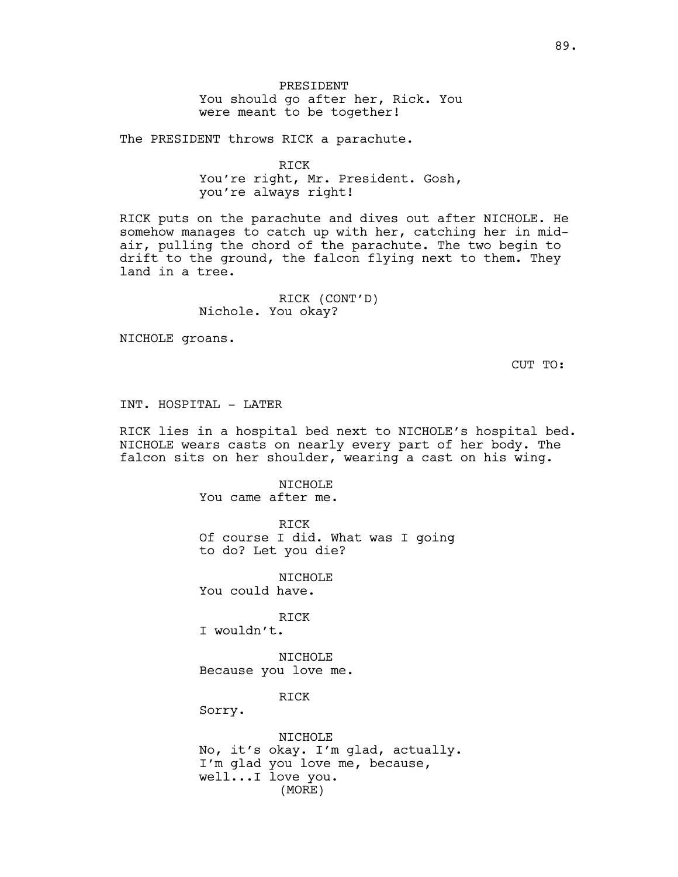PRESIDENT
You should go after her, Rick. You were meant to be together!

The PRESIDENT throws RICK a parachute.

RICK
You're right, Mr. President. Gosh, you're always right!

RICK puts on the parachute and dives out after NICHOLE. He somehow manages to catch up with her, catching her in mid-air, pulling the chord of the parachute. The two begin to drift to the ground, the falcon flying next to them. They land in a tree.

RICK (CONT'D)
Nichole. You okay?

NICHOLE groans.

CUT TO:

INT. HOSPITAL - LATER

RICK lies in a hospital bed next to NICHOLE's hospital bed. NICHOLE wears casts on nearly every part of her body. The falcon sits on her shoulder, wearing a cast on his wing.

NICHOLE
You came after me.

RICK
Of course I did. What was I going to do? Let you die?

NICHOLE
You could have.

RICK
I wouldn't.

NICHOLE
Because you love me.

RICK
Sorry.

NICHOLE
No, it's okay. I'm glad, actually. I'm glad you love me, because, well...I love you.
(MORE)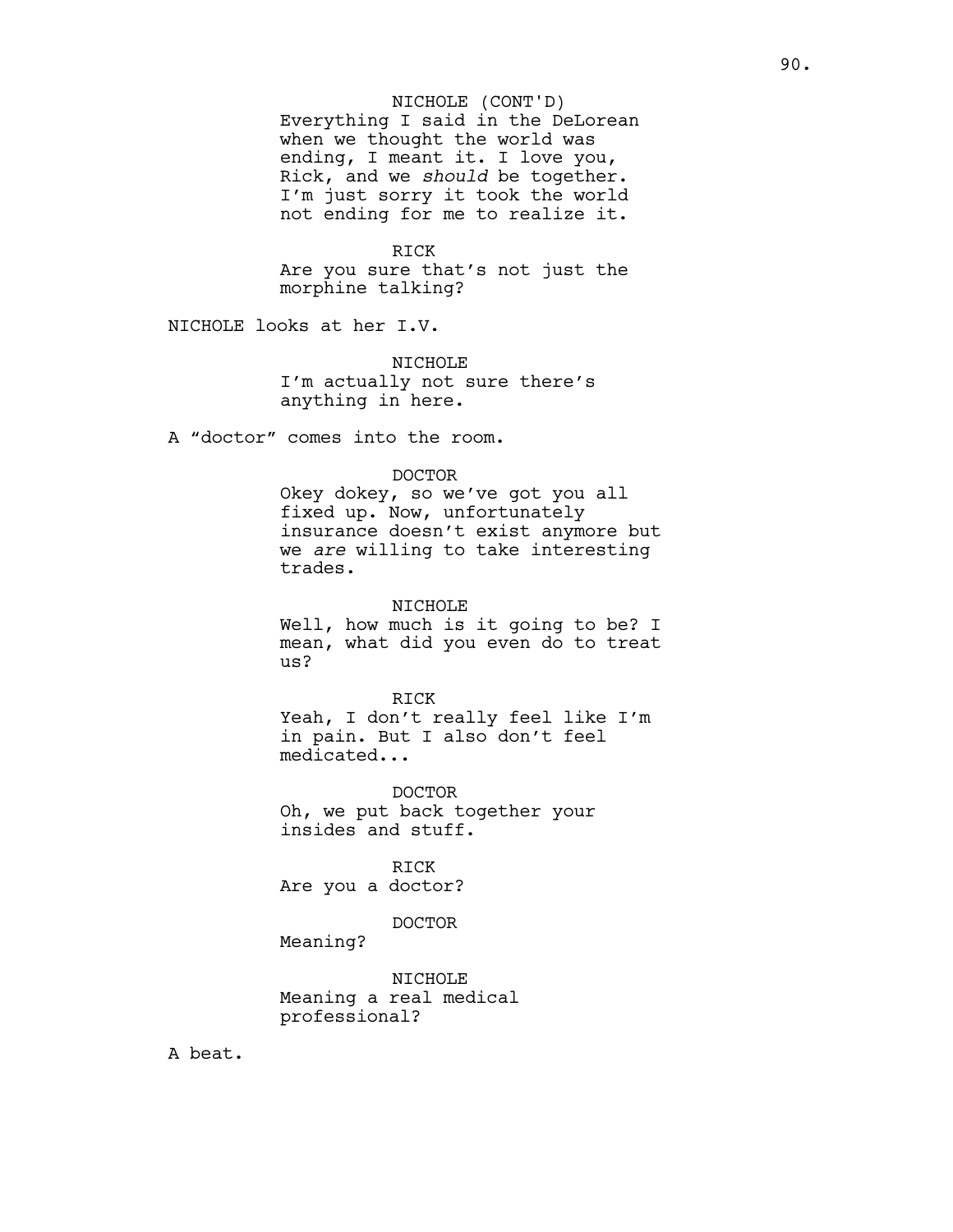NICHOLE (CONT'D)
Everything I said in the DeLorean when we thought the world was ending, I meant it. I love you, Rick, and we *should* be together. I'm just sorry it took the world not ending for me to realize it.

RICK
Are you sure that's not just the morphine talking?

NICHOLE looks at her I.V.

NICHOLE
I'm actually not sure there's anything in here.

A "doctor" comes into the room.

DOCTOR
Okey dokey, so we've got you all fixed up. Now, unfortunately insurance doesn't exist anymore but we *are* willing to take interesting trades.

NICHOLE
Well, how much is it going to be? I mean, what did you even do to treat us?

RICK
Yeah, I don't really feel like I'm in pain. But I also don't feel medicated...

DOCTOR
Oh, we put back together your insides and stuff.

RICK
Are you a doctor?

DOCTOR
Meaning?

NICHOLE
Meaning a real medical professional?

A beat.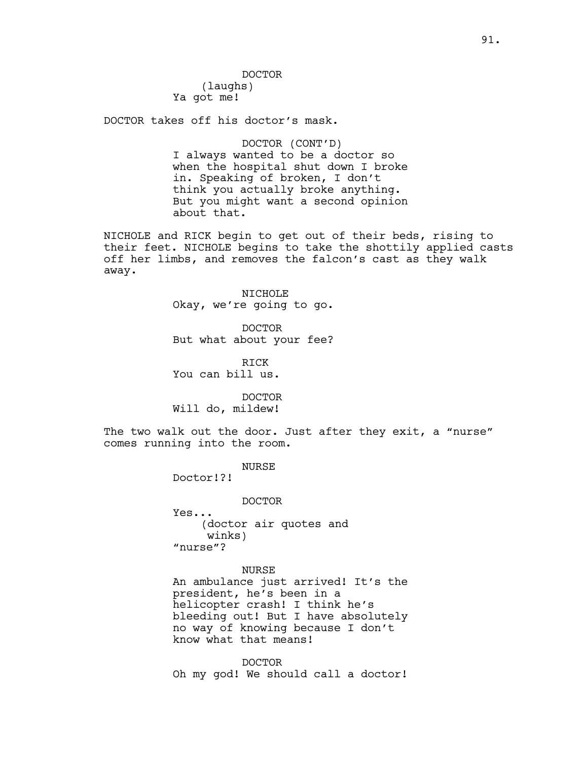DOCTOR
(laughs)
Ya got me!

DOCTOR takes off his doctor's mask.

DOCTOR (CONT'D)
I always wanted to be a doctor so when the hospital shut down I broke in. Speaking of broken, I don't think you actually broke anything. But you might want a second opinion about that.

NICHOLE and RICK begin to get out of their beds, rising to their feet. NICHOLE begins to take the shottily applied casts off her limbs, and removes the falcon's cast as they walk away.

NICHOLE
Okay, we're going to go.

DOCTOR
But what about your fee?

RICK
You can bill us.

DOCTOR
Will do, mildew!

The two walk out the door. Just after they exit, a "nurse" comes running into the room.

NURSE
Doctor!?!

DOCTOR
Yes...
(doctor air quotes and winks)
"nurse"?

NURSE
An ambulance just arrived! It's the president, he's been in a helicopter crash! I think he's bleeding out! But I have absolutely no way of knowing because I don't know what that means!

DOCTOR
Oh my god! We should call a doctor!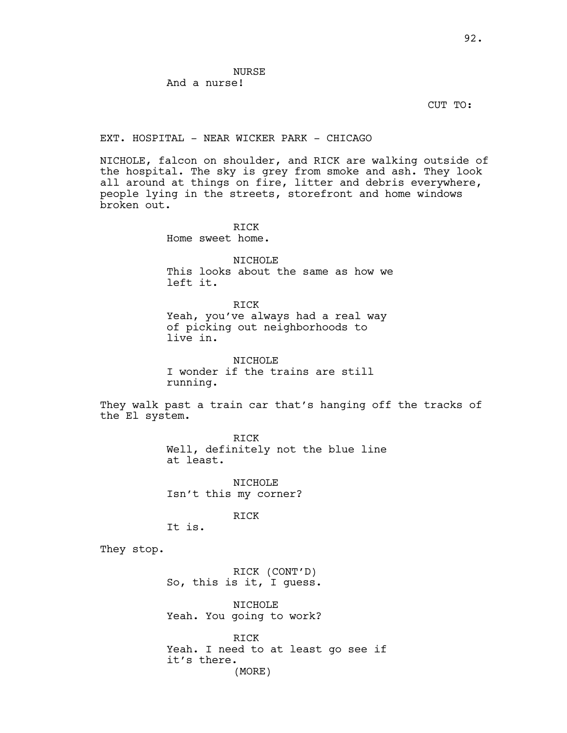NURSE
And a nurse!

CUT TO:

EXT. HOSPITAL - NEAR WICKER PARK - CHICAGO

NICHOLE, falcon on shoulder, and RICK are walking outside of the hospital. The sky is grey from smoke and ash. They look all around at things on fire, litter and debris everywhere, people lying in the streets, storefront and home windows broken out.

RICK
Home sweet home.

NICHOLE
This looks about the same as how we left it.

RICK
Yeah, you've always had a real way of picking out neighborhoods to live in.

NICHOLE
I wonder if the trains are still running.

They walk past a train car that's hanging off the tracks of the El system.

RICK
Well, definitely not the blue line at least.

NICHOLE
Isn't this my corner?

RICK
It is.

They stop.

RICK (CONT'D)
So, this is it, I guess.

NICHOLE
Yeah. You going to work?

RICK
Yeah. I need to at least go see if it's there.
(MORE)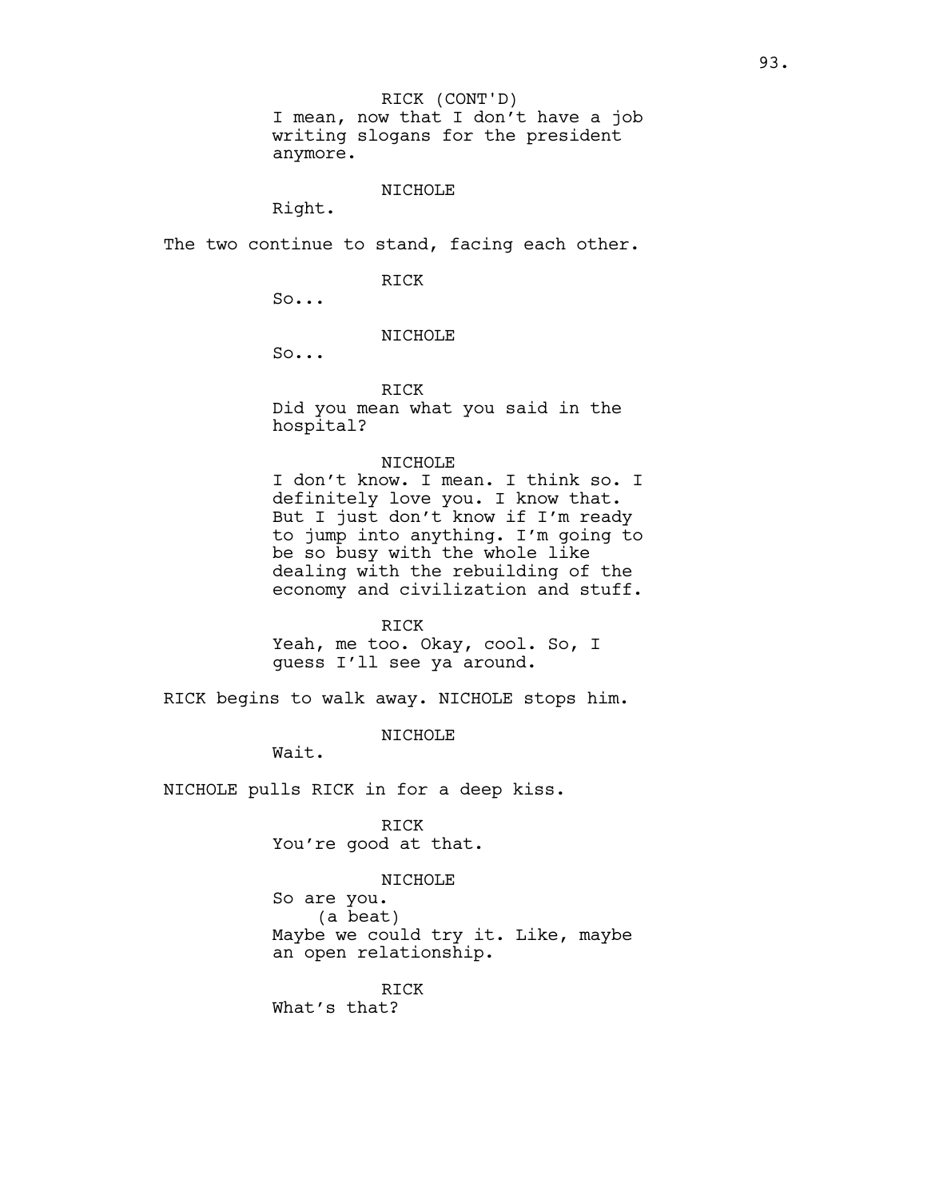RICK (CONT'D)
I mean, now that I don't have a job writing slogans for the president anymore.

NICHOLE
Right.

The two continue to stand, facing each other.

RICK
So...

NICHOLE
So...

RICK
Did you mean what you said in the hospital?

NICHOLE
I don't know. I mean. I think so. I definitely love you. I know that. But I just don't know if I'm ready to jump into anything. I'm going to be so busy with the whole like dealing with the rebuilding of the economy and civilization and stuff.

RICK
Yeah, me too. Okay, cool. So, I guess I'll see ya around.

RICK begins to walk away. NICHOLE stops him.

NICHOLE
Wait.

NICHOLE pulls RICK in for a deep kiss.

RICK
You're good at that.

NICHOLE
So are you.
(a beat)
Maybe we could try it. Like, maybe an open relationship.

RICK
What's that?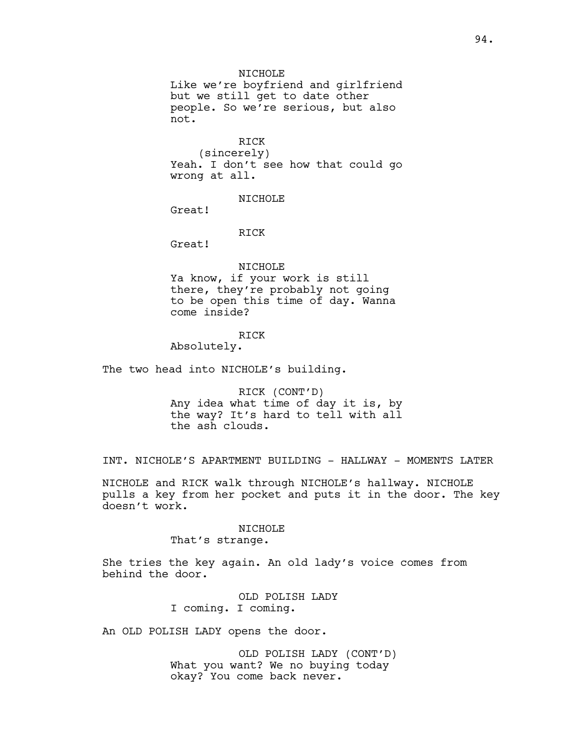NICHOLE
Like we're boyfriend and girlfriend but we still get to date other people. So we're serious, but also not.

RICK
(sincerely)
Yeah. I don't see how that could go wrong at all.

NICHOLE
Great!

RICK
Great!

NICHOLE
Ya know, if your work is still there, they're probably not going to be open this time of day. Wanna come inside?

RICK
Absolutely.

The two head into NICHOLE's building.

RICK (CONT'D)
Any idea what time of day it is, by the way? It's hard to tell with all the ash clouds.

INT. NICHOLE'S APARTMENT BUILDING - HALLWAY - MOMENTS LATER

NICHOLE and RICK walk through NICHOLE's hallway. NICHOLE pulls a key from her pocket and puts it in the door. The key doesn't work.

NICHOLE
That's strange.

She tries the key again. An old lady's voice comes from behind the door.

OLD POLISH LADY
I coming. I coming.

An OLD POLISH LADY opens the door.

OLD POLISH LADY (CONT'D)
What you want? We no buying today okay? You come back never.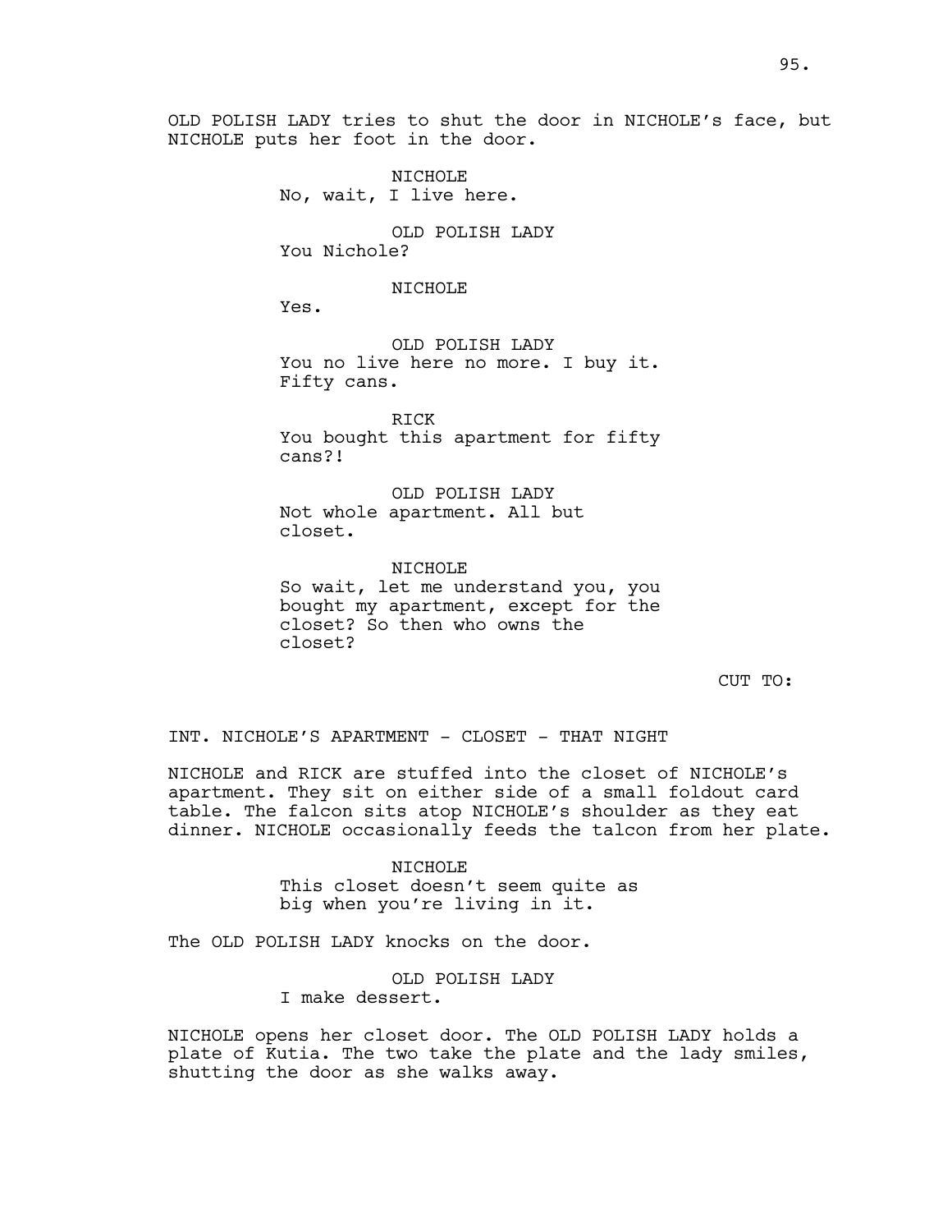OLD POLISH LADY tries to shut the door in NICHOLE's face, but NICHOLE puts her foot in the door.

NICHOLE
No, wait, I live here.

OLD POLISH LADY
You Nichole?

NICHOLE
Yes.

OLD POLISH LADY
You no live here no more. I buy it.
Fifty cans.

RICK
You bought this apartment for fifty cans?!

OLD POLISH LADY
Not whole apartment. All but closet.

NICHOLE
So wait, let me understand you, you bought my apartment, except for the closet? So then who owns the closet?

CUT TO:

INT. NICHOLE'S APARTMENT - CLOSET - THAT NIGHT

NICHOLE and RICK are stuffed into the closet of NICHOLE's apartment. They sit on either side of a small foldout card table. The falcon sits atop NICHOLE's shoulder as they eat dinner. NICHOLE occasionally feeds the talcon from her plate.

NICHOLE
This closet doesn't seem quite as big when you're living in it.

The OLD POLISH LADY knocks on the door.

OLD POLISH LADY
I make dessert.

NICHOLE opens her closet door. The OLD POLISH LADY holds a plate of Kutia. The two take the plate and the lady smiles, shutting the door as she walks away.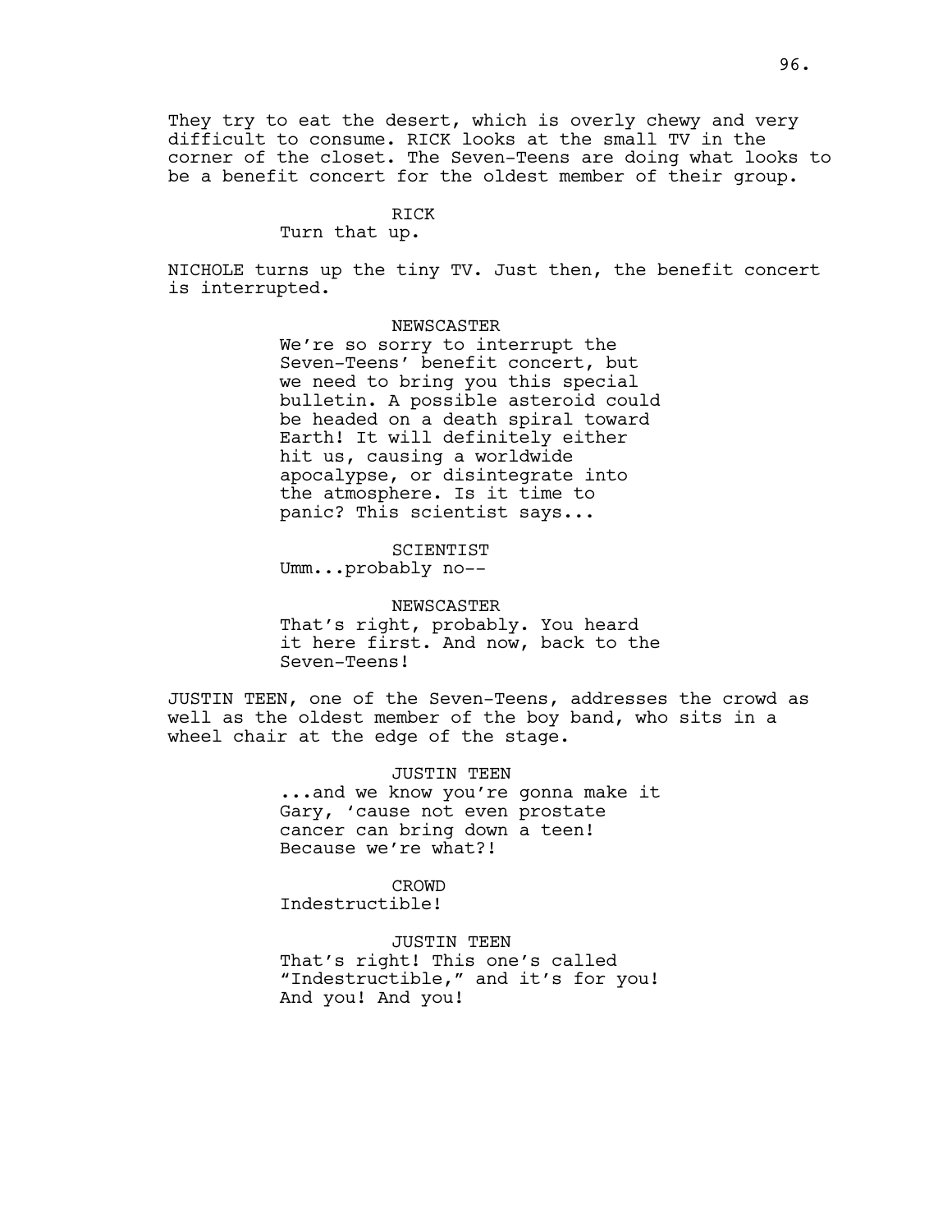They try to eat the desert, which is overly chewy and very difficult to consume. RICK looks at the small TV in the corner of the closet. The Seven-Teens are doing what looks to be a benefit concert for the oldest member of their group.

RICK
Turn that up.

NICHOLE turns up the tiny TV. Just then, the benefit concert is interrupted.

NEWSCASTER
We're so sorry to interrupt the Seven-Teens' benefit concert, but we need to bring you this special bulletin. A possible asteroid could be headed on a death spiral toward Earth! It will definitely either hit us, causing a worldwide apocalypse, or disintegrate into the atmosphere. Is it time to panic? This scientist says...

SCIENTIST
Umm...probably no--

NEWSCASTER
That's right, probably. You heard it here first. And now, back to the Seven-Teens!

JUSTIN TEEN, one of the Seven-Teens, addresses the crowd as well as the oldest member of the boy band, who sits in a wheel chair at the edge of the stage.

JUSTIN TEEN
...and we know you're gonna make it Gary, 'cause not even prostate cancer can bring down a teen! Because we're what?!

CROWD
Indestructible!

JUSTIN TEEN
That's right! This one's called "Indestructible," and it's for you! And you! And you!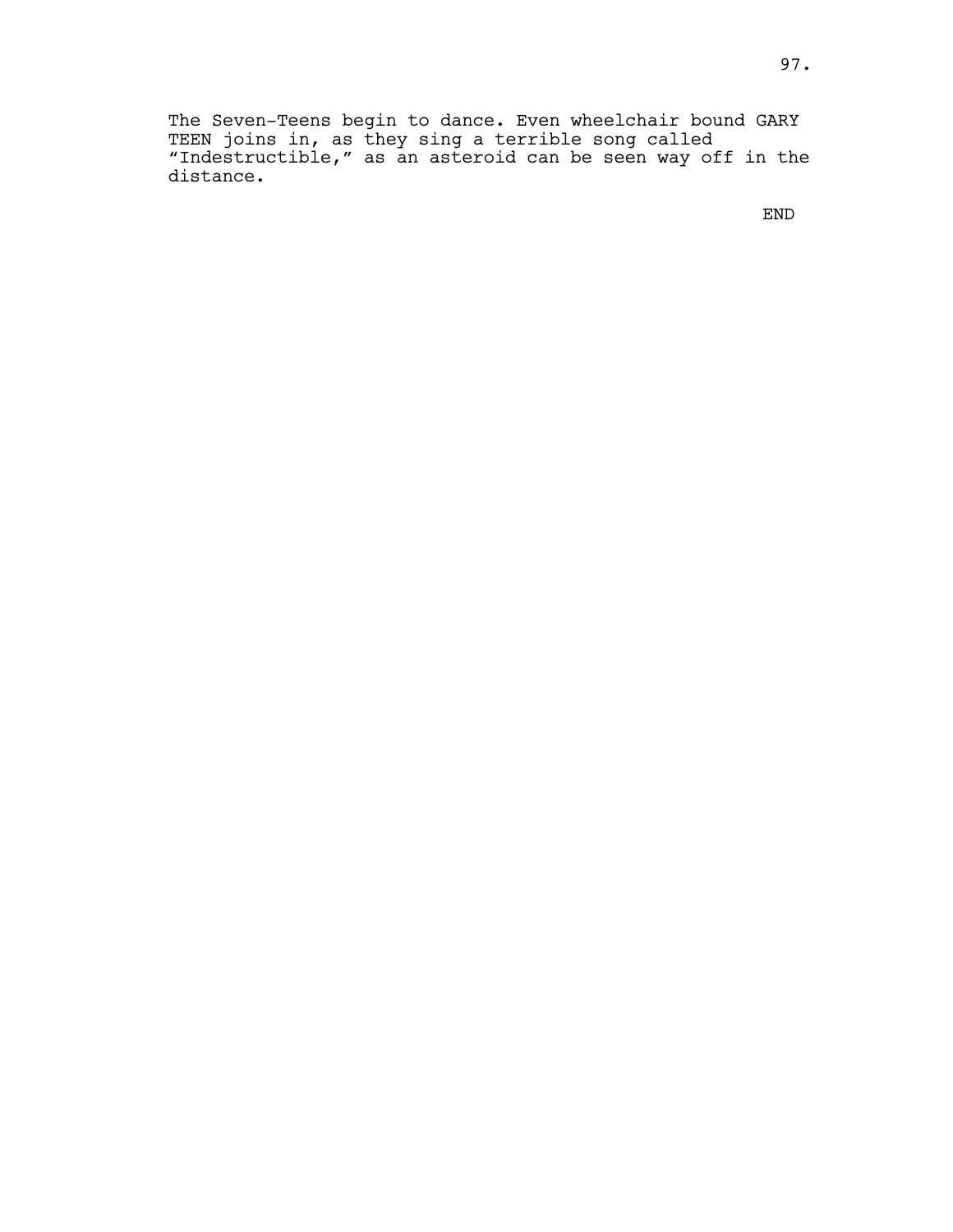The Seven-Teens begin to dance. Even wheelchair bound GARY TEEN joins in, as they sing a terrible song called "Indestructible," as an asteroid can be seen way off in the distance.

END